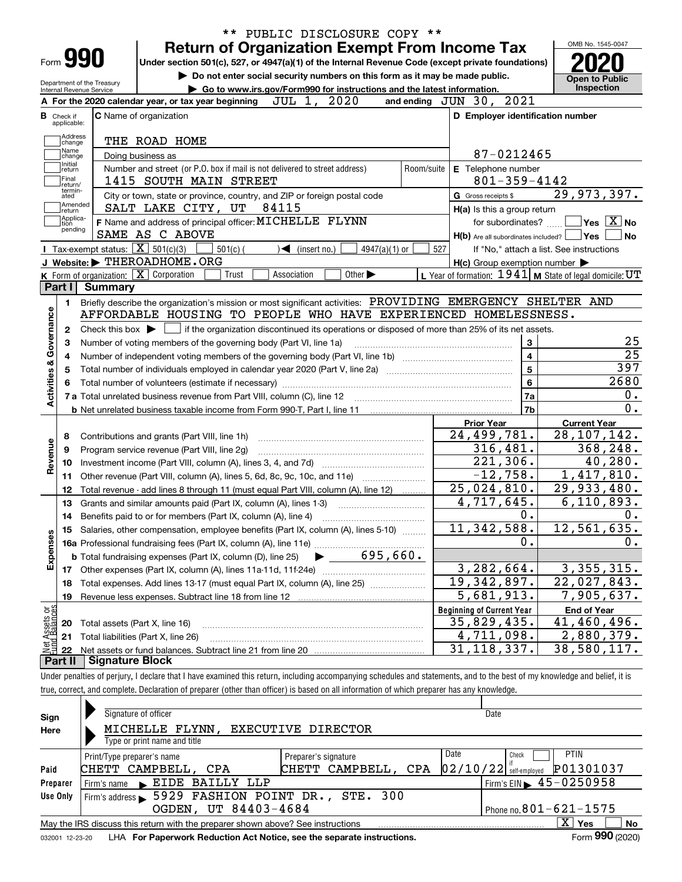** PUBLIC DISCLOSURE COPY **

Form **990**

# Return of Organization Exempt From Income Tax

Under section 501(c), 527, or 4947(a)(1) of the Internal Revenue Code (except private foundations)

▶ Do not enter social security numbers on this form as it may be made public.

▶ Go to www.irs.gov/Form990 for instructions and the latest information.

OMB No. 1545-0047

**2020**

**Open to Public Inspection**

Department of the Treasury
Internal Revenue Service

**A** For the 2020 calendar year, or tax year beginning JUL 1, 2020 and ending JUN 30, 2021

**B** Check if applicable: Address change; Name change; Initial return; Final return/terminated; Amended return; Application pending

**C** Name of organization: THE ROAD HOME

Doing business as

Number and street (or P.O. box if mail is not delivered to street address): 1415 SOUTH MAIN STREET | Room/suite

City or town, state or province, country, and ZIP or foreign postal code: SALT LAKE CITY, UT 84115

**D** Employer identification number: 87-0212465

**E** Telephone number: 801-359-4142

**G** Gross receipts $ 29,973,397.

**F** Name and address of principal officer: MICHELLE FLYNN
SAME AS C ABOVE

**H(a)** Is this a group return for subordinates? ☐ Yes ☒ No

**H(b)** Are all subordinates included? ☐ Yes ☐ No
If "No," attach a list. See instructions

**I** Tax-exempt status: ☒ 501(c)(3) ☐ 501(c) ( ) ◀ (insert no.) ☐ 4947(a)(1) or ☐ 527

**J** Website: ▶ THEROADHOME.ORG

**H(c)** Group exemption number ▶

**K** Form of organization: ☒ Corporation ☐ Trust ☐ Association ☐ Other ▶

**L** Year of formation: 1941 **M** State of legal domicile: UT

## Part I Summary

**Activities & Governance**

1 Briefly describe the organization's mission or most significant activities: PROVIDING EMERGENCY SHELTER AND AFFORDABLE HOUSING TO PEOPLE WHO HAVE EXPERIENCED HOMELESSNESS.

2 Check this box ▶ ☐ if the organization discontinued its operations or disposed of more than 25% of its net assets.

| | | | |
|---|---|---|---|
| 3 | Number of voting members of the governing body (Part VI, line 1a) | 3 | 25 |
| 4 | Number of independent voting members of the governing body (Part VI, line 1b) | 4 | 25 |
| 5 | Total number of individuals employed in calendar year 2020 (Part V, line 2a) | 5 | 397 |
| 6 | Total number of volunteers (estimate if necessary) | 6 | 2680 |
| 7a | Total unrelated business revenue from Part VIII, column (C), line 12 | 7a | 0. |
| b | Net unrelated business taxable income from Form 990-T, Part I, line 11 | 7b | 0. |

| | | Prior Year | Current Year |
|---|---|---|---|
| **Revenue** | | | |
| 8 | Contributions and grants (Part VIII, line 1h) | 24,499,781. | 28,107,142. |
| 9 | Program service revenue (Part VIII, line 2g) | 316,481. | 368,248. |
| 10 | Investment income (Part VIII, column (A), lines 3, 4, and 7d) | 221,306. | 40,280. |
| 11 | Other revenue (Part VIII, column (A), lines 5, 6d, 8c, 9c, 10c, and 11e) | -12,758. | 1,417,810. |
| 12 | Total revenue - add lines 8 through 11 (must equal Part VIII, column (A), line 12) | 25,024,810. | 29,933,480. |
| **Expenses** | | | |
| 13 | Grants and similar amounts paid (Part IX, column (A), lines 1-3) | 4,717,645. | 6,110,893. |
| 14 | Benefits paid to or for members (Part IX, column (A), line 4) | 0. | 0. |
| 15 | Salaries, other compensation, employee benefits (Part IX, column (A), lines 5-10) | 11,342,588. | 12,561,635. |
| 16a | Professional fundraising fees (Part IX, column (A), line 11e) | 0. | 0. |
| b | Total fundraising expenses (Part IX, column (D), line 25) ▶ 695,660. | | |
| 17 | Other expenses (Part IX, column (A), lines 11a-11d, 11f-24e) | 3,282,664. | 3,355,315. |
| 18 | Total expenses. Add lines 13-17 (must equal Part IX, column (A), line 25) | 19,342,897. | 22,027,843. |
| 19 | Revenue less expenses. Subtract line 18 from line 12 | 5,681,913. | 7,905,637. |
| **Net Assets or Fund Balances** | | **Beginning of Current Year** | **End of Year** |
| 20 | Total assets (Part X, line 16) | 35,829,435. | 41,460,496. |
| 21 | Total liabilities (Part X, line 26) | 4,711,098. | 2,880,379. |
| 22 | Net assets or fund balances. Subtract line 21 from line 20 | 31,118,337. | 38,580,117. |

## Part II Signature Block

Under penalties of perjury, I declare that I have examined this return, including accompanying schedules and statements, and to the best of my knowledge and belief, it is true, correct, and complete. Declaration of preparer (other than officer) is based on all information of which preparer has any knowledge.

**Sign Here**

Signature of officer | Date

MICHELLE FLYNN, EXECUTIVE DIRECTOR
Type or print name and title

**Paid Preparer Use Only**

| Print/Type preparer's name | Preparer's signature | Date | Check if self-employed | PTIN |
|---|---|---|---|---|
| CHETT CAMPBELL, CPA | CHETT CAMPBELL, CPA | 02/10/22 | ☐ | P01301037 |

Firm's name ▶ EIDE BAILLY LLP | Firm's EIN ▶ 45-0250958

Firm's address ▶ 5929 FASHION POINT DR., STE. 300, OGDEN, UT 84403-4684 | Phone no. 801-621-1575

May the IRS discuss this return with the preparer shown above? See instructions ☒ Yes ☐ No

032001 12-23-20 LHA For Paperwork Reduction Act Notice, see the separate instructions. Form **990** (2020)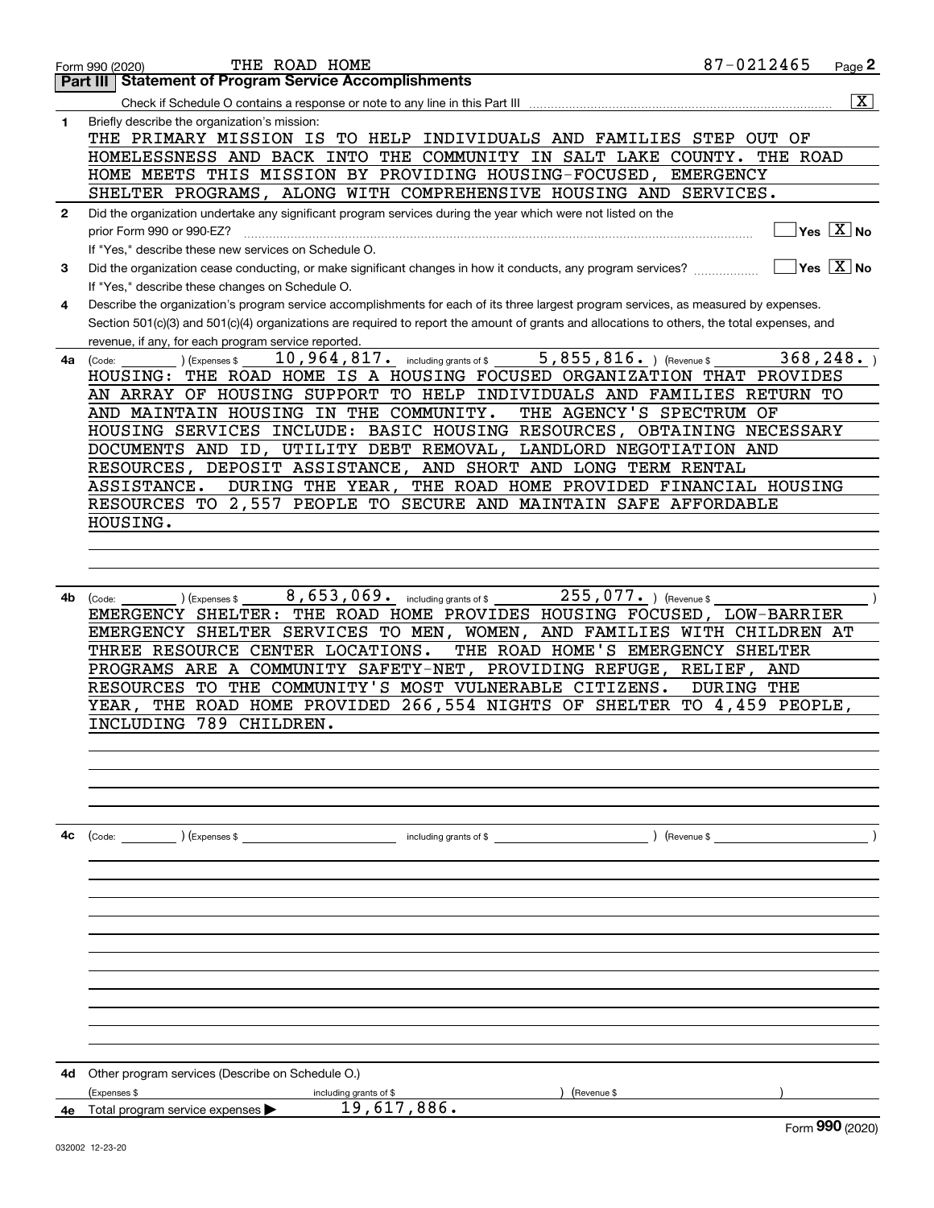Form 990 (2020) THE ROAD HOME 87-0212465

## Part III | Statement of Program Service Accomplishments

Check if Schedule O contains a response or note to any line in this Part III .......... [X]

**1** Briefly describe the organization's mission:

THE PRIMARY MISSION IS TO HELP INDIVIDUALS AND FAMILIES STEP OUT OF HOMELESSNESS AND BACK INTO THE COMMUNITY IN SALT LAKE COUNTY. THE ROAD HOME MEETS THIS MISSION BY PROVIDING HOUSING-FOCUSED, EMERGENCY SHELTER PROGRAMS, ALONG WITH COMPREHENSIVE HOUSING AND SERVICES.

**2** Did the organization undertake any significant program services during the year which were not listed on the prior Form 990 or 990-EZ? .......... [ ] Yes [X] No

If "Yes," describe these new services on Schedule O.

**3** Did the organization cease conducting, or make significant changes in how it conducts, any program services? .......... [ ] Yes [X] No

If "Yes," describe these changes on Schedule O.

**4** Describe the organization's program service accomplishments for each of its three largest program services, as measured by expenses. Section 501(c)(3) and 501(c)(4) organizations are required to report the amount of grants and allocations to others, the total expenses, and revenue, if any, for each program service reported.

**4a** (Code: ) (Expenses $ 10,964,817. including grants of $ 5,855,816. ) (Revenue $ 368,248. )

HOUSING: THE ROAD HOME IS A HOUSING FOCUSED ORGANIZATION THAT PROVIDES AN ARRAY OF HOUSING SUPPORT TO HELP INDIVIDUALS AND FAMILIES RETURN TO AND MAINTAIN HOUSING IN THE COMMUNITY. THE AGENCY'S SPECTRUM OF HOUSING SERVICES INCLUDE: BASIC HOUSING RESOURCES, OBTAINING NECESSARY DOCUMENTS AND ID, UTILITY DEBT REMOVAL, LANDLORD NEGOTIATION AND RESOURCES, DEPOSIT ASSISTANCE, AND SHORT AND LONG TERM RENTAL ASSISTANCE. DURING THE YEAR, THE ROAD HOME PROVIDED FINANCIAL HOUSING RESOURCES TO 2,557 PEOPLE TO SECURE AND MAINTAIN SAFE AFFORDABLE HOUSING.

**4b** (Code: ) (Expenses $ 8,653,069. including grants of $ 255,077. ) (Revenue $ )

EMERGENCY SHELTER: THE ROAD HOME PROVIDES HOUSING FOCUSED, LOW-BARRIER EMERGENCY SHELTER SERVICES TO MEN, WOMEN, AND FAMILIES WITH CHILDREN AT THREE RESOURCE CENTER LOCATIONS. THE ROAD HOME'S EMERGENCY SHELTER PROGRAMS ARE A COMMUNITY SAFETY-NET, PROVIDING REFUGE, RELIEF, AND RESOURCES TO THE COMMUNITY'S MOST VULNERABLE CITIZENS. DURING THE YEAR, THE ROAD HOME PROVIDED 266,554 NIGHTS OF SHELTER TO 4,459 PEOPLE, INCLUDING 789 CHILDREN.

**4c** (Code: ) (Expenses $ including grants of $ ) (Revenue $ )

**4d** Other program services (Describe on Schedule O.)

(Expenses $ including grants of $ ) (Revenue $ )

**4e** Total program service expenses ▶ 19,617,886.

Form **990** (2020)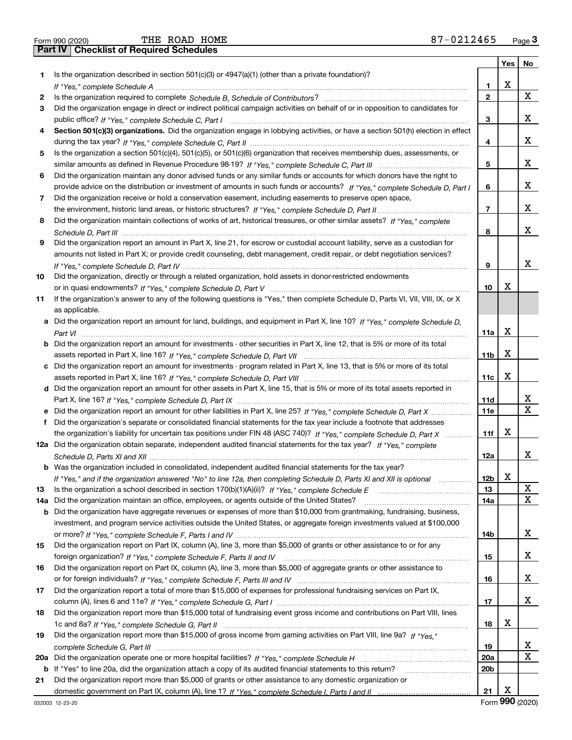Form 990 (2020) THE ROAD HOME 87-0212465 Page 3

## Part IV Checklist of Required Schedules

| | | | Yes | No |
|---|---|---|---|---|
| 1 | Is the organization described in section 501(c)(3) or 4947(a)(1) (other than a private foundation)? *If "Yes," complete Schedule A* | 1 | X | |
| 2 | Is the organization required to complete *Schedule B, Schedule of Contributors*? | 2 | | X |
| 3 | Did the organization engage in direct or indirect political campaign activities on behalf of or in opposition to candidates for public office? *If "Yes," complete Schedule C, Part I* | 3 | | X |
| 4 | **Section 501(c)(3) organizations.** Did the organization engage in lobbying activities, or have a section 501(h) election in effect during the tax year? *If "Yes," complete Schedule C, Part II* | 4 | | X |
| 5 | Is the organization a section 501(c)(4), 501(c)(5), or 501(c)(6) organization that receives membership dues, assessments, or similar amounts as defined in Revenue Procedure 98-19? *If "Yes," complete Schedule C, Part III* | 5 | | X |
| 6 | Did the organization maintain any donor advised funds or any similar funds or accounts for which donors have the right to provide advice on the distribution or investment of amounts in such funds or accounts? *If "Yes," complete Schedule D, Part I* | 6 | | X |
| 7 | Did the organization receive or hold a conservation easement, including easements to preserve open space, the environment, historic land areas, or historic structures? *If "Yes," complete Schedule D, Part II* | 7 | | X |
| 8 | Did the organization maintain collections of works of art, historical treasures, or other similar assets? *If "Yes," complete Schedule D, Part III* | 8 | | X |
| 9 | Did the organization report an amount in Part X, line 21, for escrow or custodial account liability, serve as a custodian for amounts not listed in Part X; or provide credit counseling, debt management, credit repair, or debt negotiation services? *If "Yes," complete Schedule D, Part IV* | 9 | | X |
| 10 | Did the organization, directly or through a related organization, hold assets in donor-restricted endowments or in quasi endowments? *If "Yes," complete Schedule D, Part V* | 10 | X | |
| 11 | If the organization's answer to any of the following questions is "Yes," then complete Schedule D, Parts VI, VII, VIII, IX, or X as applicable. | | | |
| a | Did the organization report an amount for land, buildings, and equipment in Part X, line 10? *If "Yes," complete Schedule D, Part VI* | 11a | X | |
| b | Did the organization report an amount for investments - other securities in Part X, line 12, that is 5% or more of its total assets reported in Part X, line 16? *If "Yes," complete Schedule D, Part VII* | 11b | X | |
| c | Did the organization report an amount for investments - program related in Part X, line 13, that is 5% or more of its total assets reported in Part X, line 16? *If "Yes," complete Schedule D, Part VIII* | 11c | X | |
| d | Did the organization report an amount for other assets in Part X, line 15, that is 5% or more of its total assets reported in Part X, line 16? *If "Yes," complete Schedule D, Part IX* | 11d | | X |
| e | Did the organization report an amount for other liabilities in Part X, line 25? *If "Yes," complete Schedule D, Part X* | 11e | | X |
| f | Did the organization's separate or consolidated financial statements for the tax year include a footnote that addresses the organization's liability for uncertain tax positions under FIN 48 (ASC 740)? *If "Yes," complete Schedule D, Part X* | 11f | X | |
| 12a | Did the organization obtain separate, independent audited financial statements for the tax year? *If "Yes," complete Schedule D, Parts XI and XII* | 12a | | X |
| b | Was the organization included in consolidated, independent audited financial statements for the tax year? *If "Yes," and if the organization answered "No" to line 12a, then completing Schedule D, Parts XI and XII is optional* | 12b | X | |
| 13 | Is the organization a school described in section 170(b)(1)(A)(ii)? *If "Yes," complete Schedule E* | 13 | | X |
| 14a | Did the organization maintain an office, employees, or agents outside of the United States? | 14a | | X |
| b | Did the organization have aggregate revenues or expenses of more than $10,000 from grantmaking, fundraising, business, investment, and program service activities outside the United States, or aggregate foreign investments valued at $100,000 or more? *If "Yes," complete Schedule F, Parts I and IV* | 14b | | X |
| 15 | Did the organization report on Part IX, column (A), line 3, more than $5,000 of grants or other assistance to or for any foreign organization? *If "Yes," complete Schedule F, Parts II and IV* | 15 | | X |
| 16 | Did the organization report on Part IX, column (A), line 3, more than $5,000 of aggregate grants or other assistance to or for foreign individuals? *If "Yes," complete Schedule F, Parts III and IV* | 16 | | X |
| 17 | Did the organization report a total of more than $15,000 of expenses for professional fundraising services on Part IX, column (A), lines 6 and 11e? *If "Yes," complete Schedule G, Part I* | 17 | | X |
| 18 | Did the organization report more than $15,000 total of fundraising event gross income and contributions on Part VIII, lines 1c and 8a? *If "Yes," complete Schedule G, Part II* | 18 | X | |
| 19 | Did the organization report more than $15,000 of gross income from gaming activities on Part VIII, line 9a? *If "Yes," complete Schedule G, Part III* | 19 | | X |
| 20a | Did the organization operate one or more hospital facilities? *If "Yes," complete Schedule H* | 20a | | X |
| b | If "Yes" to line 20a, did the organization attach a copy of its audited financial statements to this return? | 20b | | |
| 21 | Did the organization report more than $5,000 of grants or other assistance to any domestic organization or domestic government on Part IX, column (A), line 1? *If "Yes," complete Schedule I, Parts I and II* | 21 | X | |

032003 12-23-20 Form **990** (2020)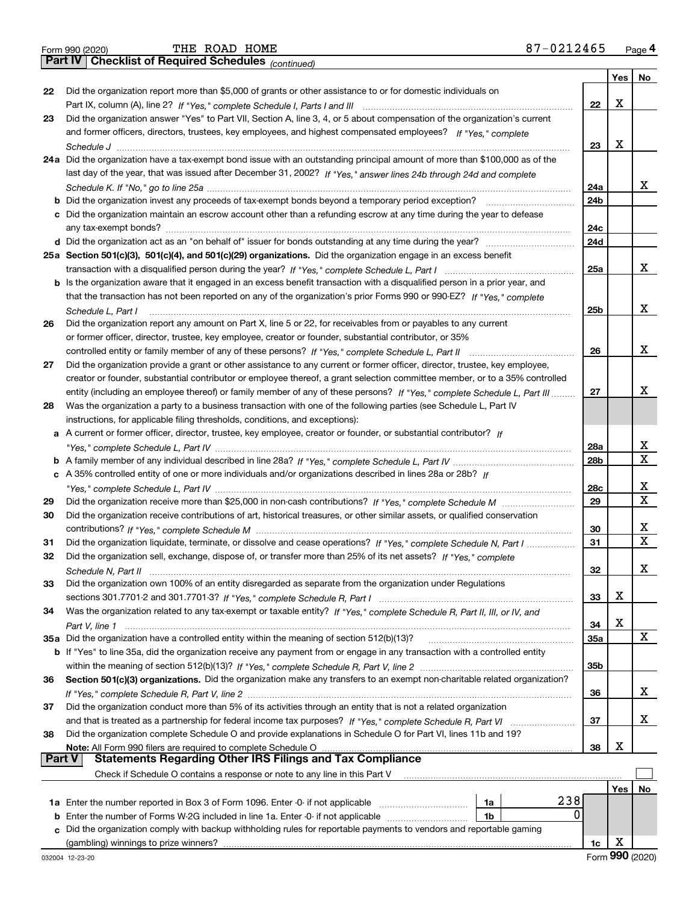Form 990 (2020) THE ROAD HOME 87-0212465

## Part IV Checklist of Required Schedules *(continued)*

| | | | Yes | No |
|---|---|---|---|---|
| 22 | Did the organization report more than $5,000 of grants or other assistance to or for domestic individuals on Part IX, column (A), line 2? *If "Yes," complete Schedule I, Parts I and III* | 22 | X | |
| 23 | Did the organization answer "Yes" to Part VII, Section A, line 3, 4, or 5 about compensation of the organization's current and former officers, directors, trustees, key employees, and highest compensated employees? *If "Yes," complete Schedule J* | 23 | X | |
| 24a | Did the organization have a tax-exempt bond issue with an outstanding principal amount of more than $100,000 as of the last day of the year, that was issued after December 31, 2002? *If "Yes," answer lines 24b through 24d and complete Schedule K. If "No," go to line 25a* | 24a | | X |
| b | Did the organization invest any proceeds of tax-exempt bonds beyond a temporary period exception? | 24b | | |
| c | Did the organization maintain an escrow account other than a refunding escrow at any time during the year to defease any tax-exempt bonds? | 24c | | |
| d | Did the organization act as an "on behalf of" issuer for bonds outstanding at any time during the year? | 24d | | |
| 25a | **Section 501(c)(3), 501(c)(4), and 501(c)(29) organizations.** Did the organization engage in an excess benefit transaction with a disqualified person during the year? *If "Yes," complete Schedule L, Part I* | 25a | | X |
| b | Is the organization aware that it engaged in an excess benefit transaction with a disqualified person in a prior year, and that the transaction has not been reported on any of the organization's prior Forms 990 or 990-EZ? *If "Yes," complete Schedule L, Part I* | 25b | | X |
| 26 | Did the organization report any amount on Part X, line 5 or 22, for receivables from or payables to any current or former officer, director, trustee, key employee, creator or founder, substantial contributor, or 35% controlled entity or family member of any of these persons? *If "Yes," complete Schedule L, Part II* | 26 | | X |
| 27 | Did the organization provide a grant or other assistance to any current or former officer, director, trustee, key employee, creator or founder, substantial contributor or employee thereof, a grant selection committee member, or to a 35% controlled entity (including an employee thereof) or family member of any of these persons? *If "Yes," complete Schedule L, Part III* | 27 | | X |
| 28 | Was the organization a party to a business transaction with one of the following parties (see Schedule L, Part IV instructions, for applicable filing thresholds, conditions, and exceptions): | | | |
| a | A current or former officer, director, trustee, key employee, creator or founder, or substantial contributor? *If "Yes," complete Schedule L, Part IV* | 28a | | X |
| b | A family member of any individual described in line 28a? *If "Yes," complete Schedule L, Part IV* | 28b | | X |
| c | A 35% controlled entity of one or more individuals and/or organizations described in lines 28a or 28b? *If "Yes," complete Schedule L, Part IV* | 28c | | X |
| 29 | Did the organization receive more than $25,000 in non-cash contributions? *If "Yes," complete Schedule M* | 29 | | X |
| 30 | Did the organization receive contributions of art, historical treasures, or other similar assets, or qualified conservation contributions? *If "Yes," complete Schedule M* | 30 | | X |
| 31 | Did the organization liquidate, terminate, or dissolve and cease operations? *If "Yes," complete Schedule N, Part I* | 31 | | X |
| 32 | Did the organization sell, exchange, dispose of, or transfer more than 25% of its net assets? *If "Yes," complete Schedule N, Part II* | 32 | | X |
| 33 | Did the organization own 100% of an entity disregarded as separate from the organization under Regulations sections 301.7701-2 and 301.7701-3? *If "Yes," complete Schedule R, Part I* | 33 | X | |
| 34 | Was the organization related to any tax-exempt or taxable entity? *If "Yes," complete Schedule R, Part II, III, or IV, and Part V, line 1* | 34 | X | |
| 35a | Did the organization have a controlled entity within the meaning of section 512(b)(13)? | 35a | | X |
| b | If "Yes" to line 35a, did the organization receive any payment from or engage in any transaction with a controlled entity within the meaning of section 512(b)(13)? *If "Yes," complete Schedule R, Part V, line 2* | 35b | | |
| 36 | **Section 501(c)(3) organizations.** Did the organization make any transfers to an exempt non-charitable related organization? *If "Yes," complete Schedule R, Part V, line 2* | 36 | | X |
| 37 | Did the organization conduct more than 5% of its activities through an entity that is not a related organization and that is treated as a partnership for federal income tax purposes? *If "Yes," complete Schedule R, Part VI* | 37 | | X |
| 38 | Did the organization complete Schedule O and provide explanations in Schedule O for Part VI, lines 11b and 19? **Note:** All Form 990 filers are required to complete Schedule O | 38 | X | |

## Part V Statements Regarding Other IRS Filings and Tax Compliance

Check if Schedule O contains a response or note to any line in this Part V ☐

| | | | | | Yes | No |
|---|---|---|---|---|---|---|
| 1a | Enter the number reported in Box 3 of Form 1096. Enter -0- if not applicable | 1a | 238 | | | |
| b | Enter the number of Forms W-2G included in line 1a. Enter -0- if not applicable | 1b | 0 | | | |
| c | Did the organization comply with backup withholding rules for reportable payments to vendors and reportable gaming (gambling) winnings to prize winners? | | | 1c | X | |

032004 12-23-20 Form **990** (2020)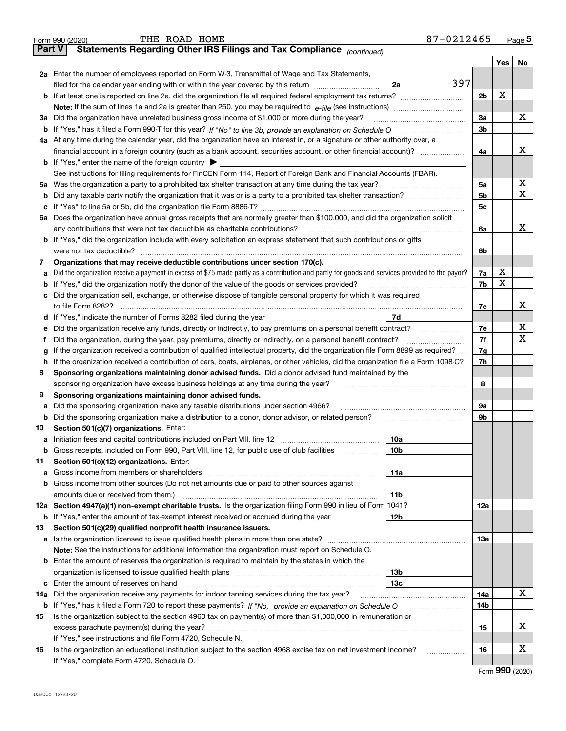Form 990 (2020) THE ROAD HOME 87-0212465 Page 5

**Part V — Statements Regarding Other IRS Filings and Tax Compliance** *(continued)*

| | | | | | Yes | No |
|---|---|---|---|---|---|---|
| **2a** | Enter the number of employees reported on Form W-3, Transmittal of Wage and Tax Statements, filed for the calendar year ending with or within the year covered by this return | 2a | 397 | | | |
| **b** | If at least one is reported on line 2a, did the organization file all required federal employment tax returns? | | | 2b | X | |
| | **Note:** If the sum of lines 1a and 2a is greater than 250, you may be required to *e-file* (see instructions) | | | | | |
| **3a** | Did the organization have unrelated business gross income of $1,000 or more during the year? | | | 3a | | X |
| **b** | If "Yes," has it filed a Form 990-T for this year? *If "No" to line 3b, provide an explanation on Schedule O* | | | 3b | | |
| **4a** | At any time during the calendar year, did the organization have an interest in, or a signature or other authority over, a financial account in a foreign country (such as a bank account, securities account, or other financial account)? | | | 4a | | X |
| **b** | If "Yes," enter the name of the foreign country ▶ | | | | | |
| | See instructions for filing requirements for FinCEN Form 114, Report of Foreign Bank and Financial Accounts (FBAR). | | | | | |
| **5a** | Was the organization a party to a prohibited tax shelter transaction at any time during the tax year? | | | 5a | | X |
| **b** | Did any taxable party notify the organization that it was or is a party to a prohibited tax shelter transaction? | | | 5b | | X |
| **c** | If "Yes" to line 5a or 5b, did the organization file Form 8886-T? | | | 5c | | |
| **6a** | Does the organization have annual gross receipts that are normally greater than $100,000, and did the organization solicit any contributions that were not tax deductible as charitable contributions? | | | 6a | | X |
| **b** | If "Yes," did the organization include with every solicitation an express statement that such contributions or gifts were not tax deductible? | | | 6b | | |
| **7** | **Organizations that may receive deductible contributions under section 170(c).** | | | | | |
| **a** | Did the organization receive a payment in excess of $75 made partly as a contribution and partly for goods and services provided to the payor? | | | 7a | X | |
| **b** | If "Yes," did the organization notify the donor of the value of the goods or services provided? | | | 7b | X | |
| **c** | Did the organization sell, exchange, or otherwise dispose of tangible personal property for which it was required to file Form 8282? | | | 7c | | X |
| **d** | If "Yes," indicate the number of Forms 8282 filed during the year | 7d | | | | |
| **e** | Did the organization receive any funds, directly or indirectly, to pay premiums on a personal benefit contract? | | | 7e | | X |
| **f** | Did the organization, during the year, pay premiums, directly or indirectly, on a personal benefit contract? | | | 7f | | X |
| **g** | If the organization received a contribution of qualified intellectual property, did the organization file Form 8899 as required? | | | 7g | | |
| **h** | If the organization received a contribution of cars, boats, airplanes, or other vehicles, did the organization file a Form 1098-C? | | | 7h | | |
| **8** | **Sponsoring organizations maintaining donor advised funds.** Did a donor advised fund maintained by the sponsoring organization have excess business holdings at any time during the year? | | | 8 | | |
| **9** | **Sponsoring organizations maintaining donor advised funds.** | | | | | |
| **a** | Did the sponsoring organization make any taxable distributions under section 4966? | | | 9a | | |
| **b** | Did the sponsoring organization make a distribution to a donor, donor advisor, or related person? | | | 9b | | |
| **10** | **Section 501(c)(7) organizations.** Enter: | | | | | |
| **a** | Initiation fees and capital contributions included on Part VIII, line 12 | 10a | | | | |
| **b** | Gross receipts, included on Form 990, Part VIII, line 12, for public use of club facilities | 10b | | | | |
| **11** | **Section 501(c)(12) organizations.** Enter: | | | | | |
| **a** | Gross income from members or shareholders | 11a | | | | |
| **b** | Gross income from other sources (Do not net amounts due or paid to other sources against amounts due or received from them.) | 11b | | | | |
| **12a** | **Section 4947(a)(1) non-exempt charitable trusts.** Is the organization filing Form 990 in lieu of Form 1041? | | | 12a | | |
| **b** | If "Yes," enter the amount of tax-exempt interest received or accrued during the year | 12b | | | | |
| **13** | **Section 501(c)(29) qualified nonprofit health insurance issuers.** | | | | | |
| **a** | Is the organization licensed to issue qualified health plans in more than one state? | | | 13a | | |
| | **Note:** See the instructions for additional information the organization must report on Schedule O. | | | | | |
| **b** | Enter the amount of reserves the organization is required to maintain by the states in which the organization is licensed to issue qualified health plans | 13b | | | | |
| **c** | Enter the amount of reserves on hand | 13c | | | | |
| **14a** | Did the organization receive any payments for indoor tanning services during the tax year? | | | 14a | | X |
| **b** | If "Yes," has it filed a Form 720 to report these payments? *If "No," provide an explanation on Schedule O* | | | 14b | | |
| **15** | Is the organization subject to the section 4960 tax on payment(s) of more than $1,000,000 in remuneration or excess parachute payment(s) during the year? | | | 15 | | X |
| | If "Yes," see instructions and file Form 4720, Schedule N. | | | | | |
| **16** | Is the organization an educational institution subject to the section 4968 excise tax on net investment income? | | | 16 | | X |
| | If "Yes," complete Form 4720, Schedule O. | | | | | |

Form **990** (2020)

032005 12-23-20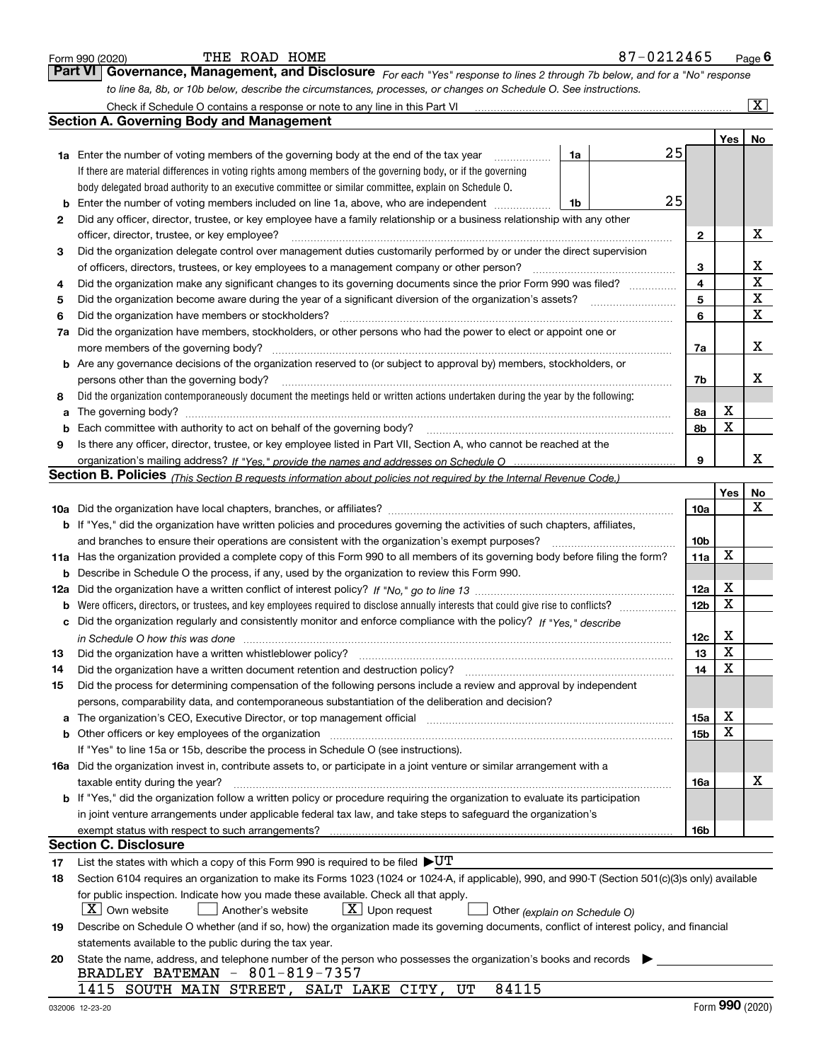Form 990 (2020) THE ROAD HOME 87-0212465

## Part VI Governance, Management, and Disclosure

*For each "Yes" response to lines 2 through 7b below, and for a "No" response to line 8a, 8b, or 10b below, describe the circumstances, processes, or changes on Schedule O. See instructions.*

Check if Schedule O contains a response or note to any line in this Part VI [X]

### Section A. Governing Body and Management

| | | | | | Yes | No |
|---|---|---|---|---|---|---|
| **1a** | Enter the number of voting members of the governing body at the end of the tax year. If there are material differences in voting rights among members of the governing body, or if the governing body delegated broad authority to an executive committee or similar committee, explain on Schedule O. | 1a | 25 | | | |
| **b** | Enter the number of voting members included on line 1a, above, who are independent | 1b | 25 | | | |
| **2** | Did any officer, director, trustee, or key employee have a family relationship or a business relationship with any other officer, director, trustee, or key employee? | | | 2 | | X |
| **3** | Did the organization delegate control over management duties customarily performed by or under the direct supervision of officers, directors, trustees, or key employees to a management company or other person? | | | 3 | | X |
| **4** | Did the organization make any significant changes to its governing documents since the prior Form 990 was filed? | | | 4 | | X |
| **5** | Did the organization become aware during the year of a significant diversion of the organization's assets? | | | 5 | | X |
| **6** | Did the organization have members or stockholders? | | | 6 | | X |
| **7a** | Did the organization have members, stockholders, or other persons who had the power to elect or appoint one or more members of the governing body? | | | 7a | | X |
| **b** | Are any governance decisions of the organization reserved to (or subject to approval by) members, stockholders, or persons other than the governing body? | | | 7b | | X |
| **8** | Did the organization contemporaneously document the meetings held or written actions undertaken during the year by the following: | | | | | |
| **a** | The governing body? | | | 8a | X | |
| **b** | Each committee with authority to act on behalf of the governing body? | | | 8b | X | |
| **9** | Is there any officer, director, trustee, or key employee listed in Part VII, Section A, who cannot be reached at the organization's mailing address? *If "Yes," provide the names and addresses on Schedule O* | | | 9 | | X |

### Section B. Policies *(This Section B requests information about policies not required by the Internal Revenue Code.)*

| | | | Yes | No |
|---|---|---|---|---|
| **10a** | Did the organization have local chapters, branches, or affiliates? | 10a | | X |
| **b** | If "Yes," did the organization have written policies and procedures governing the activities of such chapters, affiliates, and branches to ensure their operations are consistent with the organization's exempt purposes? | 10b | | |
| **11a** | Has the organization provided a complete copy of this Form 990 to all members of its governing body before filing the form? | 11a | X | |
| **b** | Describe in Schedule O the process, if any, used by the organization to review this Form 990. | | | |
| **12a** | Did the organization have a written conflict of interest policy? *If "No," go to line 13* | 12a | X | |
| **b** | Were officers, directors, or trustees, and key employees required to disclose annually interests that could give rise to conflicts? | 12b | X | |
| **c** | Did the organization regularly and consistently monitor and enforce compliance with the policy? *If "Yes," describe in Schedule O how this was done* | 12c | X | |
| **13** | Did the organization have a written whistleblower policy? | 13 | X | |
| **14** | Did the organization have a written document retention and destruction policy? | 14 | X | |
| **15** | Did the process for determining compensation of the following persons include a review and approval by independent persons, comparability data, and contemporaneous substantiation of the deliberation and decision? | | | |
| **a** | The organization's CEO, Executive Director, or top management official | 15a | X | |
| **b** | Other officers or key employees of the organization. If "Yes" to line 15a or 15b, describe the process in Schedule O (see instructions). | 15b | X | |
| **16a** | Did the organization invest in, contribute assets to, or participate in a joint venture or similar arrangement with a taxable entity during the year? | 16a | | X |
| **b** | If "Yes," did the organization follow a written policy or procedure requiring the organization to evaluate its participation in joint venture arrangements under applicable federal tax law, and take steps to safeguard the organization's exempt status with respect to such arrangements? | 16b | | |

### Section C. Disclosure

**17** List the states with which a copy of this Form 990 is required to be filed ▶UT

**18** Section 6104 requires an organization to make its Forms 1023 (1024 or 1024-A, if applicable), 990, and 990-T (Section 501(c)(3)s only) available for public inspection. Indicate how you made these available. Check all that apply.

[X] Own website [ ] Another's website [X] Upon request [ ] Other *(explain on Schedule O)*

**19** Describe on Schedule O whether (and if so, how) the organization made its governing documents, conflict of interest policy, and financial statements available to the public during the tax year.

**20** State the name, address, and telephone number of the person who possesses the organization's books and records ▶

BRADLEY BATEMAN - 801-819-7357
1415 SOUTH MAIN STREET, SALT LAKE CITY, UT 84115

032006 12-23-20 Form 990 (2020)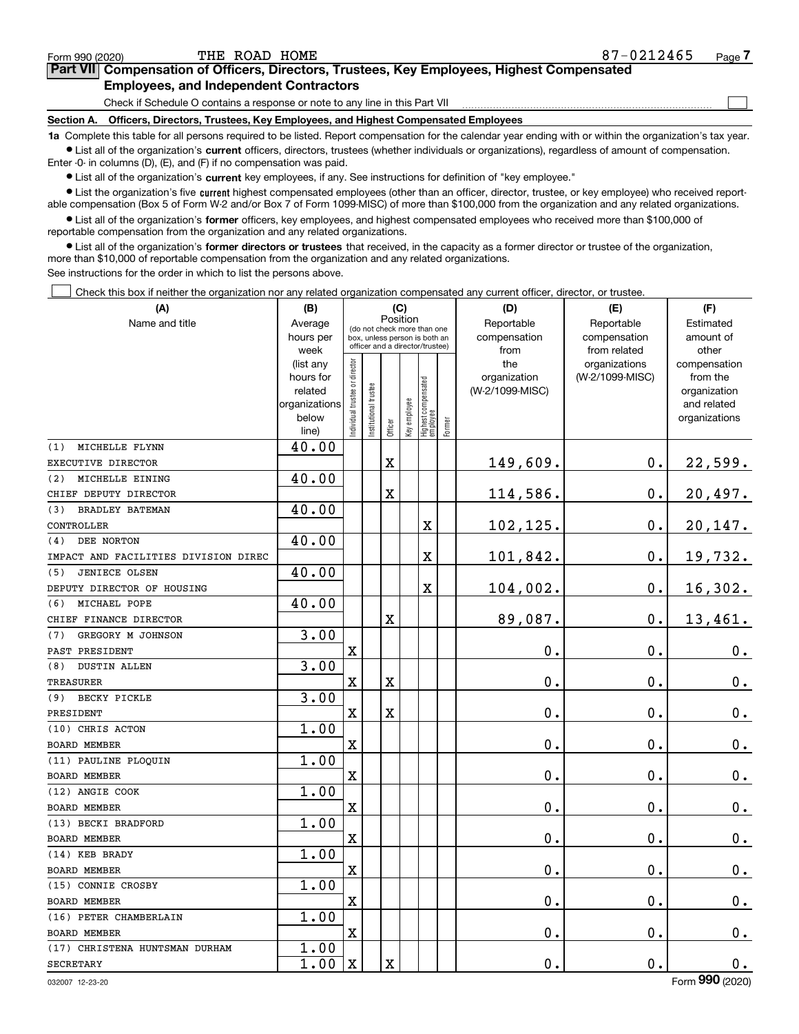Form 990 (2020) THE ROAD HOME 87-0212465

## Part VII Compensation of Officers, Directors, Trustees, Key Employees, Highest Compensated Employees, and Independent Contractors

Check if Schedule O contains a response or note to any line in this Part VII ☐

**Section A. Officers, Directors, Trustees, Key Employees, and Highest Compensated Employees**

**1a** Complete this table for all persons required to be listed. Report compensation for the calendar year ending with or within the organization's tax year.

- List all of the organization's **current** officers, directors, trustees (whether individuals or organizations), regardless of amount of compensation. Enter -0- in columns (D), (E), and (F) if no compensation was paid.
- List all of the organization's **current** key employees, if any. See instructions for definition of "key employee."
- List the organization's five **current** highest compensated employees (other than an officer, director, trustee, or key employee) who received reportable compensation (Box 5 of Form W-2 and/or Box 7 of Form 1099-MISC) of more than $100,000 from the organization and any related organizations.
- List all of the organization's **former** officers, key employees, and highest compensated employees who received more than $100,000 of reportable compensation from the organization and any related organizations.
- List all of the organization's **former directors or trustees** that received, in the capacity as a former director or trustee of the organization, more than $10,000 of reportable compensation from the organization and any related organizations.

See instructions for the order in which to list the persons above.

☐ Check this box if neither the organization nor any related organization compensated any current officer, director, or trustee.

| (A) Name and title | (B) Average hours per week (list any hours for related organizations below line) | (C) Position: Individual trustee or director | Institutional trustee | Officer | Key employee | Highest compensated employee | Former | (D) Reportable compensation from the organization (W-2/1099-MISC) | (E) Reportable compensation from related organizations (W-2/1099-MISC) | (F) Estimated amount of other compensation from the organization and related organizations |
|---|---|---|---|---|---|---|---|---|---|---|
| (1) MICHELLE FLYNN<br>EXECUTIVE DIRECTOR | 40.00 | | | X | | | | 149,609. | 0. | 22,599. |
| (2) MICHELLE EINING<br>CHIEF DEPUTY DIRECTOR | 40.00 | | | X | | | | 114,586. | 0. | 20,497. |
| (3) BRADLEY BATEMAN<br>CONTROLLER | 40.00 | | | | | X | | 102,125. | 0. | 20,147. |
| (4) DEE NORTON<br>IMPACT AND FACILITIES DIVISION DIREC | 40.00 | | | | | X | | 101,842. | 0. | 19,732. |
| (5) JENIECE OLSEN<br>DEPUTY DIRECTOR OF HOUSING | 40.00 | | | | | X | | 104,002. | 0. | 16,302. |
| (6) MICHAEL POPE<br>CHIEF FINANCE DIRECTOR | 40.00 | | | X | | | | 89,087. | 0. | 13,461. |
| (7) GREGORY M JOHNSON<br>PAST PRESIDENT | 3.00 | X | | | | | | 0. | 0. | 0. |
| (8) DUSTIN ALLEN<br>TREASURER | 3.00 | X | | X | | | | 0. | 0. | 0. |
| (9) BECKY PICKLE<br>PRESIDENT | 3.00 | X | | X | | | | 0. | 0. | 0. |
| (10) CHRIS ACTON<br>BOARD MEMBER | 1.00 | X | | | | | | 0. | 0. | 0. |
| (11) PAULINE PLOQUIN<br>BOARD MEMBER | 1.00 | X | | | | | | 0. | 0. | 0. |
| (12) ANGIE COOK<br>BOARD MEMBER | 1.00 | X | | | | | | 0. | 0. | 0. |
| (13) BECKI BRADFORD<br>BOARD MEMBER | 1.00 | X | | | | | | 0. | 0. | 0. |
| (14) KEB BRADY<br>BOARD MEMBER | 1.00 | X | | | | | | 0. | 0. | 0. |
| (15) CONNIE CROSBY<br>BOARD MEMBER | 1.00 | X | | | | | | 0. | 0. | 0. |
| (16) PETER CHAMBERLAIN<br>BOARD MEMBER | 1.00 | X | | | | | | 0. | 0. | 0. |
| (17) CHRISTENA HUNTSMAN DURHAM<br>SECRETARY | 1.00<br>1.00 | X | | X | | | | 0. | 0. | 0. |

032007 12-23-20 Form **990** (2020)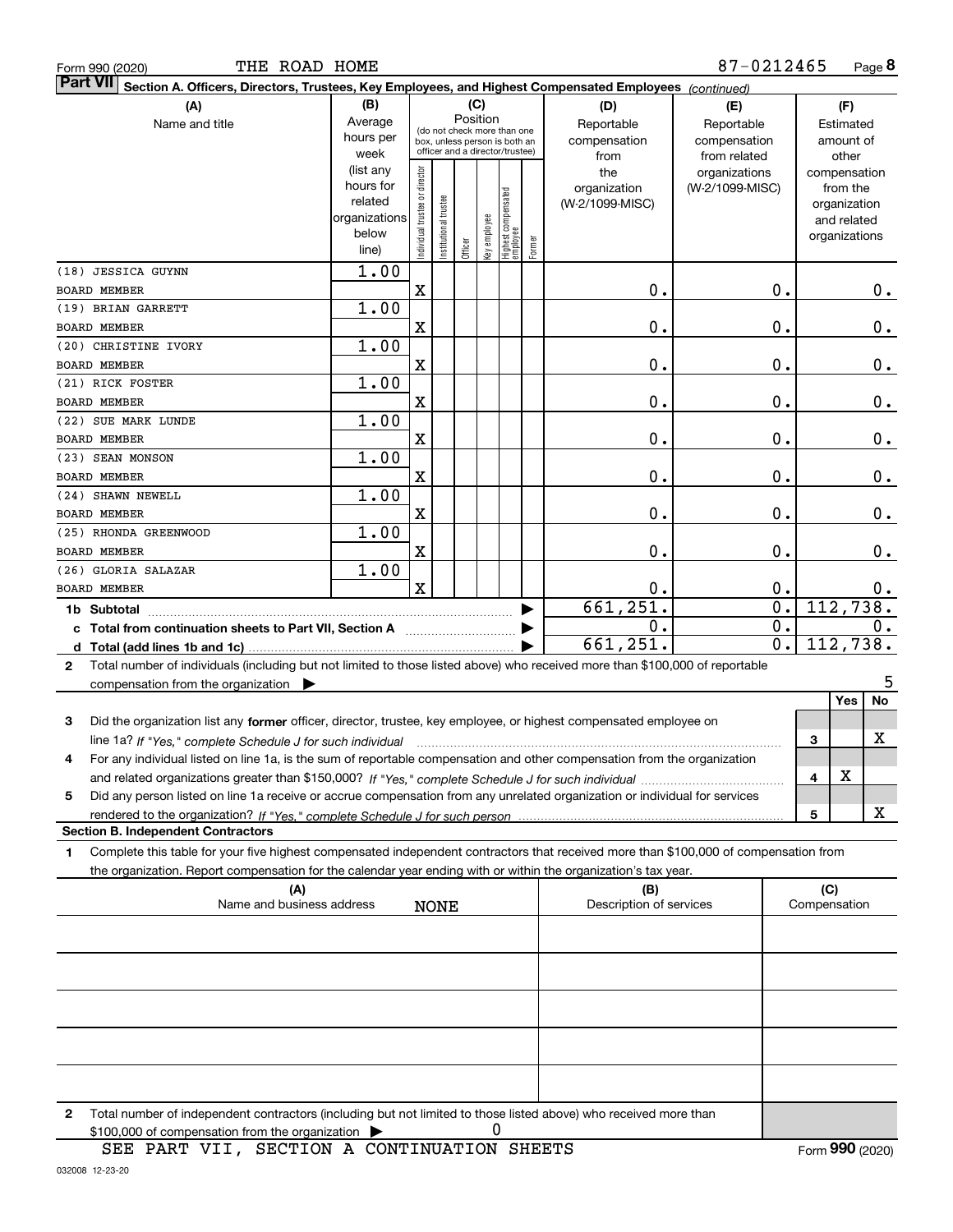Form 990 (2020) THE ROAD HOME 87-0212465

**Part VII Section A. Officers, Directors, Trustees, Key Employees, and Highest Compensated Employees** *(continued)*

| (A) Name and title | (B) Average hours per week (list any hours for related organizations below line) | (C) Position: Individual trustee or director | Institutional trustee | Officer | Key employee | Highest compensated employee | Former | (D) Reportable compensation from the organization (W-2/1099-MISC) | (E) Reportable compensation from related organizations (W-2/1099-MISC) | (F) Estimated amount of other compensation from the organization and related organizations |
|---|---|---|---|---|---|---|---|---|---|---|
| (18) JESSICA GUYNN BOARD MEMBER | 1.00 | X | | | | | | 0. | 0. | 0. |
| (19) BRIAN GARRETT BOARD MEMBER | 1.00 | X | | | | | | 0. | 0. | 0. |
| (20) CHRISTINE IVORY BOARD MEMBER | 1.00 | X | | | | | | 0. | 0. | 0. |
| (21) RICK FOSTER BOARD MEMBER | 1.00 | X | | | | | | 0. | 0. | 0. |
| (22) SUE MARK LUNDE BOARD MEMBER | 1.00 | X | | | | | | 0. | 0. | 0. |
| (23) SEAN MONSON BOARD MEMBER | 1.00 | X | | | | | | 0. | 0. | 0. |
| (24) SHAWN NEWELL BOARD MEMBER | 1.00 | X | | | | | | 0. | 0. | 0. |
| (25) RHONDA GREENWOOD BOARD MEMBER | 1.00 | X | | | | | | 0. | 0. | 0. |
| (26) GLORIA SALAZAR BOARD MEMBER | 1.00 | X | | | | | | 0. | 0. | 0. |
| 1b Subtotal | | | | | | | | 661,251. | 0. | 112,738. |
| c Total from continuation sheets to Part VII, Section A | | | | | | | | 0. | 0. | 0. |
| d Total (add lines 1b and 1c) | | | | | | | | 661,251. | 0. | 112,738. |

2 Total number of individuals (including but not limited to those listed above) who received more than $100,000 of reportable compensation from the organization ▶ 5

| | | Yes | No |
|---|---|---|---|
| 3 Did the organization list any **former** officer, director, trustee, key employee, or highest compensated employee on line 1a? *If "Yes," complete Schedule J for such individual* | 3 | | X |
| 4 For any individual listed on line 1a, is the sum of reportable compensation and other compensation from the organization and related organizations greater than $150,000? *If "Yes," complete Schedule J for such individual* | 4 | X | |
| 5 Did any person listed on line 1a receive or accrue compensation from any unrelated organization or individual for services rendered to the organization? *If "Yes," complete Schedule J for such person* | 5 | | X |

**Section B. Independent Contractors**

1 Complete this table for your five highest compensated independent contractors that received more than $100,000 of compensation from the organization. Report compensation for the calendar year ending with or within the organization's tax year.

| (A) Name and business address | (B) Description of services | (C) Compensation |
|---|---|---|
| NONE | | |
| | | |
| | | |
| | | |
| | | |

2 Total number of independent contractors (including but not limited to those listed above) who received more than $100,000 of compensation from the organization ▶ 0

SEE PART VII, SECTION A CONTINUATION SHEETS

Form **990** (2020)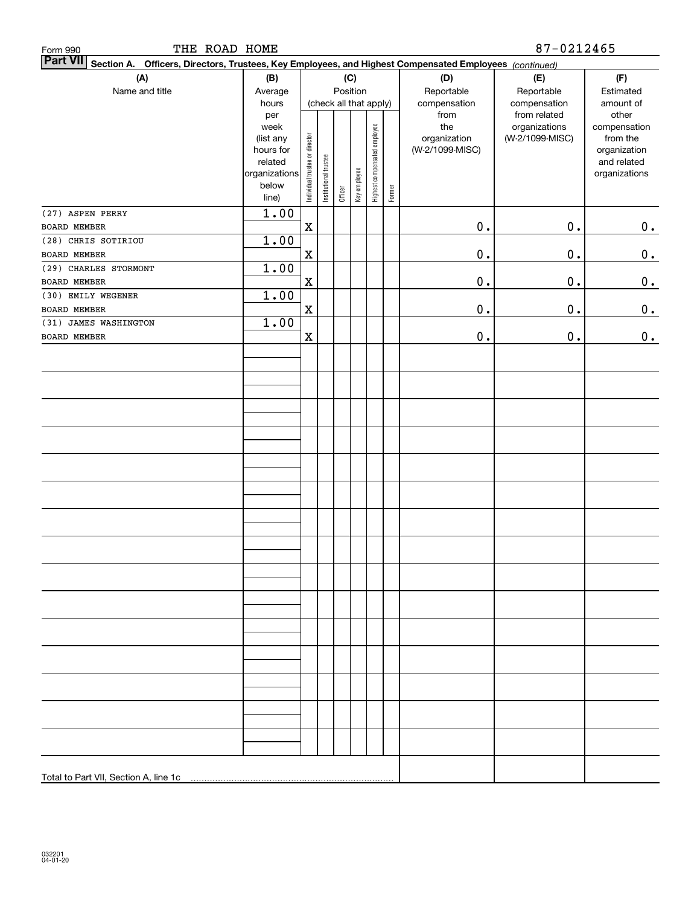Form 990 THE ROAD HOME 87-0212465

**Part VII Section A. Officers, Directors, Trustees, Key Employees, and Highest Compensated Employees** *(continued)*

| (A) Name and title | (B) Average hours per week (list any hours for related organizations below line) | (C) Position (check all that apply): Individual trustee or director | Institutional trustee | Officer | Key employee | Highest compensated employee | Former | (D) Reportable compensation from the organization (W-2/1099-MISC) | (E) Reportable compensation from related organizations (W-2/1099-MISC) | (F) Estimated amount of other compensation from the organization and related organizations |
|---|---|---|---|---|---|---|---|---|---|---|
| (27) ASPEN PERRY BOARD MEMBER | 1.00 | X | | | | | | 0. | 0. | 0. |
| (28) CHRIS SOTIRIOU BOARD MEMBER | 1.00 | X | | | | | | 0. | 0. | 0. |
| (29) CHARLES STORMONT BOARD MEMBER | 1.00 | X | | | | | | 0. | 0. | 0. |
| (30) EMILY WEGENER BOARD MEMBER | 1.00 | X | | | | | | 0. | 0. | 0. |
| (31) JAMES WASHINGTON BOARD MEMBER | 1.00 | X | | | | | | 0. | 0. | 0. |
| Total to Part VII, Section A, line 1c | | | | | | | | | | |

032201 04-01-20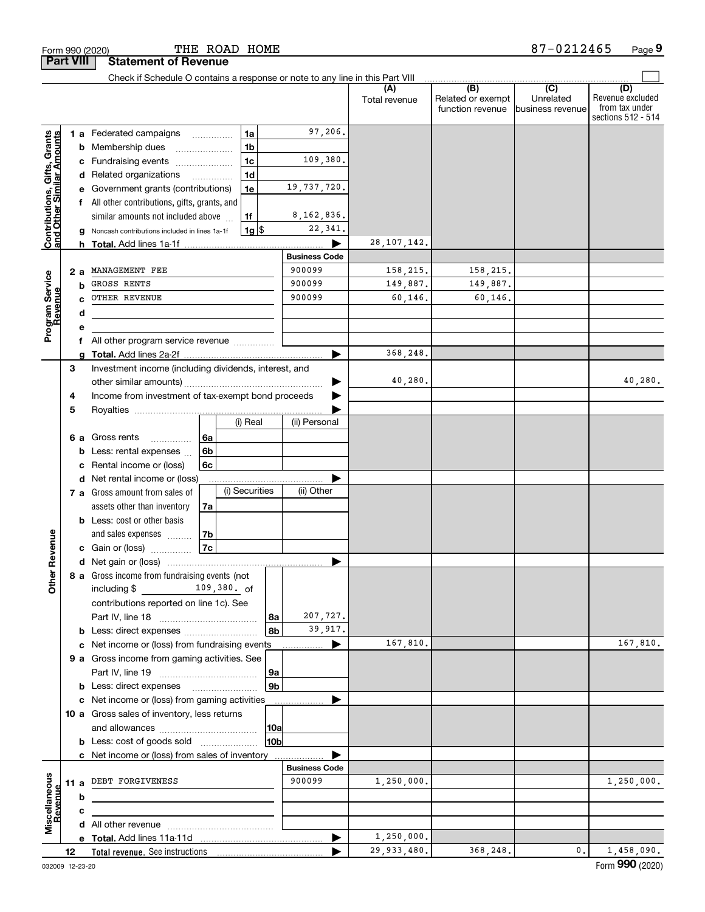Form 990 (2020) THE ROAD HOME 87-0212465 Page 9

## Part VIII Statement of Revenue

Check if Schedule O contains a response or note to any line in this Part VIII

| | | | | (A) Total revenue | (B) Related or exempt function revenue | (C) Unrelated business revenue | (D) Revenue excluded from tax under sections 512 - 514 |
|---|---|---|---|---|---|---|---|
| **Contributions, Gifts, Grants and Other Similar Amounts** | 1 a | Federated campaigns | 1a 97,206. | | | | |
| | b | Membership dues | 1b | | | | |
| | c | Fundraising events | 1c 109,380. | | | | |
| | d | Related organizations | 1d | | | | |
| | e | Government grants (contributions) | 1e 19,737,720. | | | | |
| | f | All other contributions, gifts, grants, and similar amounts not included above | 1f 8,162,836. | | | | |
| | g | Noncash contributions included in lines 1a-1f | 1g $ 22,341. | | | | |
| | h | **Total.** Add lines 1a-1f | ▶ | 28,107,142. | | | |
| | | | **Business Code** | | | | |
| **Program Service Revenue** | 2 a | MANAGEMENT FEE | 900099 | 158,215. | 158,215. | | |
| | b | GROSS RENTS | 900099 | 149,887. | 149,887. | | |
| | c | OTHER REVENUE | 900099 | 60,146. | 60,146. | | |
| | d | | | | | | |
| | e | | | | | | |
| | f | All other program service revenue | | | | | |
| | g | **Total.** Add lines 2a-2f | ▶ | 368,248. | | | |
| | 3 | Investment income (including dividends, interest, and other similar amounts) | ▶ | 40,280. | | | 40,280. |
| | 4 | Income from investment of tax-exempt bond proceeds | ▶ | | | | |
| | 5 | Royalties | ▶ | | | | |
| | | | (i) Real / (ii) Personal | | | | |
| | 6 a | Gross rents | 6a | | | | |
| | b | Less: rental expenses | 6b | | | | |
| | c | Rental income or (loss) | 6c | | | | |
| | d | Net rental income or (loss) | ▶ | | | | |
| **Other Revenue** | 7 a | Gross amount from sales of assets other than inventory | 7a (i) Securities / (ii) Other | | | | |
| | b | Less: cost or other basis and sales expenses | 7b | | | | |
| | c | Gain or (loss) | 7c | | | | |
| | d | Net gain or (loss) | ▶ | | | | |
| | 8 a | Gross income from fundraising events (not including $ 109,380. of contributions reported on line 1c). See Part IV, line 18 | 8a 207,727. | | | | |
| | b | Less: direct expenses | 8b 39,917. | | | | |
| | c | Net income or (loss) from fundraising events | ▶ | 167,810. | | | 167,810. |
| | 9 a | Gross income from gaming activities. See Part IV, line 19 | 9a | | | | |
| | b | Less: direct expenses | 9b | | | | |
| | c | Net income or (loss) from gaming activities | ▶ | | | | |
| | 10 a | Gross sales of inventory, less returns and allowances | 10a | | | | |
| | b | Less: cost of goods sold | 10b | | | | |
| | c | Net income or (loss) from sales of inventory | ▶ | | | | |
| | | | **Business Code** | | | | |
| **Miscellaneous Revenue** | 11 a | DEBT FORGIVENESS | 900099 | 1,250,000. | | | 1,250,000. |
| | b | | | | | | |
| | c | | | | | | |
| | d | All other revenue | | | | | |
| | e | **Total.** Add lines 11a-11d | ▶ | 1,250,000. | | | |
| | 12 | **Total revenue.** See instructions | ▶ | 29,933,480. | 368,248. | 0. | 1,458,090. |

032009 12-23-20 Form **990** (2020)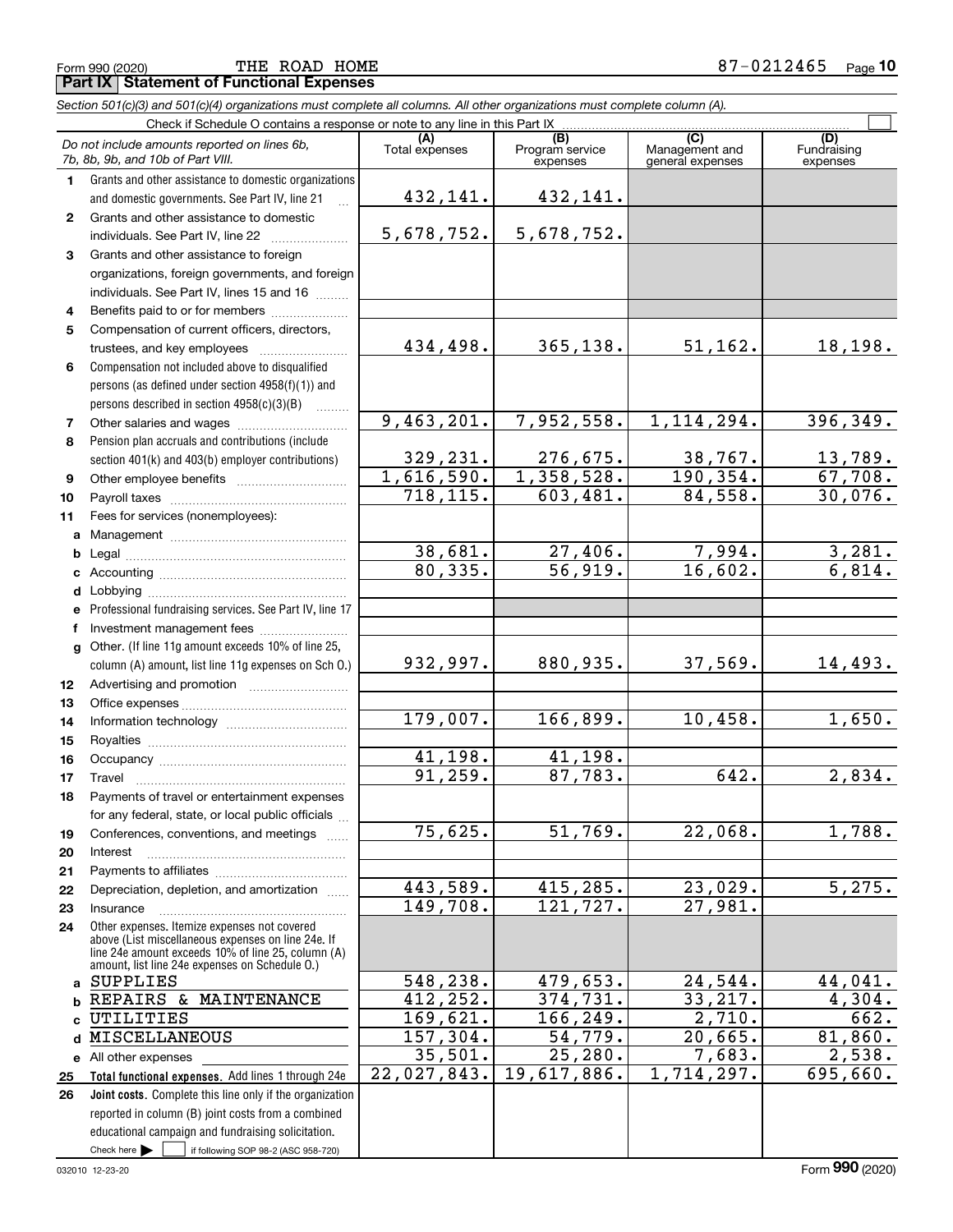Form 990 (2020) THE ROAD HOME 87-0212465 Page 10

**Part IX Statement of Functional Expenses**

*Section 501(c)(3) and 501(c)(4) organizations must complete all columns. All other organizations must complete column (A).*

Check if Schedule O contains a response or note to any line in this Part IX ☐

| | *Do not include amounts reported on lines 6b, 7b, 8b, 9b, and 10b of Part VIII.* | (A) Total expenses | (B) Program service expenses | (C) Management and general expenses | (D) Fundraising expenses |
|---|---|---|---|---|---|
| 1 | Grants and other assistance to domestic organizations and domestic governments. See Part IV, line 21 | 432,141. | 432,141. | | |
| 2 | Grants and other assistance to domestic individuals. See Part IV, line 22 | 5,678,752. | 5,678,752. | | |
| 3 | Grants and other assistance to foreign organizations, foreign governments, and foreign individuals. See Part IV, lines 15 and 16 | | | | |
| 4 | Benefits paid to or for members | | | | |
| 5 | Compensation of current officers, directors, trustees, and key employees | 434,498. | 365,138. | 51,162. | 18,198. |
| 6 | Compensation not included above to disqualified persons (as defined under section 4958(f)(1)) and persons described in section 4958(c)(3)(B) | | | | |
| 7 | Other salaries and wages | 9,463,201. | 7,952,558. | 1,114,294. | 396,349. |
| 8 | Pension plan accruals and contributions (include section 401(k) and 403(b) employer contributions) | 329,231. | 276,675. | 38,767. | 13,789. |
| 9 | Other employee benefits | 1,616,590. | 1,358,528. | 190,354. | 67,708. |
| 10 | Payroll taxes | 718,115. | 603,481. | 84,558. | 30,076. |
| 11 | Fees for services (nonemployees): | | | | |
| a | Management | | | | |
| b | Legal | 38,681. | 27,406. | 7,994. | 3,281. |
| c | Accounting | 80,335. | 56,919. | 16,602. | 6,814. |
| d | Lobbying | | | | |
| e | Professional fundraising services. See Part IV, line 17 | | | | |
| f | Investment management fees | | | | |
| g | Other. (If line 11g amount exceeds 10% of line 25, column (A) amount, list line 11g expenses on Sch O.) | 932,997. | 880,935. | 37,569. | 14,493. |
| 12 | Advertising and promotion | | | | |
| 13 | Office expenses | | | | |
| 14 | Information technology | 179,007. | 166,899. | 10,458. | 1,650. |
| 15 | Royalties | | | | |
| 16 | Occupancy | 41,198. | 41,198. | | |
| 17 | Travel | 91,259. | 87,783. | 642. | 2,834. |
| 18 | Payments of travel or entertainment expenses for any federal, state, or local public officials | | | | |
| 19 | Conferences, conventions, and meetings | 75,625. | 51,769. | 22,068. | 1,788. |
| 20 | Interest | | | | |
| 21 | Payments to affiliates | | | | |
| 22 | Depreciation, depletion, and amortization | 443,589. | 415,285. | 23,029. | 5,275. |
| 23 | Insurance | 149,708. | 121,727. | 27,981. | |
| 24 | Other expenses. Itemize expenses not covered above (List miscellaneous expenses on line 24e. If line 24e amount exceeds 10% of line 25, column (A) amount, list line 24e expenses on Schedule O.) | | | | |
| a | SUPPLIES | 548,238. | 479,653. | 24,544. | 44,041. |
| b | REPAIRS & MAINTENANCE | 412,252. | 374,731. | 33,217. | 4,304. |
| c | UTILITIES | 169,621. | 166,249. | 2,710. | 662. |
| d | MISCELLANEOUS | 157,304. | 54,779. | 20,665. | 81,860. |
| e | All other expenses | 35,501. | 25,280. | 7,683. | 2,538. |
| 25 | **Total functional expenses.** Add lines 1 through 24e | 22,027,843. | 19,617,886. | 1,714,297. | 695,660. |
| 26 | **Joint costs.** Complete this line only if the organization reported in column (B) joint costs from a combined educational campaign and fundraising solicitation. Check here ☐ if following SOP 98-2 (ASC 958-720) | | | | |

032010 12-23-20 Form **990** (2020)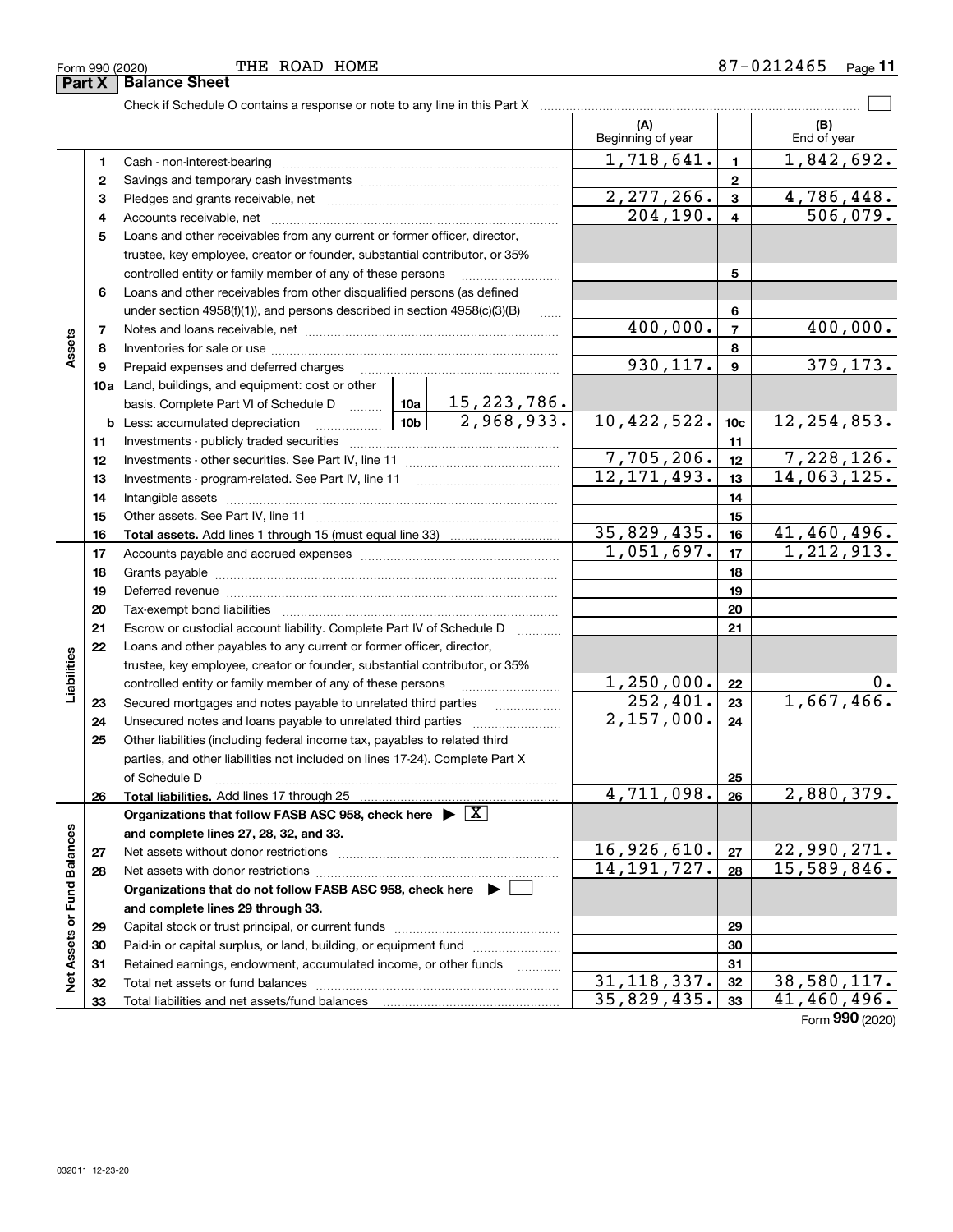Form 990 (2020) THE ROAD HOME 87-0212465

## Part X Balance Sheet

Check if Schedule O contains a response or note to any line in this Part X ☐

| | | | | (A) Beginning of year | | (B) End of year |
|---|---|---|---|---|---|---|
| **Assets** | 1 | Cash - non-interest-bearing | | 1,718,641. | 1 | 1,842,692. |
| | 2 | Savings and temporary cash investments | | | 2 | |
| | 3 | Pledges and grants receivable, net | | 2,277,266. | 3 | 4,786,448. |
| | 4 | Accounts receivable, net | | 204,190. | 4 | 506,079. |
| | 5 | Loans and other receivables from any current or former officer, director, trustee, key employee, creator or founder, substantial contributor, or 35% controlled entity or family member of any of these persons | | | 5 | |
| | 6 | Loans and other receivables from other disqualified persons (as defined under section 4958(f)(1)), and persons described in section 4958(c)(3)(B) | | | 6 | |
| | 7 | Notes and loans receivable, net | | 400,000. | 7 | 400,000. |
| | 8 | Inventories for sale or use | | | 8 | |
| | 9 | Prepaid expenses and deferred charges | | 930,117. | 9 | 379,173. |
| | 10a | Land, buildings, and equipment: cost or other basis. Complete Part VI of Schedule D | 10a 15,223,786. | | | |
| | b | Less: accumulated depreciation | 10b 2,968,933. | 10,422,522. | 10c | 12,254,853. |
| | 11 | Investments - publicly traded securities | | | 11 | |
| | 12 | Investments - other securities. See Part IV, line 11 | | 7,705,206. | 12 | 7,228,126. |
| | 13 | Investments - program-related. See Part IV, line 11 | | 12,171,493. | 13 | 14,063,125. |
| | 14 | Intangible assets | | | 14 | |
| | 15 | Other assets. See Part IV, line 11 | | | 15 | |
| | 16 | **Total assets.** Add lines 1 through 15 (must equal line 33) | | 35,829,435. | 16 | 41,460,496. |
| **Liabilities** | 17 | Accounts payable and accrued expenses | | 1,051,697. | 17 | 1,212,913. |
| | 18 | Grants payable | | | 18 | |
| | 19 | Deferred revenue | | | 19 | |
| | 20 | Tax-exempt bond liabilities | | | 20 | |
| | 21 | Escrow or custodial account liability. Complete Part IV of Schedule D | | | 21 | |
| | 22 | Loans and other payables to any current or former officer, director, trustee, key employee, creator or founder, substantial contributor, or 35% controlled entity or family member of any of these persons | | 1,250,000. | 22 | 0. |
| | 23 | Secured mortgages and notes payable to unrelated third parties | | 252,401. | 23 | 1,667,466. |
| | 24 | Unsecured notes and loans payable to unrelated third parties | | 2,157,000. | 24 | |
| | 25 | Other liabilities (including federal income tax, payables to related third parties, and other liabilities not included on lines 17-24). Complete Part X of Schedule D | | | 25 | |
| | 26 | **Total liabilities.** Add lines 17 through 25 | | 4,711,098. | 26 | 2,880,379. |
| **Net Assets or Fund Balances** | | **Organizations that follow FASB ASC 958, check here ▶ ☒ and complete lines 27, 28, 32, and 33.** | | | | |
| | 27 | Net assets without donor restrictions | | 16,926,610. | 27 | 22,990,271. |
| | 28 | Net assets with donor restrictions | | 14,191,727. | 28 | 15,589,846. |
| | | **Organizations that do not follow FASB ASC 958, check here ▶ ☐ and complete lines 29 through 33.** | | | | |
| | 29 | Capital stock or trust principal, or current funds | | | 29 | |
| | 30 | Paid-in or capital surplus, or land, building, or equipment fund | | | 30 | |
| | 31 | Retained earnings, endowment, accumulated income, or other funds | | | 31 | |
| | 32 | Total net assets or fund balances | | 31,118,337. | 32 | 38,580,117. |
| | 33 | Total liabilities and net assets/fund balances | | 35,829,435. | 33 | 41,460,496. |

Form **990** (2020)

032011 12-23-20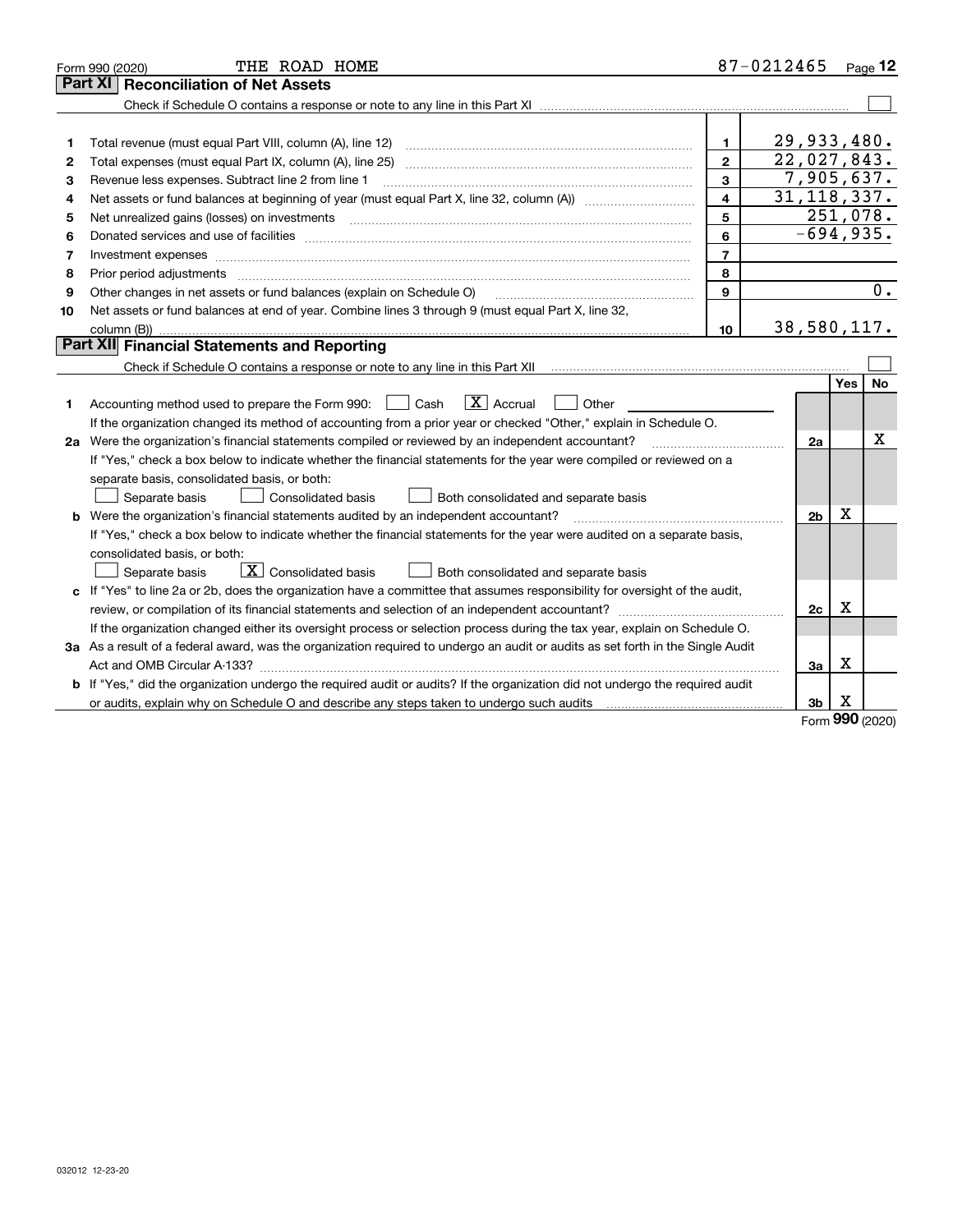Form 990 (2020) THE ROAD HOME 87-0212465 Page 12

## Part XI Reconciliation of Net Assets

Check if Schedule O contains a response or note to any line in this Part XI ☐

| | | | |
|---|---|---|---|
| 1 | Total revenue (must equal Part VIII, column (A), line 12) | 1 | 29,933,480. |
| 2 | Total expenses (must equal Part IX, column (A), line 25) | 2 | 22,027,843. |
| 3 | Revenue less expenses. Subtract line 2 from line 1 | 3 | 7,905,637. |
| 4 | Net assets or fund balances at beginning of year (must equal Part X, line 32, column (A)) | 4 | 31,118,337. |
| 5 | Net unrealized gains (losses) on investments | 5 | 251,078. |
| 6 | Donated services and use of facilities | 6 | -694,935. |
| 7 | Investment expenses | 7 | |
| 8 | Prior period adjustments | 8 | |
| 9 | Other changes in net assets or fund balances (explain on Schedule O) | 9 | 0. |
| 10 | Net assets or fund balances at end of year. Combine lines 3 through 9 (must equal Part X, line 32, column (B)) | 10 | 38,580,117. |

## Part XII Financial Statements and Reporting

Check if Schedule O contains a response or note to any line in this Part XII ☐

| | | | Yes | No |
|---|---|---|---|---|
| 1 | Accounting method used to prepare the Form 990: ☐ Cash ☒ Accrual ☐ Other | | | |
| | If the organization changed its method of accounting from a prior year or checked "Other," explain in Schedule O. | | | |
| 2a | Were the organization's financial statements compiled or reviewed by an independent accountant? | 2a | | X |
| | If "Yes," check a box below to indicate whether the financial statements for the year were compiled or reviewed on a separate basis, consolidated basis, or both: ☐ Separate basis ☐ Consolidated basis ☐ Both consolidated and separate basis | | | |
| b | Were the organization's financial statements audited by an independent accountant? | 2b | X | |
| | If "Yes," check a box below to indicate whether the financial statements for the year were audited on a separate basis, consolidated basis, or both: ☐ Separate basis ☒ Consolidated basis ☐ Both consolidated and separate basis | | | |
| c | If "Yes" to line 2a or 2b, does the organization have a committee that assumes responsibility for oversight of the audit, review, or compilation of its financial statements and selection of an independent accountant? | 2c | X | |
| | If the organization changed either its oversight process or selection process during the tax year, explain on Schedule O. | | | |
| 3a | As a result of a federal award, was the organization required to undergo an audit or audits as set forth in the Single Audit Act and OMB Circular A-133? | 3a | X | |
| b | If "Yes," did the organization undergo the required audit or audits? If the organization did not undergo the required audit or audits, explain why on Schedule O and describe any steps taken to undergo such audits | 3b | X | |

Form 990 (2020)

032012 12-23-20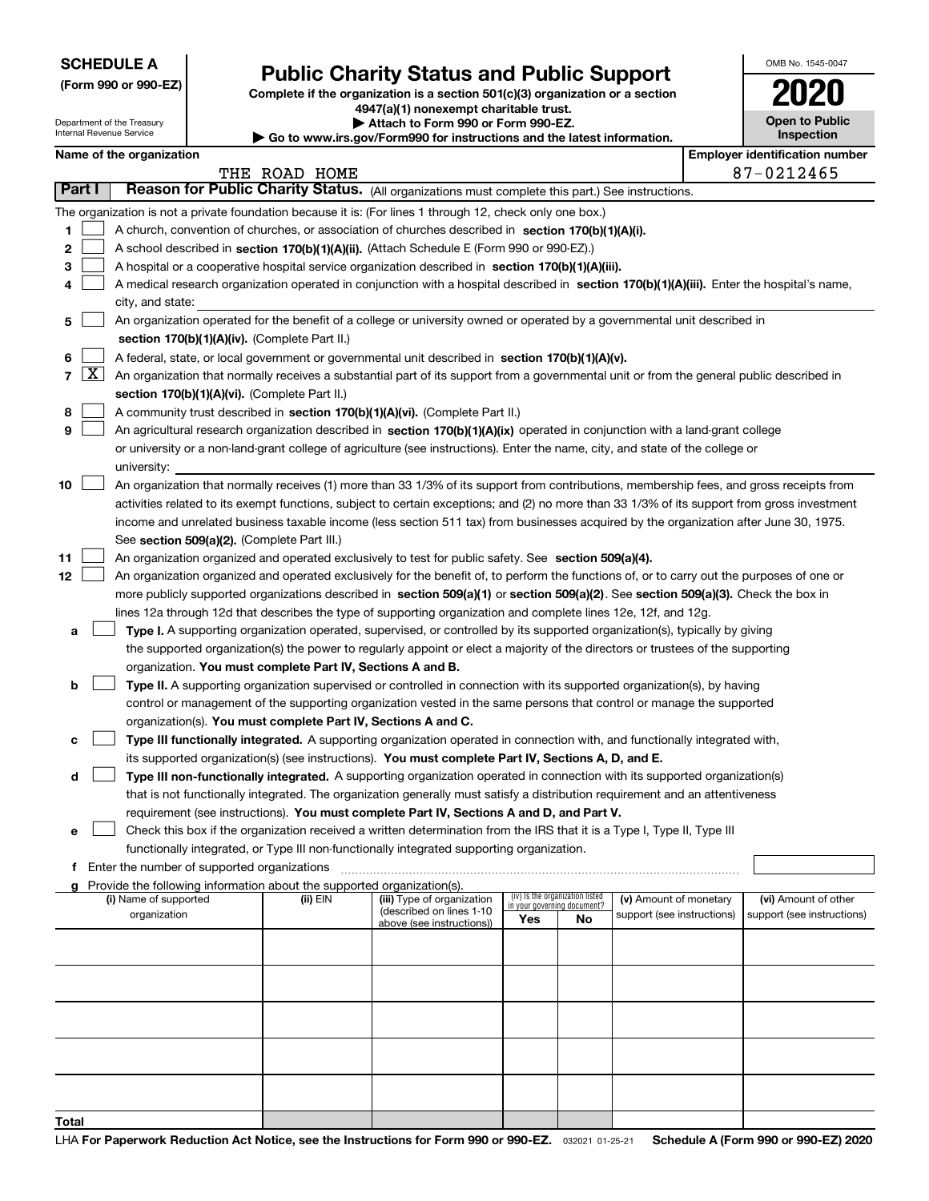**SCHEDULE A**
**(Form 990 or 990-EZ)**

Department of the Treasury
Internal Revenue Service

# Public Charity Status and Public Support

**Complete if the organization is a section 501(c)(3) organization or a section 4947(a)(1) nonexempt charitable trust.**
**▶ Attach to Form 990 or Form 990-EZ.**
**▶ Go to www.irs.gov/Form990 for instructions and the latest information.**

OMB No. 1545-0047
**2020**
**Open to Public Inspection**

**Name of the organization:** THE ROAD HOME
**Employer identification number:** 87-0212465

## Part I — Reason for Public Charity Status. (All organizations must complete this part.) See instructions.

The organization is not a private foundation because it is: (For lines 1 through 12, check only one box.)

1. [ ] A church, convention of churches, or association of churches described in **section 170(b)(1)(A)(i).**
2. [ ] A school described in **section 170(b)(1)(A)(ii).** (Attach Schedule E (Form 990 or 990-EZ).)
3. [ ] A hospital or a cooperative hospital service organization described in **section 170(b)(1)(A)(iii).**
4. [ ] A medical research organization operated in conjunction with a hospital described in **section 170(b)(1)(A)(iii).** Enter the hospital's name, city, and state:
5. [ ] An organization operated for the benefit of a college or university owned or operated by a governmental unit described in **section 170(b)(1)(A)(iv).** (Complete Part II.)
6. [ ] A federal, state, or local government or governmental unit described in **section 170(b)(1)(A)(v).**
7. [X] An organization that normally receives a substantial part of its support from a governmental unit or from the general public described in **section 170(b)(1)(A)(vi).** (Complete Part II.)
8. [ ] A community trust described in **section 170(b)(1)(A)(vi).** (Complete Part II.)
9. [ ] An agricultural research organization described in **section 170(b)(1)(A)(ix)** operated in conjunction with a land-grant college or university or a non-land-grant college of agriculture (see instructions). Enter the name, city, and state of the college or university:
10. [ ] An organization that normally receives (1) more than 33 1/3% of its support from contributions, membership fees, and gross receipts from activities related to its exempt functions, subject to certain exceptions; and (2) no more than 33 1/3% of its support from gross investment income and unrelated business taxable income (less section 511 tax) from businesses acquired by the organization after June 30, 1975. See **section 509(a)(2).** (Complete Part III.)
11. [ ] An organization organized and operated exclusively to test for public safety. See **section 509(a)(4).**
12. [ ] An organization organized and operated exclusively for the benefit of, to perform the functions of, or to carry out the purposes of one or more publicly supported organizations described in **section 509(a)(1)** or **section 509(a)(2)**. See **section 509(a)(3).** Check the box in lines 12a through 12d that describes the type of supporting organization and complete lines 12e, 12f, and 12g.
   - **a** [ ] **Type I.** A supporting organization operated, supervised, or controlled by its supported organization(s), typically by giving the supported organization(s) the power to regularly appoint or elect a majority of the directors or trustees of the supporting organization. **You must complete Part IV, Sections A and B.**
   - **b** [ ] **Type II.** A supporting organization supervised or controlled in connection with its supported organization(s), by having control or management of the supporting organization vested in the same persons that control or manage the supported organization(s). **You must complete Part IV, Sections A and C.**
   - **c** [ ] **Type III functionally integrated.** A supporting organization operated in connection with, and functionally integrated with, its supported organization(s) (see instructions). **You must complete Part IV, Sections A, D, and E.**
   - **d** [ ] **Type III non-functionally integrated.** A supporting organization operated in connection with its supported organization(s) that is not functionally integrated. The organization generally must satisfy a distribution requirement and an attentiveness requirement (see instructions). **You must complete Part IV, Sections A and D, and Part V.**
   - **e** [ ] Check this box if the organization received a written determination from the IRS that it is a Type I, Type II, Type III functionally integrated, or Type III non-functionally integrated supporting organization.
   - **f** Enter the number of supported organizations
   - **g** Provide the following information about the supported organization(s).

| (i) Name of supported organization | (ii) EIN | (iii) Type of organization (described on lines 1-10 above (see instructions)) | (iv) Is the organization listed in your governing document? Yes | No | (v) Amount of monetary support (see instructions) | (vi) Amount of other support (see instructions) |
|---|---|---|---|---|---|---|
| | | | | | | |
| | | | | | | |
| | | | | | | |
| | | | | | | |
| | | | | | | |
| **Total** | | | | | | |

LHA **For Paperwork Reduction Act Notice, see the Instructions for Form 990 or 990-EZ.** 032021 01-25-21 **Schedule A (Form 990 or 990-EZ) 2020**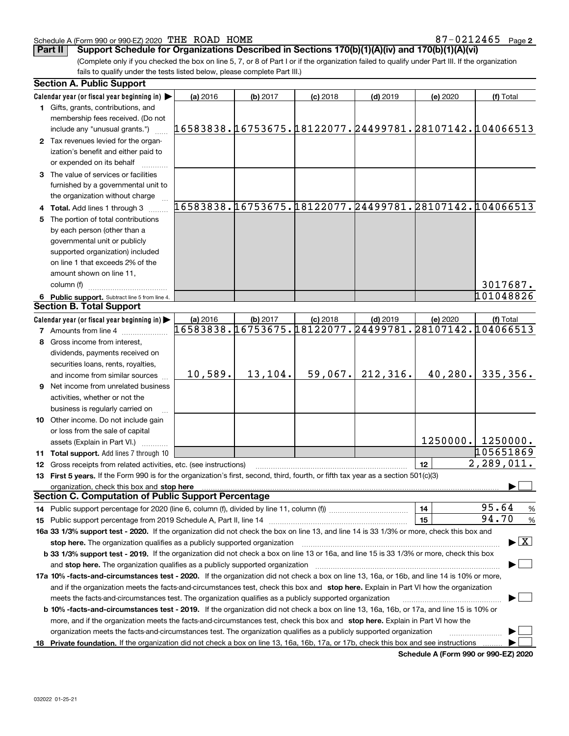Schedule A (Form 990 or 990-EZ) 2020 THE ROAD HOME 87-0212465 Page 2

**Part II Support Schedule for Organizations Described in Sections 170(b)(1)(A)(iv) and 170(b)(1)(A)(vi)**

(Complete only if you checked the box on line 5, 7, or 8 of Part I or if the organization failed to qualify under Part III. If the organization fails to qualify under the tests listed below, please complete Part III.)

### Section A. Public Support

| Calendar year (or fiscal year beginning in) ▶ | (a) 2016 | (b) 2017 | (c) 2018 | (d) 2019 | (e) 2020 | (f) Total |
|---|---|---|---|---|---|---|
| **1** Gifts, grants, contributions, and membership fees received. (Do not include any "unusual grants.") | 16583838. | 16753675. | 18122077. | 24499781. | 28107142. | 104066513 |
| **2** Tax revenues levied for the organization's benefit and either paid to or expended on its behalf | | | | | | |
| **3** The value of services or facilities furnished by a governmental unit to the organization without charge | | | | | | |
| **4 Total.** Add lines 1 through 3 | 16583838. | 16753675. | 18122077. | 24499781. | 28107142. | 104066513 |
| **5** The portion of total contributions by each person (other than a governmental unit or publicly supported organization) included on line 1 that exceeds 2% of the amount shown on line 11, column (f) | | | | | | 3017687. |
| **6 Public support.** Subtract line 5 from line 4. | | | | | | 101048826 |

### Section B. Total Support

| Calendar year (or fiscal year beginning in) ▶ | (a) 2016 | (b) 2017 | (c) 2018 | (d) 2019 | (e) 2020 | (f) Total |
|---|---|---|---|---|---|---|
| **7** Amounts from line 4 | 16583838. | 16753675. | 18122077. | 24499781. | 28107142. | 104066513 |
| **8** Gross income from interest, dividends, payments received on securities loans, rents, royalties, and income from similar sources | 10,589. | 13,104. | 59,067. | 212,316. | 40,280. | 335,356. |
| **9** Net income from unrelated business activities, whether or not the business is regularly carried on | | | | | | |
| **10** Other income. Do not include gain or loss from the sale of capital assets (Explain in Part VI.) | | | | | 1250000. | 1250000. |
| **11 Total support.** Add lines 7 through 10 | | | | | | 105651869 |
| **12** Gross receipts from related activities, etc. (see instructions) | | | | | 12 | 2,289,011. |

**13 First 5 years.** If the Form 990 is for the organization's first, second, third, fourth, or fifth tax year as a section 501(c)(3) organization, check this box and **stop here** ▶ ☐

### Section C. Computation of Public Support Percentage

| | | |
|---|---|---|
| **14** Public support percentage for 2020 (line 6, column (f), divided by line 11, column (f)) | 14 | 95.64 % |
| **15** Public support percentage from 2019 Schedule A, Part II, line 14 | 15 | 94.70 % |

**16a 33 1/3% support test - 2020.** If the organization did not check the box on line 13, and line 14 is 33 1/3% or more, check this box and **stop here.** The organization qualifies as a publicly supported organization ▶ ☒

**b 33 1/3% support test - 2019.** If the organization did not check a box on line 13 or 16a, and line 15 is 33 1/3% or more, check this box and **stop here.** The organization qualifies as a publicly supported organization ▶ ☐

**17a 10% -facts-and-circumstances test - 2020.** If the organization did not check a box on line 13, 16a, or 16b, and line 14 is 10% or more, and if the organization meets the facts-and-circumstances test, check this box and **stop here.** Explain in Part VI how the organization meets the facts-and-circumstances test. The organization qualifies as a publicly supported organization ▶ ☐

**b 10% -facts-and-circumstances test - 2019.** If the organization did not check a box on line 13, 16a, 16b, or 17a, and line 15 is 10% or more, and if the organization meets the facts-and-circumstances test, check this box and **stop here.** Explain in Part VI how the organization meets the facts-and-circumstances test. The organization qualifies as a publicly supported organization ▶ ☐

**18 Private foundation.** If the organization did not check a box on line 13, 16a, 16b, 17a, or 17b, check this box and see instructions ▶ ☐

**Schedule A (Form 990 or 990-EZ) 2020**

032022 01-25-21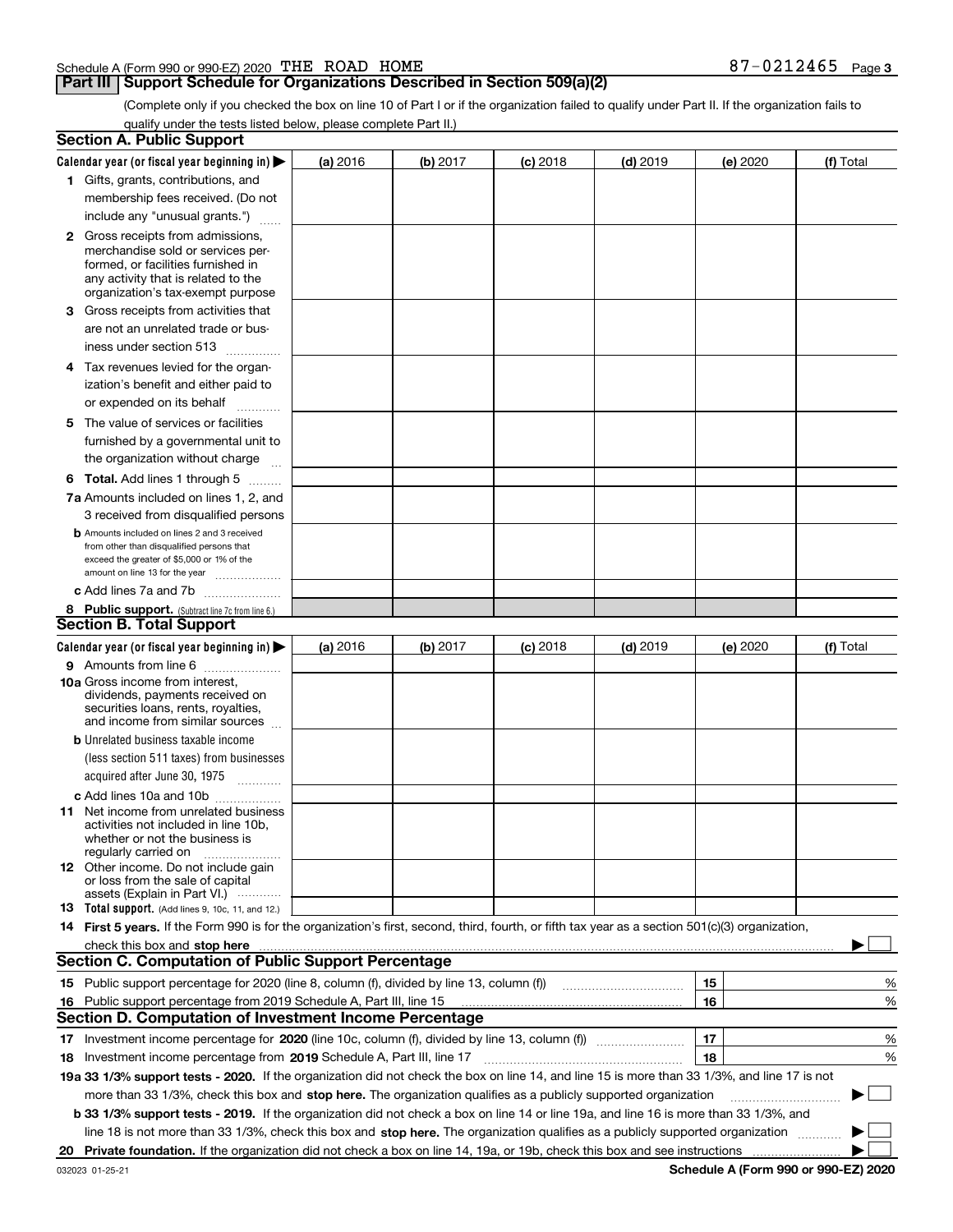Schedule A (Form 990 or 990-EZ) 2020 THE ROAD HOME 87-0212465 Page 3

## Part III Support Schedule for Organizations Described in Section 509(a)(2)

(Complete only if you checked the box on line 10 of Part I or if the organization failed to qualify under Part II. If the organization fails to qualify under the tests listed below, please complete Part II.)

### Section A. Public Support

| Calendar year (or fiscal year beginning in) ▶ | (a) 2016 | (b) 2017 | (c) 2018 | (d) 2019 | (e) 2020 | (f) Total |
|---|---|---|---|---|---|---|
| 1 Gifts, grants, contributions, and membership fees received. (Do not include any "unusual grants.") | | | | | | |
| 2 Gross receipts from admissions, merchandise sold or services performed, or facilities furnished in any activity that is related to the organization's tax-exempt purpose | | | | | | |
| 3 Gross receipts from activities that are not an unrelated trade or business under section 513 | | | | | | |
| 4 Tax revenues levied for the organization's benefit and either paid to or expended on its behalf | | | | | | |
| 5 The value of services or facilities furnished by a governmental unit to the organization without charge | | | | | | |
| 6 **Total.** Add lines 1 through 5 | | | | | | |
| 7a Amounts included on lines 1, 2, and 3 received from disqualified persons | | | | | | |
| b Amounts included on lines 2 and 3 received from other than disqualified persons that exceed the greater of $5,000 or 1% of the amount on line 13 for the year | | | | | | |
| c Add lines 7a and 7b | | | | | | |
| 8 **Public support.** (Subtract line 7c from line 6.) | | | | | | |

### Section B. Total Support

| Calendar year (or fiscal year beginning in) ▶ | (a) 2016 | (b) 2017 | (c) 2018 | (d) 2019 | (e) 2020 | (f) Total |
|---|---|---|---|---|---|---|
| 9 Amounts from line 6 | | | | | | |
| 10a Gross income from interest, dividends, payments received on securities loans, rents, royalties, and income from similar sources | | | | | | |
| b Unrelated business taxable income (less section 511 taxes) from businesses acquired after June 30, 1975 | | | | | | |
| c Add lines 10a and 10b | | | | | | |
| 11 Net income from unrelated business activities not included in line 10b, whether or not the business is regularly carried on | | | | | | |
| 12 Other income. Do not include gain or loss from the sale of capital assets (Explain in Part VI.) | | | | | | |
| 13 **Total support.** (Add lines 9, 10c, 11, and 12.) | | | | | | |

14 **First 5 years.** If the Form 990 is for the organization's first, second, third, fourth, or fifth tax year as a section 501(c)(3) organization, check this box and **stop here** ▶ ☐

### Section C. Computation of Public Support Percentage

| | | | |
|---|---|---|---|
| 15 | Public support percentage for 2020 (line 8, column (f), divided by line 13, column (f)) | 15 | % |
| 16 | Public support percentage from 2019 Schedule A, Part III, line 15 | 16 | % |

### Section D. Computation of Investment Income Percentage

| | | | |
|---|---|---|---|
| 17 | Investment income percentage for **2020** (line 10c, column (f), divided by line 13, column (f)) | 17 | % |
| 18 | Investment income percentage from **2019** Schedule A, Part III, line 17 | 18 | % |

**19a 33 1/3% support tests - 2020.** If the organization did not check the box on line 14, and line 15 is more than 33 1/3%, and line 17 is not more than 33 1/3%, check this box and **stop here.** The organization qualifies as a publicly supported organization ▶ ☐

**b 33 1/3% support tests - 2019.** If the organization did not check a box on line 14 or line 19a, and line 16 is more than 33 1/3%, and line 18 is not more than 33 1/3%, check this box and **stop here.** The organization qualifies as a publicly supported organization ▶ ☐

**20 Private foundation.** If the organization did not check a box on line 14, 19a, or 19b, check this box and see instructions ▶ ☐

032023 01-25-21 **Schedule A (Form 990 or 990-EZ) 2020**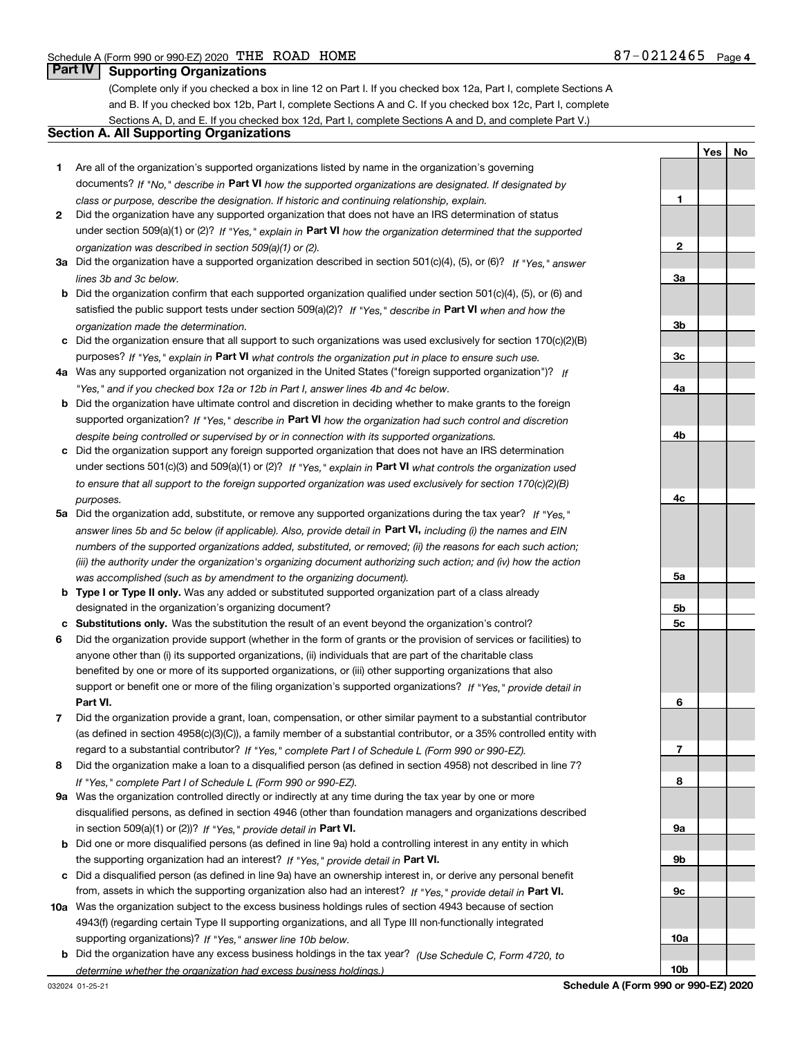Schedule A (Form 990 or 990-EZ) 2020 THE ROAD HOME 87-0212465 Page 4

## Part IV Supporting Organizations

(Complete only if you checked a box in line 12 on Part I. If you checked box 12a, Part I, complete Sections A and B. If you checked box 12b, Part I, complete Sections A and C. If you checked box 12c, Part I, complete Sections A, D, and E. If you checked box 12d, Part I, complete Sections A and D, and complete Part V.)

### Section A. All Supporting Organizations

| | | | Yes | No |
|---|---|---|---|---|
| **1** | Are all of the organization's supported organizations listed by name in the organization's governing documents? *If "No," describe in* **Part VI** *how the supported organizations are designated. If designated by class or purpose, describe the designation. If historic and continuing relationship, explain.* | **1** | | |
| **2** | Did the organization have any supported organization that does not have an IRS determination of status under section 509(a)(1) or (2)? *If "Yes," explain in* **Part VI** *how the organization determined that the supported organization was described in section 509(a)(1) or (2).* | **2** | | |
| **3a** | Did the organization have a supported organization described in section 501(c)(4), (5), or (6)? *If "Yes," answer lines 3b and 3c below.* | **3a** | | |
| **b** | Did the organization confirm that each supported organization qualified under section 501(c)(4), (5), or (6) and satisfied the public support tests under section 509(a)(2)? *If "Yes," describe in* **Part VI** *when and how the organization made the determination.* | **3b** | | |
| **c** | Did the organization ensure that all support to such organizations was used exclusively for section 170(c)(2)(B) purposes? *If "Yes," explain in* **Part VI** *what controls the organization put in place to ensure such use.* | **3c** | | |
| **4a** | Was any supported organization not organized in the United States ("foreign supported organization")? *If "Yes," and if you checked box 12a or 12b in Part I, answer lines 4b and 4c below.* | **4a** | | |
| **b** | Did the organization have ultimate control and discretion in deciding whether to make grants to the foreign supported organization? *If "Yes," describe in* **Part VI** *how the organization had such control and discretion despite being controlled or supervised by or in connection with its supported organizations.* | **4b** | | |
| **c** | Did the organization support any foreign supported organization that does not have an IRS determination under sections 501(c)(3) and 509(a)(1) or (2)? *If "Yes," explain in* **Part VI** *what controls the organization used to ensure that all support to the foreign supported organization was used exclusively for section 170(c)(2)(B) purposes.* | **4c** | | |
| **5a** | Did the organization add, substitute, or remove any supported organizations during the tax year? *If "Yes," answer lines 5b and 5c below (if applicable). Also, provide detail in* **Part VI,** *including (i) the names and EIN numbers of the supported organizations added, substituted, or removed; (ii) the reasons for each such action; (iii) the authority under the organization's organizing document authorizing such action; and (iv) how the action was accomplished (such as by amendment to the organizing document).* | **5a** | | |
| **b** | **Type I or Type II only.** Was any added or substituted supported organization part of a class already designated in the organization's organizing document? | **5b** | | |
| **c** | **Substitutions only.** Was the substitution the result of an event beyond the organization's control? | **5c** | | |
| **6** | Did the organization provide support (whether in the form of grants or the provision of services or facilities) to anyone other than (i) its supported organizations, (ii) individuals that are part of the charitable class benefited by one or more of its supported organizations, or (iii) other supporting organizations that also support or benefit one or more of the filing organization's supported organizations? *If "Yes," provide detail in* **Part VI.** | **6** | | |
| **7** | Did the organization provide a grant, loan, compensation, or other similar payment to a substantial contributor (as defined in section 4958(c)(3)(C)), a family member of a substantial contributor, or a 35% controlled entity with regard to a substantial contributor? *If "Yes," complete Part I of Schedule L (Form 990 or 990-EZ).* | **7** | | |
| **8** | Did the organization make a loan to a disqualified person (as defined in section 4958) not described in line 7? *If "Yes," complete Part I of Schedule L (Form 990 or 990-EZ).* | **8** | | |
| **9a** | Was the organization controlled directly or indirectly at any time during the tax year by one or more disqualified persons, as defined in section 4946 (other than foundation managers and organizations described in section 509(a)(1) or (2))? *If "Yes," provide detail in* **Part VI.** | **9a** | | |
| **b** | Did one or more disqualified persons (as defined in line 9a) hold a controlling interest in any entity in which the supporting organization had an interest? *If "Yes," provide detail in* **Part VI.** | **9b** | | |
| **c** | Did a disqualified person (as defined in line 9a) have an ownership interest in, or derive any personal benefit from, assets in which the supporting organization also had an interest? *If "Yes," provide detail in* **Part VI.** | **9c** | | |
| **10a** | Was the organization subject to the excess business holdings rules of section 4943 because of section 4943(f) (regarding certain Type II supporting organizations, and all Type III non-functionally integrated supporting organizations)? *If "Yes," answer line 10b below.* | **10a** | | |
| **b** | Did the organization have any excess business holdings in the tax year? *(Use Schedule C, Form 4720, to determine whether the organization had excess business holdings.)* | **10b** | | |

032024 01-25-21 **Schedule A (Form 990 or 990-EZ) 2020**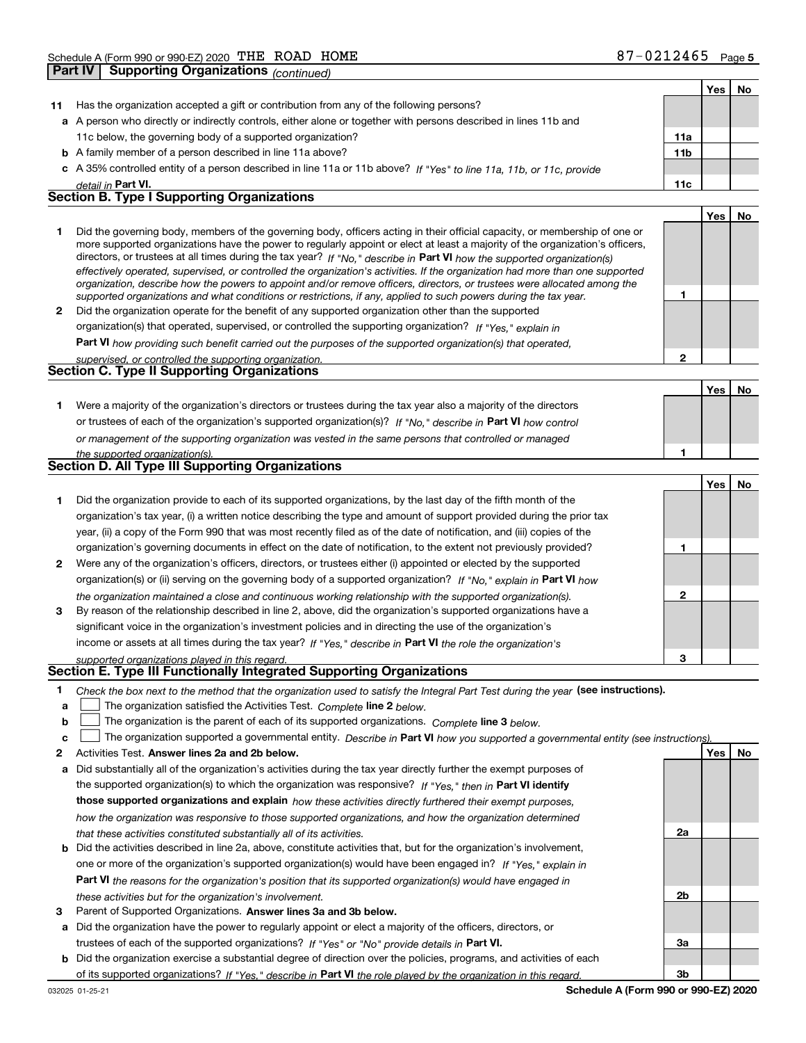Schedule A (Form 990 or 990-EZ) 2020 THE ROAD HOME 87-0212465

## Part IV | Supporting Organizations *(continued)*

| | | | Yes | No |
|---|---|---|---|---|
| **11** | Has the organization accepted a gift or contribution from any of the following persons? | | | |
| **a** | A person who directly or indirectly controls, either alone or together with persons described in lines 11b and 11c below, the governing body of a supported organization? | **11a** | | |
| **b** | A family member of a person described in line 11a above? | **11b** | | |
| **c** | A 35% controlled entity of a person described in line 11a or 11b above? *If "Yes" to line 11a, 11b, or 11c, provide detail in* **Part VI.** | **11c** | | |

### Section B. Type I Supporting Organizations

| | | | Yes | No |
|---|---|---|---|---|
| **1** | Did the governing body, members of the governing body, officers acting in their official capacity, or membership of one or more supported organizations have the power to regularly appoint or elect at least a majority of the organization's officers, directors, or trustees at all times during the tax year? *If "No," describe in* **Part VI** *how the supported organization(s) effectively operated, supervised, or controlled the organization's activities. If the organization had more than one supported organization, describe how the powers to appoint and/or remove officers, directors, or trustees were allocated among the supported organizations and what conditions or restrictions, if any, applied to such powers during the tax year.* | **1** | | |
| **2** | Did the organization operate for the benefit of any supported organization other than the supported organization(s) that operated, supervised, or controlled the supporting organization? *If "Yes," explain in* **Part VI** *how providing such benefit carried out the purposes of the supported organization(s) that operated, supervised, or controlled the supporting organization.* | **2** | | |

### Section C. Type II Supporting Organizations

| | | | Yes | No |
|---|---|---|---|---|
| **1** | Were a majority of the organization's directors or trustees during the tax year also a majority of the directors or trustees of each of the organization's supported organization(s)? *If "No," describe in* **Part VI** *how control or management of the supporting organization was vested in the same persons that controlled or managed the supported organization(s).* | **1** | | |

### Section D. All Type III Supporting Organizations

| | | | Yes | No |
|---|---|---|---|---|
| **1** | Did the organization provide to each of its supported organizations, by the last day of the fifth month of the organization's tax year, (i) a written notice describing the type and amount of support provided during the prior tax year, (ii) a copy of the Form 990 that was most recently filed as of the date of notification, and (iii) copies of the organization's governing documents in effect on the date of notification, to the extent not previously provided? | **1** | | |
| **2** | Were any of the organization's officers, directors, or trustees either (i) appointed or elected by the supported organization(s) or (ii) serving on the governing body of a supported organization? *If "No," explain in* **Part VI** *how the organization maintained a close and continuous working relationship with the supported organization(s).* | **2** | | |
| **3** | By reason of the relationship described in line 2, above, did the organization's supported organizations have a significant voice in the organization's investment policies and in directing the use of the organization's income or assets at all times during the tax year? *If "Yes," describe in* **Part VI** *the role the organization's supported organizations played in this regard.* | **3** | | |

### Section E. Type III Functionally Integrated Supporting Organizations

**1** *Check the box next to the method that the organization used to satisfy the Integral Part Test during the year* **(see instructions).**

- **a** ☐ The organization satisfied the Activities Test. *Complete* **line 2** *below.*
- **b** ☐ The organization is the parent of each of its supported organizations. *Complete* **line 3** *below.*
- **c** ☐ The organization supported a governmental entity. *Describe in* **Part VI** *how you supported a governmental entity (see instructions).*

| | | | Yes | No |
|---|---|---|---|---|
| **2** | Activities Test. **Answer lines 2a and 2b below.** | | | |
| **a** | Did substantially all of the organization's activities during the tax year directly further the exempt purposes of the supported organization(s) to which the organization was responsive? *If "Yes," then in* **Part VI identify those supported organizations and explain** *how these activities directly furthered their exempt purposes, how the organization was responsive to those supported organizations, and how the organization determined that these activities constituted substantially all of its activities.* | **2a** | | |
| **b** | Did the activities described in line 2a, above, constitute activities that, but for the organization's involvement, one or more of the organization's supported organization(s) would have been engaged in? *If "Yes," explain in* **Part VI** *the reasons for the organization's position that its supported organization(s) would have engaged in these activities but for the organization's involvement.* | **2b** | | |
| **3** | Parent of Supported Organizations. **Answer lines 3a and 3b below.** | | | |
| **a** | Did the organization have the power to regularly appoint or elect a majority of the officers, directors, or trustees of each of the supported organizations? *If "Yes" or "No" provide details in* **Part VI.** | **3a** | | |
| **b** | Did the organization exercise a substantial degree of direction over the policies, programs, and activities of each of its supported organizations? *If "Yes," describe in* **Part VI** *the role played by the organization in this regard.* | **3b** | | |

032025 01-25-21 **Schedule A (Form 990 or 990-EZ) 2020**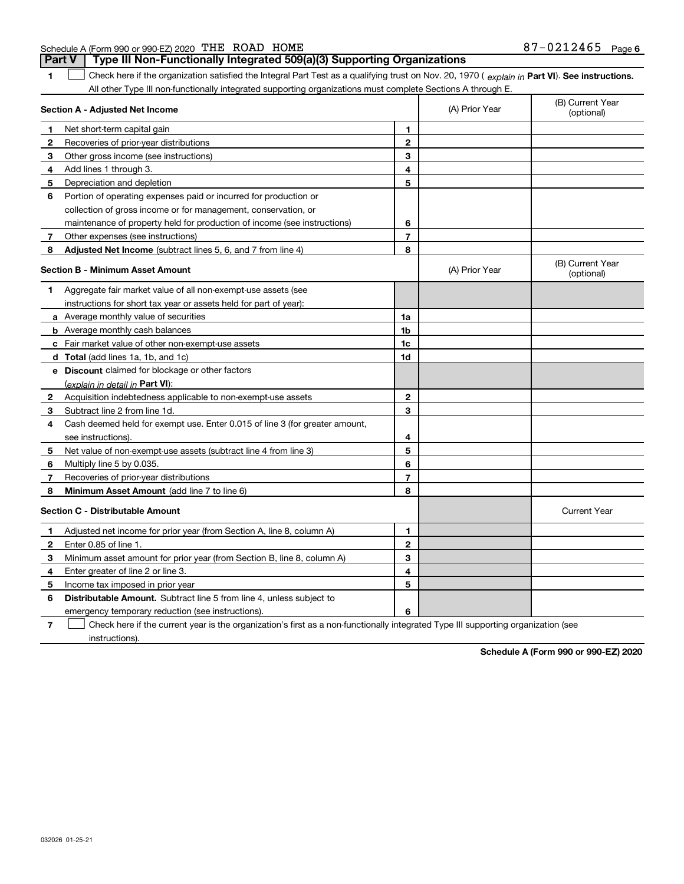Schedule A (Form 990 or 990-EZ) 2020 THE ROAD HOME 87-0212465 Page 6

**Part V | Type III Non-Functionally Integrated 509(a)(3) Supporting Organizations**

**1** ☐ Check here if the organization satisfied the Integral Part Test as a qualifying trust on Nov. 20, 1970 (*explain in* **Part VI**). **See instructions.** All other Type III non-functionally integrated supporting organizations must complete Sections A through E.

| **Section A - Adjusted Net Income** | | | (A) Prior Year | (B) Current Year (optional) |
|---|---|---|---|---|
| **1** | Net short-term capital gain | **1** | | |
| **2** | Recoveries of prior-year distributions | **2** | | |
| **3** | Other gross income (see instructions) | **3** | | |
| **4** | Add lines 1 through 3. | **4** | | |
| **5** | Depreciation and depletion | **5** | | |
| **6** | Portion of operating expenses paid or incurred for production or collection of gross income or for management, conservation, or maintenance of property held for production of income (see instructions) | **6** | | |
| **7** | Other expenses (see instructions) | **7** | | |
| **8** | **Adjusted Net Income** (subtract lines 5, 6, and 7 from line 4) | **8** | | |

| **Section B - Minimum Asset Amount** | | | (A) Prior Year | (B) Current Year (optional) |
|---|---|---|---|---|
| **1** | Aggregate fair market value of all non-exempt-use assets (see instructions for short tax year or assets held for part of year): | | | |
| **a** | Average monthly value of securities | **1a** | | |
| **b** | Average monthly cash balances | **1b** | | |
| **c** | Fair market value of other non-exempt-use assets | **1c** | | |
| **d** | **Total** (add lines 1a, 1b, and 1c) | **1d** | | |
| **e** | **Discount** claimed for blockage or other factors (*explain in detail in* **Part VI**): | | | |
| **2** | Acquisition indebtedness applicable to non-exempt-use assets | **2** | | |
| **3** | Subtract line 2 from line 1d. | **3** | | |
| **4** | Cash deemed held for exempt use. Enter 0.015 of line 3 (for greater amount, see instructions). | **4** | | |
| **5** | Net value of non-exempt-use assets (subtract line 4 from line 3) | **5** | | |
| **6** | Multiply line 5 by 0.035. | **6** | | |
| **7** | Recoveries of prior-year distributions | **7** | | |
| **8** | **Minimum Asset Amount** (add line 7 to line 6) | **8** | | |

| **Section C - Distributable Amount** | | | | Current Year |
|---|---|---|---|---|
| **1** | Adjusted net income for prior year (from Section A, line 8, column A) | **1** | | |
| **2** | Enter 0.85 of line 1. | **2** | | |
| **3** | Minimum asset amount for prior year (from Section B, line 8, column A) | **3** | | |
| **4** | Enter greater of line 2 or line 3. | **4** | | |
| **5** | Income tax imposed in prior year | **5** | | |
| **6** | **Distributable Amount.** Subtract line 5 from line 4, unless subject to emergency temporary reduction (see instructions). | **6** | | |

**7** ☐ Check here if the current year is the organization's first as a non-functionally integrated Type III supporting organization (see instructions).

**Schedule A (Form 990 or 990-EZ) 2020**

032026 01-25-21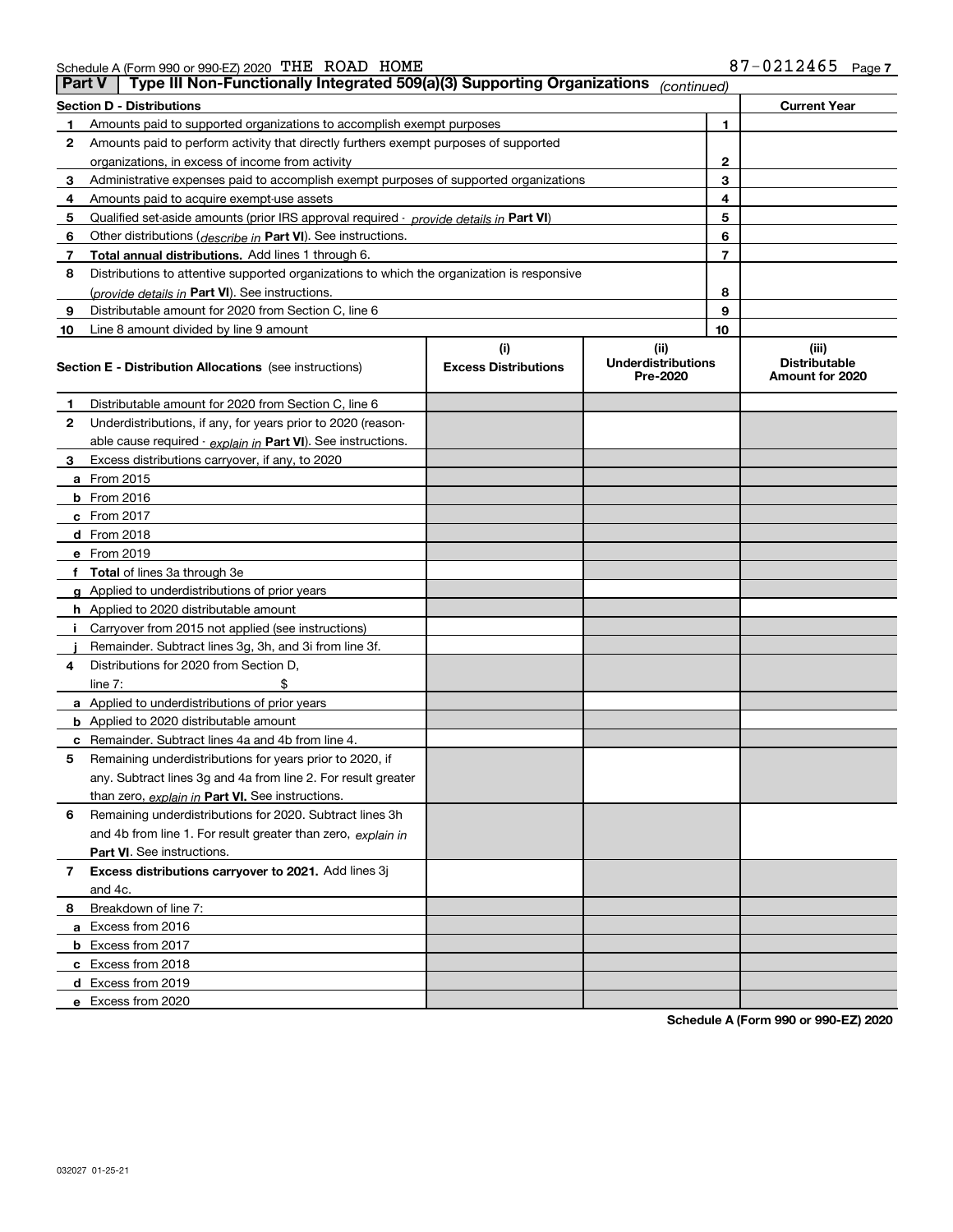Schedule A (Form 990 or 990-EZ) 2020 THE ROAD HOME 87-0212465 Page 7

## Part V | Type III Non-Functionally Integrated 509(a)(3) Supporting Organizations *(continued)*

| Section D - Distributions | | | Current Year |
|---|---|---|---|
| 1 | Amounts paid to supported organizations to accomplish exempt purposes | 1 | |
| 2 | Amounts paid to perform activity that directly furthers exempt purposes of supported organizations, in excess of income from activity | 2 | |
| 3 | Administrative expenses paid to accomplish exempt purposes of supported organizations | 3 | |
| 4 | Amounts paid to acquire exempt-use assets | 4 | |
| 5 | Qualified set-aside amounts (prior IRS approval required - *provide details in* **Part VI**) | 5 | |
| 6 | Other distributions (*describe in* **Part VI**). See instructions. | 6 | |
| 7 | **Total annual distributions.** Add lines 1 through 6. | 7 | |
| 8 | Distributions to attentive supported organizations to which the organization is responsive (*provide details in* **Part VI**). See instructions. | 8 | |
| 9 | Distributable amount for 2020 from Section C, line 6 | 9 | |
| 10 | Line 8 amount divided by line 9 amount | 10 | |

| | Section E - Distribution Allocations (see instructions) | (i) Excess Distributions | (ii) Underdistributions Pre-2020 | (iii) Distributable Amount for 2020 |
|---|---|---|---|---|
| 1 | Distributable amount for 2020 from Section C, line 6 | | | |
| 2 | Underdistributions, if any, for years prior to 2020 (reasonable cause required - *explain in* **Part VI**). See instructions. | | | |
| 3 | Excess distributions carryover, if any, to 2020 | | | |
| a | From 2015 | | | |
| b | From 2016 | | | |
| c | From 2017 | | | |
| d | From 2018 | | | |
| e | From 2019 | | | |
| f | **Total** of lines 3a through 3e | | | |
| g | Applied to underdistributions of prior years | | | |
| h | Applied to 2020 distributable amount | | | |
| i | Carryover from 2015 not applied (see instructions) | | | |
| j | Remainder. Subtract lines 3g, 3h, and 3i from line 3f. | | | |
| 4 | Distributions for 2020 from Section D, line 7: $ | | | |
| a | Applied to underdistributions of prior years | | | |
| b | Applied to 2020 distributable amount | | | |
| c | Remainder. Subtract lines 4a and 4b from line 4. | | | |
| 5 | Remaining underdistributions for years prior to 2020, if any. Subtract lines 3g and 4a from line 2. For result greater than zero, *explain in* **Part VI.** See instructions. | | | |
| 6 | Remaining underdistributions for 2020. Subtract lines 3h and 4b from line 1. For result greater than zero, *explain in* **Part VI**. See instructions. | | | |
| 7 | **Excess distributions carryover to 2021.** Add lines 3j and 4c. | | | |
| 8 | Breakdown of line 7: | | | |
| a | Excess from 2016 | | | |
| b | Excess from 2017 | | | |
| c | Excess from 2018 | | | |
| d | Excess from 2019 | | | |
| e | Excess from 2020 | | | |

**Schedule A (Form 990 or 990-EZ) 2020**

032027 01-25-21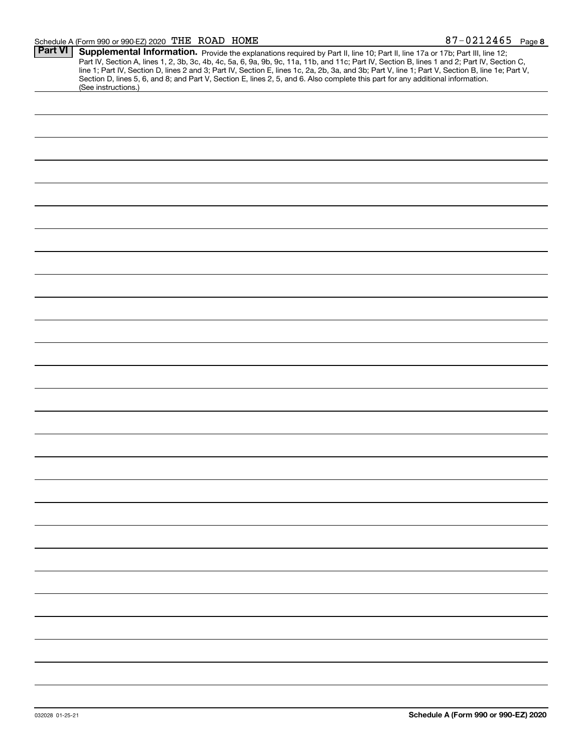Schedule A (Form 990 or 990-EZ) 2020 THE ROAD HOME 87-0212465 Page 8

**Part VI** **Supplemental Information.** Provide the explanations required by Part II, line 10; Part II, line 17a or 17b; Part III, line 12; Part IV, Section A, lines 1, 2, 3b, 3c, 4b, 4c, 5a, 6, 9a, 9b, 9c, 11a, 11b, and 11c; Part IV, Section B, lines 1 and 2; Part IV, Section C, line 1; Part IV, Section D, lines 2 and 3; Part IV, Section E, lines 1c, 2a, 2b, 3a, and 3b; Part V, line 1; Part V, Section B, line 1e; Part V, Section D, lines 5, 6, and 8; and Part V, Section E, lines 2, 5, and 6. Also complete this part for any additional information. (See instructions.)

032028 01-25-21 **Schedule A (Form 990 or 990-EZ) 2020**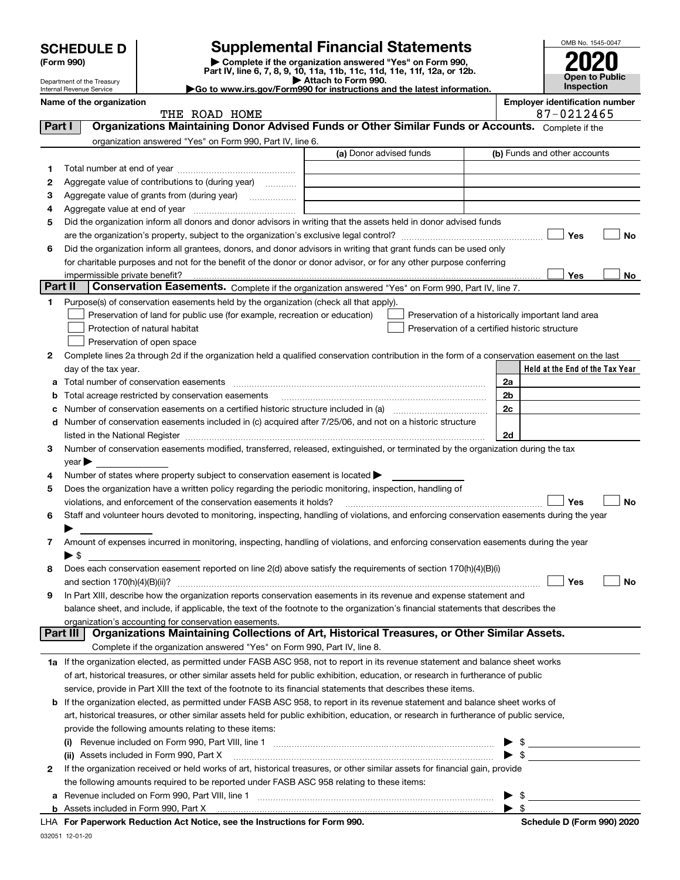# SCHEDULE D (Form 990)

Department of the Treasury
Internal Revenue Service

## Supplemental Financial Statements

▶ Complete if the organization answered "Yes" on Form 990, Part IV, line 6, 7, 8, 9, 10, 11a, 11b, 11c, 11d, 11e, 11f, 12a, or 12b.
▶ Attach to Form 990.
▶Go to www.irs.gov/Form990 for instructions and the latest information.

OMB No. 1545-0047

**2020**

**Open to Public Inspection**

**Name of the organization**
THE ROAD HOME

**Employer identification number**
87-0212465

### Part I — Organizations Maintaining Donor Advised Funds or Other Similar Funds or Accounts. Complete if the organization answered "Yes" on Form 990, Part IV, line 6.

| | | (a) Donor advised funds | (b) Funds and other accounts |
|---|---|---|---|
| 1 | Total number at end of year | | |
| 2 | Aggregate value of contributions to (during year) | | |
| 3 | Aggregate value of grants from (during year) | | |
| 4 | Aggregate value at end of year | | |

5 Did the organization inform all donors and donor advisors in writing that the assets held in donor advised funds are the organization's property, subject to the organization's exclusive legal control? ☐ Yes ☐ No

6 Did the organization inform all grantees, donors, and donor advisors in writing that grant funds can be used only for charitable purposes and not for the benefit of the donor or donor advisor, or for any other purpose conferring impermissible private benefit? ☐ Yes ☐ No

### Part II — Conservation Easements. Complete if the organization answered "Yes" on Form 990, Part IV, line 7.

1 Purpose(s) of conservation easements held by the organization (check all that apply).

☐ Preservation of land for public use (for example, recreation or education)
☐ Protection of natural habitat
☐ Preservation of open space
☐ Preservation of a historically important land area
☐ Preservation of a certified historic structure

2 Complete lines 2a through 2d if the organization held a qualified conservation contribution in the form of a conservation easement on the last day of the tax year.

| | | | Held at the End of the Tax Year |
|---|---|---|---|
| a | Total number of conservation easements | 2a | |
| b | Total acreage restricted by conservation easements | 2b | |
| c | Number of conservation easements on a certified historic structure included in (a) | 2c | |
| d | Number of conservation easements included in (c) acquired after 7/25/06, and not on a historic structure listed in the National Register | 2d | |

3 Number of conservation easements modified, transferred, released, extinguished, or terminated by the organization during the tax year ▶

4 Number of states where property subject to conservation easement is located ▶

5 Does the organization have a written policy regarding the periodic monitoring, inspection, handling of violations, and enforcement of the conservation easements it holds? ☐ Yes ☐ No

6 Staff and volunteer hours devoted to monitoring, inspecting, handling of violations, and enforcing conservation easements during the year ▶

7 Amount of expenses incurred in monitoring, inspecting, handling of violations, and enforcing conservation easements during the year ▶ $

8 Does each conservation easement reported on line 2(d) above satisfy the requirements of section 170(h)(4)(B)(i) and section 170(h)(4)(B)(ii)? ☐ Yes ☐ No

9 In Part XIII, describe how the organization reports conservation easements in its revenue and expense statement and balance sheet, and include, if applicable, the text of the footnote to the organization's financial statements that describes the organization's accounting for conservation easements.

### Part III — Organizations Maintaining Collections of Art, Historical Treasures, or Other Similar Assets. Complete if the organization answered "Yes" on Form 990, Part IV, line 8.

1a If the organization elected, as permitted under FASB ASC 958, not to report in its revenue statement and balance sheet works of art, historical treasures, or other similar assets held for public exhibition, education, or research in furtherance of public service, provide in Part XIII the text of the footnote to its financial statements that describes these items.

b If the organization elected, as permitted under FASB ASC 958, to report in its revenue statement and balance sheet works of art, historical treasures, or other similar assets held for public exhibition, education, or research in furtherance of public service, provide the following amounts relating to these items:

(i) Revenue included on Form 990, Part VIII, line 1 ▶ $

(ii) Assets included in Form 990, Part X ▶ $

2 If the organization received or held works of art, historical treasures, or other similar assets for financial gain, provide the following amounts required to be reported under FASB ASC 958 relating to these items:

a Revenue included on Form 990, Part VIII, line 1 ▶ $

b Assets included in Form 990, Part X ▶ $

LHA For Paperwork Reduction Act Notice, see the Instructions for Form 990. Schedule D (Form 990) 2020

032051 12-01-20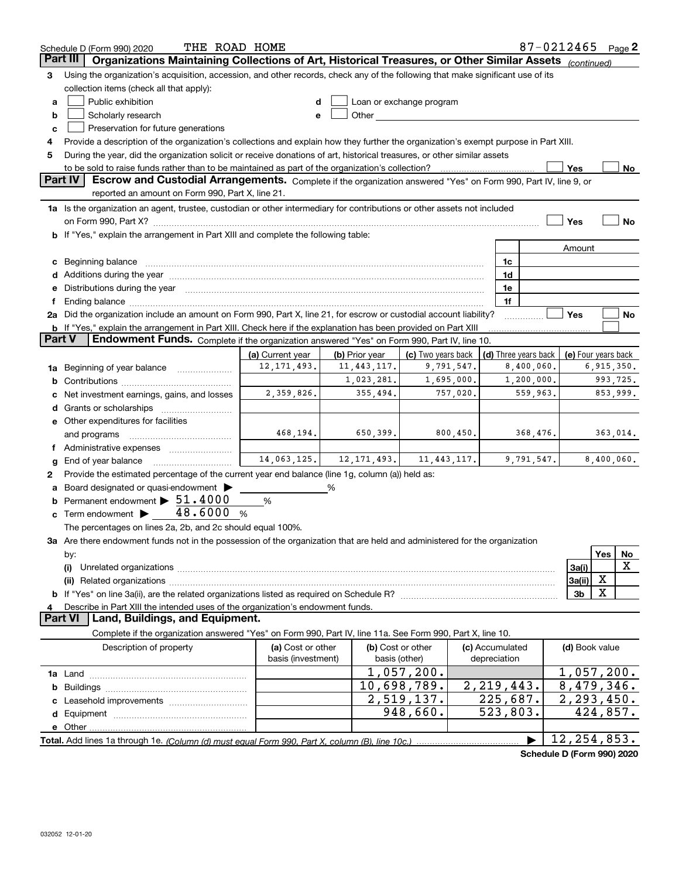Schedule D (Form 990) 2020 THE ROAD HOME 87-0212465 Page 2

## Part III Organizations Maintaining Collections of Art, Historical Treasures, or Other Similar Assets *(continued)*

3 Using the organization's acquisition, accession, and other records, check any of the following that make significant use of its collection items (check all that apply):

a ☐ Public exhibition  
b ☐ Scholarly research  
c ☐ Preservation for future generations  
d ☐ Loan or exchange program  
e ☐ Other

4 Provide a description of the organization's collections and explain how they further the organization's exempt purpose in Part XIII.

5 During the year, did the organization solicit or receive donations of art, historical treasures, or other similar assets to be sold to raise funds rather than to be maintained as part of the organization's collection? ☐ Yes ☐ No

## Part IV Escrow and Custodial Arrangements.

Complete if the organization answered "Yes" on Form 990, Part IV, line 9, or reported an amount on Form 990, Part X, line 21.

1a Is the organization an agent, trustee, custodian or other intermediary for contributions or other assets not included on Form 990, Part X? ☐ Yes ☐ No

b If "Yes," explain the arrangement in Part XIII and complete the following table:

| | | Amount |
|---|---|---|
| c Beginning balance | 1c | |
| d Additions during the year | 1d | |
| e Distributions during the year | 1e | |
| f Ending balance | 1f | |

2a Did the organization include an amount on Form 990, Part X, line 21, for escrow or custodial account liability? ☐ Yes ☐ No

b If "Yes," explain the arrangement in Part XIII. Check here if the explanation has been provided on Part XIII ☐

## Part V Endowment Funds.

Complete if the organization answered "Yes" on Form 990, Part IV, line 10.

| | (a) Current year | (b) Prior year | (c) Two years back | (d) Three years back | (e) Four years back |
|---|---|---|---|---|---|
| 1a Beginning of year balance | 12,171,493. | 11,443,117. | 9,791,547. | 8,400,060. | 6,915,350. |
| b Contributions | | 1,023,281. | 1,695,000. | 1,200,000. | 993,725. |
| c Net investment earnings, gains, and losses | 2,359,826. | 355,494. | 757,020. | 559,963. | 853,999. |
| d Grants or scholarships | | | | | |
| e Other expenditures for facilities and programs | 468,194. | 650,399. | 800,450. | 368,476. | 363,014. |
| f Administrative expenses | | | | | |
| g End of year balance | 14,063,125. | 12,171,493. | 11,443,117. | 9,791,547. | 8,400,060. |

2 Provide the estimated percentage of the current year end balance (line 1g, column (a)) held as:

a Board designated or quasi-endowment ▶ ______ %  
b Permanent endowment ▶ 51.4000 %  
c Term endowment ▶ 48.6000 %

The percentages on lines 2a, 2b, and 2c should equal 100%.

3a Are there endowment funds not in the possession of the organization that are held and administered for the organization by:

| | | Yes | No |
|---|---|---|---|
| (i) Unrelated organizations | 3a(i) | | X |
| (ii) Related organizations | 3a(ii) | X | |
| b If "Yes" on line 3a(ii), are the related organizations listed as required on Schedule R? | 3b | X | |

4 Describe in Part XIII the intended uses of the organization's endowment funds.

## Part VI Land, Buildings, and Equipment.

Complete if the organization answered "Yes" on Form 990, Part IV, line 11a. See Form 990, Part X, line 10.

| Description of property | (a) Cost or other basis (investment) | (b) Cost or other basis (other) | (c) Accumulated depreciation | (d) Book value |
|---|---|---|---|---|
| 1a Land | | 1,057,200. | | 1,057,200. |
| b Buildings | | 10,698,789. | 2,219,443. | 8,479,346. |
| c Leasehold improvements | | 2,519,137. | 225,687. | 2,293,450. |
| d Equipment | | 948,660. | 523,803. | 424,857. |
| e Other | | | | |
| **Total.** Add lines 1a through 1e. *(Column (d) must equal Form 990, Part X, column (B), line 10c.)* | | | ▶ | 12,254,853. |

Schedule D (Form 990) 2020

032052 12-01-20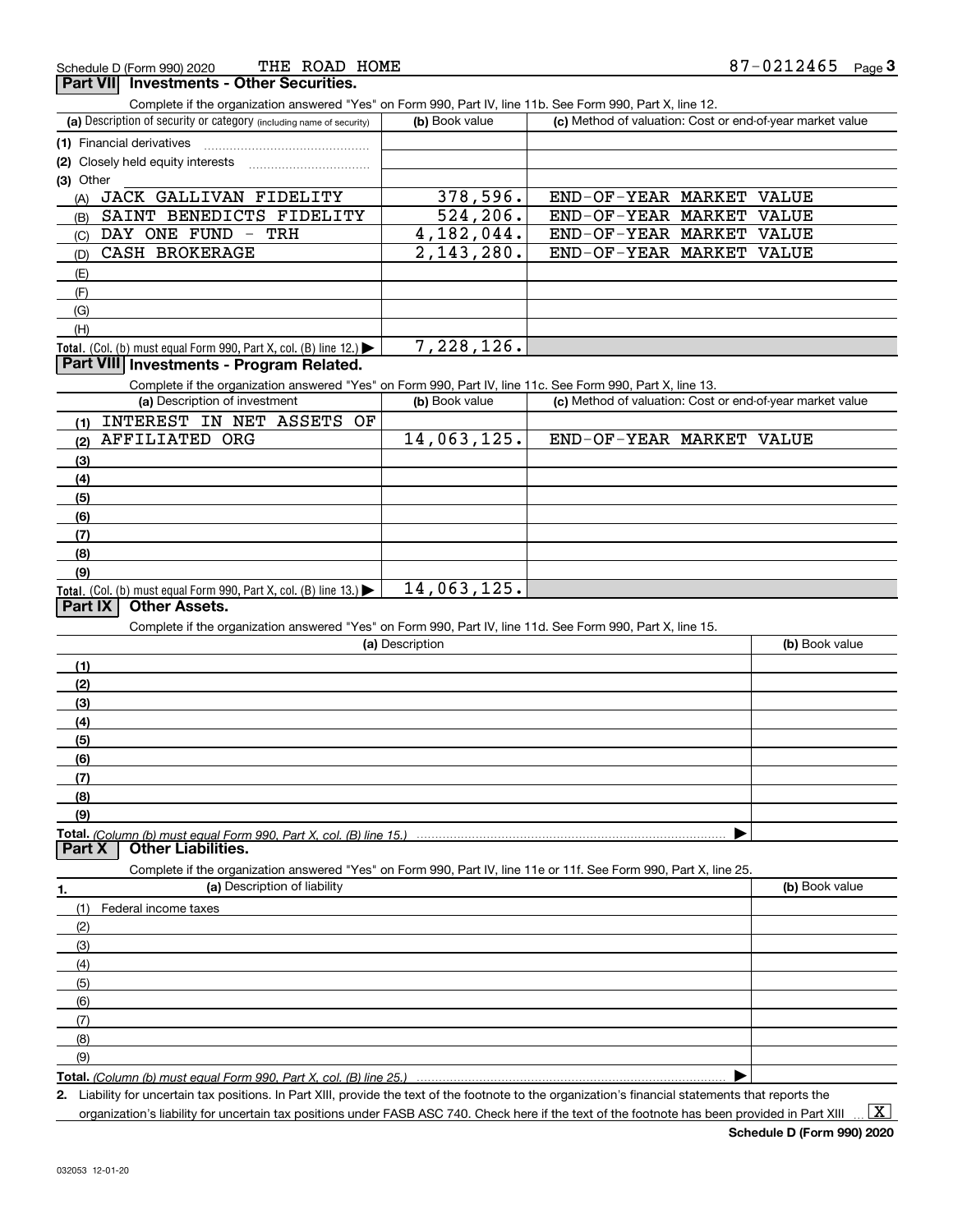Schedule D (Form 990) 2020 THE ROAD HOME 87-0212465

## Part VII Investments - Other Securities.

Complete if the organization answered "Yes" on Form 990, Part IV, line 11b. See Form 990, Part X, line 12.

| (a) Description of security or category (including name of security) | (b) Book value | (c) Method of valuation: Cost or end-of-year market value |
|---|---|---|
| (1) Financial derivatives | | |
| (2) Closely held equity interests | | |
| (3) Other | | |
| (A) JACK GALLIVAN FIDELITY | 378,596. | END-OF-YEAR MARKET VALUE |
| (B) SAINT BENEDICTS FIDELITY | 524,206. | END-OF-YEAR MARKET VALUE |
| (C) DAY ONE FUND - TRH | 4,182,044. | END-OF-YEAR MARKET VALUE |
| (D) CASH BROKERAGE | 2,143,280. | END-OF-YEAR MARKET VALUE |
| (E) | | |
| (F) | | |
| (G) | | |
| (H) | | |
| **Total.** (Col. (b) must equal Form 990, Part X, col. (B) line 12.) | 7,228,126. | |

## Part VIII Investments - Program Related.

Complete if the organization answered "Yes" on Form 990, Part IV, line 11c. See Form 990, Part X, line 13.

| (a) Description of investment | (b) Book value | (c) Method of valuation: Cost or end-of-year market value |
|---|---|---|
| (1) INTEREST IN NET ASSETS OF | | |
| (2) AFFILIATED ORG | 14,063,125. | END-OF-YEAR MARKET VALUE |
| (3) | | |
| (4) | | |
| (5) | | |
| (6) | | |
| (7) | | |
| (8) | | |
| (9) | | |
| **Total.** (Col. (b) must equal Form 990, Part X, col. (B) line 13.) | 14,063,125. | |

## Part IX Other Assets.

Complete if the organization answered "Yes" on Form 990, Part IV, line 11d. See Form 990, Part X, line 15.

| (a) Description | (b) Book value |
|---|---|
| (1) | |
| (2) | |
| (3) | |
| (4) | |
| (5) | |
| (6) | |
| (7) | |
| (8) | |
| (9) | |
| **Total.** *(Column (b) must equal Form 990, Part X, col. (B) line 15.)* | |

## Part X Other Liabilities.

Complete if the organization answered "Yes" on Form 990, Part IV, line 11e or 11f. See Form 990, Part X, line 25.

| 1. (a) Description of liability | (b) Book value |
|---|---|
| (1) Federal income taxes | |
| (2) | |
| (3) | |
| (4) | |
| (5) | |
| (6) | |
| (7) | |
| (8) | |
| (9) | |
| **Total.** *(Column (b) must equal Form 990, Part X, col. (B) line 25.)* | |

2. Liability for uncertain tax positions. In Part XIII, provide the text of the footnote to the organization's financial statements that reports the organization's liability for uncertain tax positions under FASB ASC 740. Check here if the text of the footnote has been provided in Part XIII ... [X]

Schedule D (Form 990) 2020

032053 12-01-20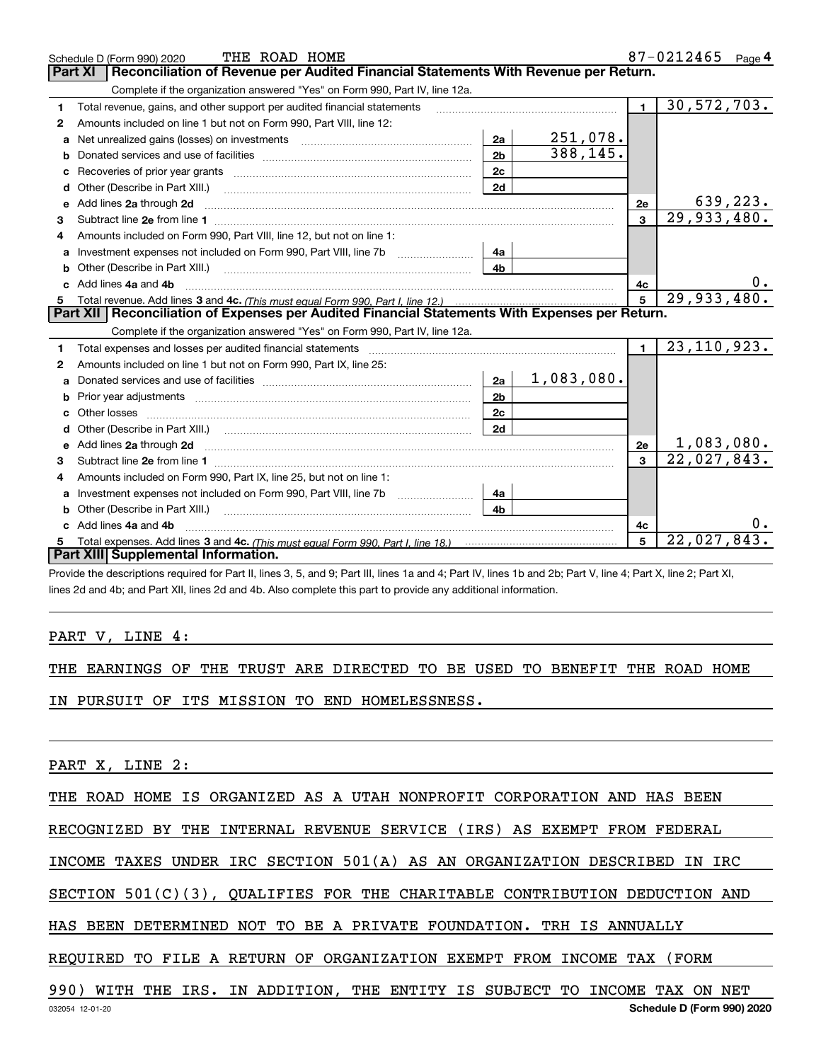Schedule D (Form 990) 2020 THE ROAD HOME 87-0212465 Page 4

## Part XI Reconciliation of Revenue per Audited Financial Statements With Revenue per Return.

Complete if the organization answered "Yes" on Form 990, Part IV, line 12a.

| | | | | | |
|---|---|---|---|---|---|
| 1 | Total revenue, gains, and other support per audited financial statements | | | 1 | 30,572,703. |
| 2 | Amounts included on line 1 but not on Form 990, Part VIII, line 12: | | | | |
| a | Net unrealized gains (losses) on investments | 2a | 251,078. | | |
| b | Donated services and use of facilities | 2b | 388,145. | | |
| c | Recoveries of prior year grants | 2c | | | |
| d | Other (Describe in Part XIII.) | 2d | | | |
| e | Add lines 2a through 2d | | | 2e | 639,223. |
| 3 | Subtract line 2e from line 1 | | | 3 | 29,933,480. |
| 4 | Amounts included on Form 990, Part VIII, line 12, but not on line 1: | | | | |
| a | Investment expenses not included on Form 990, Part VIII, line 7b | 4a | | | |
| b | Other (Describe in Part XIII.) | 4b | | | |
| c | Add lines 4a and 4b | | | 4c | 0. |
| 5 | Total revenue. Add lines 3 and 4c. *(This must equal Form 990, Part I, line 12.)* | | | 5 | 29,933,480. |

## Part XII Reconciliation of Expenses per Audited Financial Statements With Expenses per Return.

Complete if the organization answered "Yes" on Form 990, Part IV, line 12a.

| | | | | | |
|---|---|---|---|---|---|
| 1 | Total expenses and losses per audited financial statements | | | 1 | 23,110,923. |
| 2 | Amounts included on line 1 but not on Form 990, Part IX, line 25: | | | | |
| a | Donated services and use of facilities | 2a | 1,083,080. | | |
| b | Prior year adjustments | 2b | | | |
| c | Other losses | 2c | | | |
| d | Other (Describe in Part XIII.) | 2d | | | |
| e | Add lines 2a through 2d | | | 2e | 1,083,080. |
| 3 | Subtract line 2e from line 1 | | | 3 | 22,027,843. |
| 4 | Amounts included on Form 990, Part IX, line 25, but not on line 1: | | | | |
| a | Investment expenses not included on Form 990, Part VIII, line 7b | 4a | | | |
| b | Other (Describe in Part XIII.) | 4b | | | |
| c | Add lines 4a and 4b | | | 4c | 0. |
| 5 | Total expenses. Add lines 3 and 4c. *(This must equal Form 990, Part I, line 18.)* | | | 5 | 22,027,843. |

## Part XIII Supplemental Information.

Provide the descriptions required for Part II, lines 3, 5, and 9; Part III, lines 1a and 4; Part IV, lines 1b and 2b; Part V, line 4; Part X, line 2; Part XI, lines 2d and 4b; and Part XII, lines 2d and 4b. Also complete this part to provide any additional information.

PART V, LINE 4:

THE EARNINGS OF THE TRUST ARE DIRECTED TO BE USED TO BENEFIT THE ROAD HOME IN PURSUIT OF ITS MISSION TO END HOMELESSNESS.

PART X, LINE 2:

THE ROAD HOME IS ORGANIZED AS A UTAH NONPROFIT CORPORATION AND HAS BEEN RECOGNIZED BY THE INTERNAL REVENUE SERVICE (IRS) AS EXEMPT FROM FEDERAL INCOME TAXES UNDER IRC SECTION 501(A) AS AN ORGANIZATION DESCRIBED IN IRC SECTION 501(C)(3), QUALIFIES FOR THE CHARITABLE CONTRIBUTION DEDUCTION AND HAS BEEN DETERMINED NOT TO BE A PRIVATE FOUNDATION. TRH IS ANNUALLY REQUIRED TO FILE A RETURN OF ORGANIZATION EXEMPT FROM INCOME TAX (FORM 990) WITH THE IRS. IN ADDITION, THE ENTITY IS SUBJECT TO INCOME TAX ON NET

032054 12-01-20 Schedule D (Form 990) 2020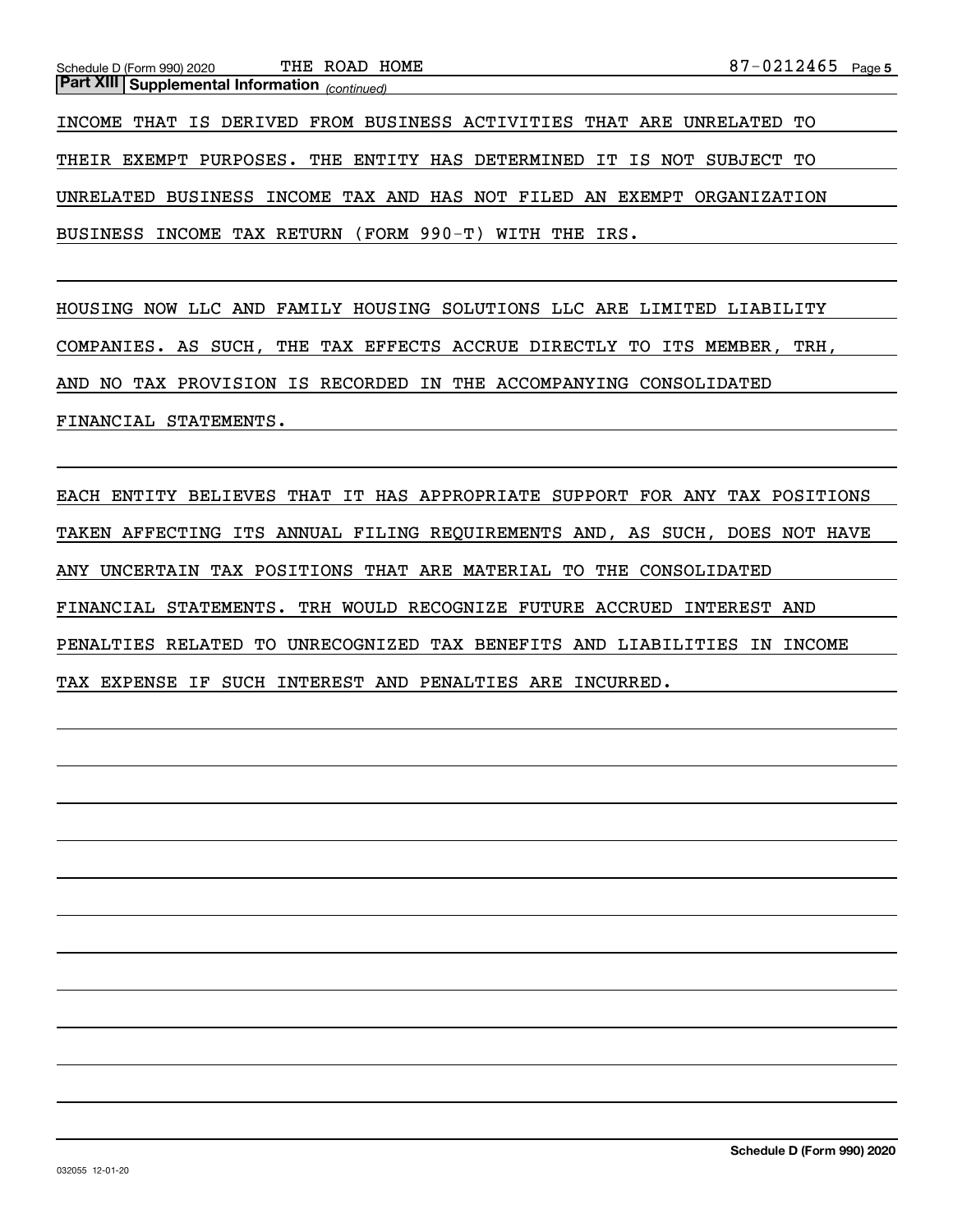**Part XIII | Supplemental Information** *(continued)*

INCOME THAT IS DERIVED FROM BUSINESS ACTIVITIES THAT ARE UNRELATED TO THEIR EXEMPT PURPOSES. THE ENTITY HAS DETERMINED IT IS NOT SUBJECT TO UNRELATED BUSINESS INCOME TAX AND HAS NOT FILED AN EXEMPT ORGANIZATION BUSINESS INCOME TAX RETURN (FORM 990-T) WITH THE IRS.

HOUSING NOW LLC AND FAMILY HOUSING SOLUTIONS LLC ARE LIMITED LIABILITY COMPANIES. AS SUCH, THE TAX EFFECTS ACCRUE DIRECTLY TO ITS MEMBER, TRH, AND NO TAX PROVISION IS RECORDED IN THE ACCOMPANYING CONSOLIDATED FINANCIAL STATEMENTS.

EACH ENTITY BELIEVES THAT IT HAS APPROPRIATE SUPPORT FOR ANY TAX POSITIONS TAKEN AFFECTING ITS ANNUAL FILING REQUIREMENTS AND, AS SUCH, DOES NOT HAVE ANY UNCERTAIN TAX POSITIONS THAT ARE MATERIAL TO THE CONSOLIDATED FINANCIAL STATEMENTS. TRH WOULD RECOGNIZE FUTURE ACCRUED INTEREST AND PENALTIES RELATED TO UNRECOGNIZED TAX BENEFITS AND LIABILITIES IN INCOME TAX EXPENSE IF SUCH INTEREST AND PENALTIES ARE INCURRED.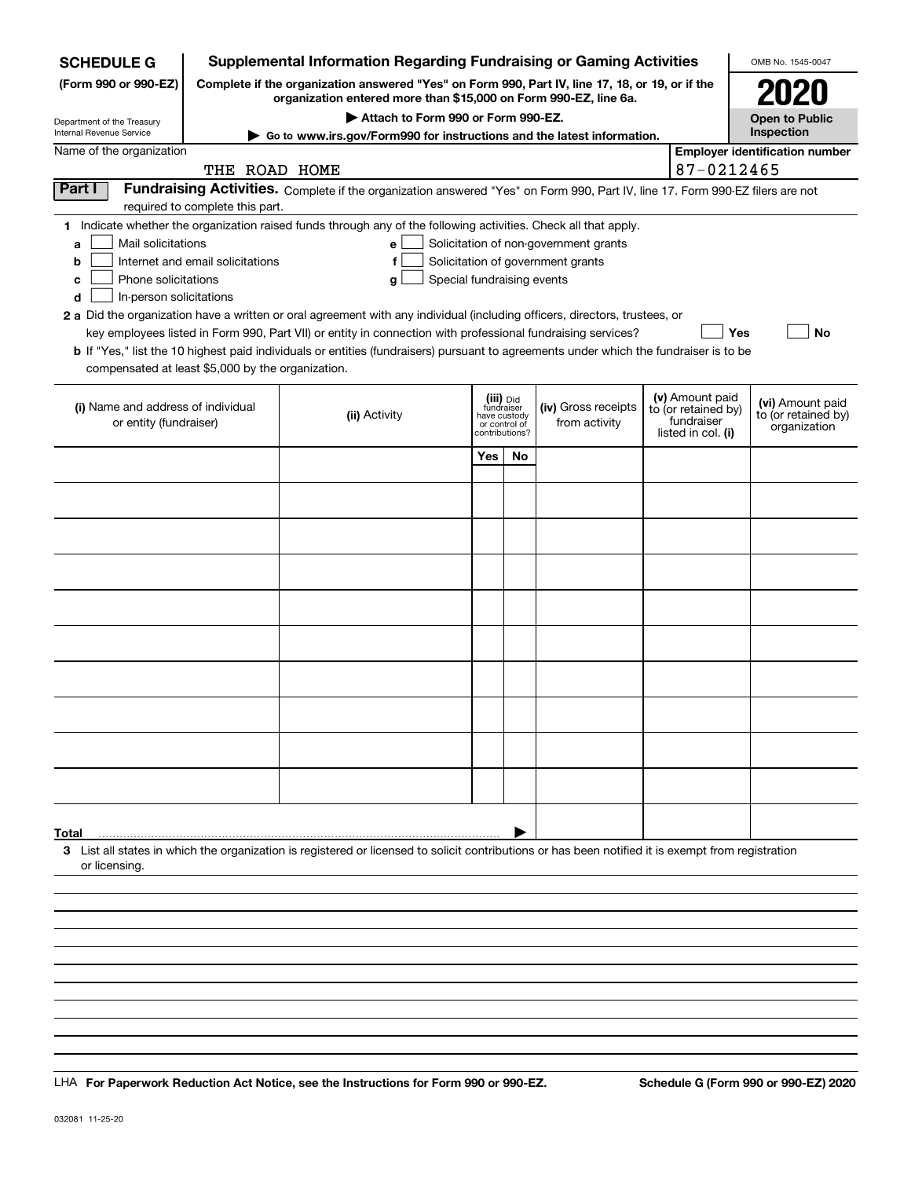**SCHEDULE G**
**(Form 990 or 990-EZ)**

Department of the Treasury
Internal Revenue Service

# Supplemental Information Regarding Fundraising or Gaming Activities

**Complete if the organization answered "Yes" on Form 990, Part IV, line 17, 18, or 19, or if the organization entered more than $15,000 on Form 990-EZ, line 6a.**

**▶ Attach to Form 990 or Form 990-EZ.**

**▶ Go to www.irs.gov/Form990 for instructions and the latest information.**

OMB No. 1545-0047

**2020**

**Open to Public Inspection**

Name of the organization: THE ROAD HOME

**Employer identification number:** 87-0212465

**Part I** **Fundraising Activities.** Complete if the organization answered "Yes" on Form 990, Part IV, line 17. Form 990-EZ filers are not required to complete this part.

**1** Indicate whether the organization raised funds through any of the following activities. Check all that apply.

- **a** ☐ Mail solicitations
- **b** ☐ Internet and email solicitations
- **c** ☐ Phone solicitations
- **d** ☐ In-person solicitations
- **e** ☐ Solicitation of non-government grants
- **f** ☐ Solicitation of government grants
- **g** ☐ Special fundraising events

**2 a** Did the organization have a written or oral agreement with any individual (including officers, directors, trustees, or key employees listed in Form 990, Part VII) or entity in connection with professional fundraising services? ☐ **Yes** ☐ **No**

**b** If "Yes," list the 10 highest paid individuals or entities (fundraisers) pursuant to agreements under which the fundraiser is to be compensated at least $5,000 by the organization.

| (i) Name and address of individual or entity (fundraiser) | (ii) Activity | (iii) Did fundraiser have custody or control of contributions? Yes | No | (iv) Gross receipts from activity | (v) Amount paid to (or retained by) fundraiser listed in col. (i) | (vi) Amount paid to (or retained by) organization |
|---|---|---|---|---|---|---|
| | | | | | | |
| | | | | | | |
| | | | | | | |
| | | | | | | |
| | | | | | | |
| | | | | | | |
| | | | | | | |
| | | | | | | |
| | | | | | | |
| | | | | | | |
| **Total** ▶ | | | | | | |

**3** List all states in which the organization is registered or licensed to solicit contributions or has been notified it is exempt from registration or licensing.

LHA **For Paperwork Reduction Act Notice, see the Instructions for Form 990 or 990-EZ.**

**Schedule G (Form 990 or 990-EZ) 2020**

032081 11-25-20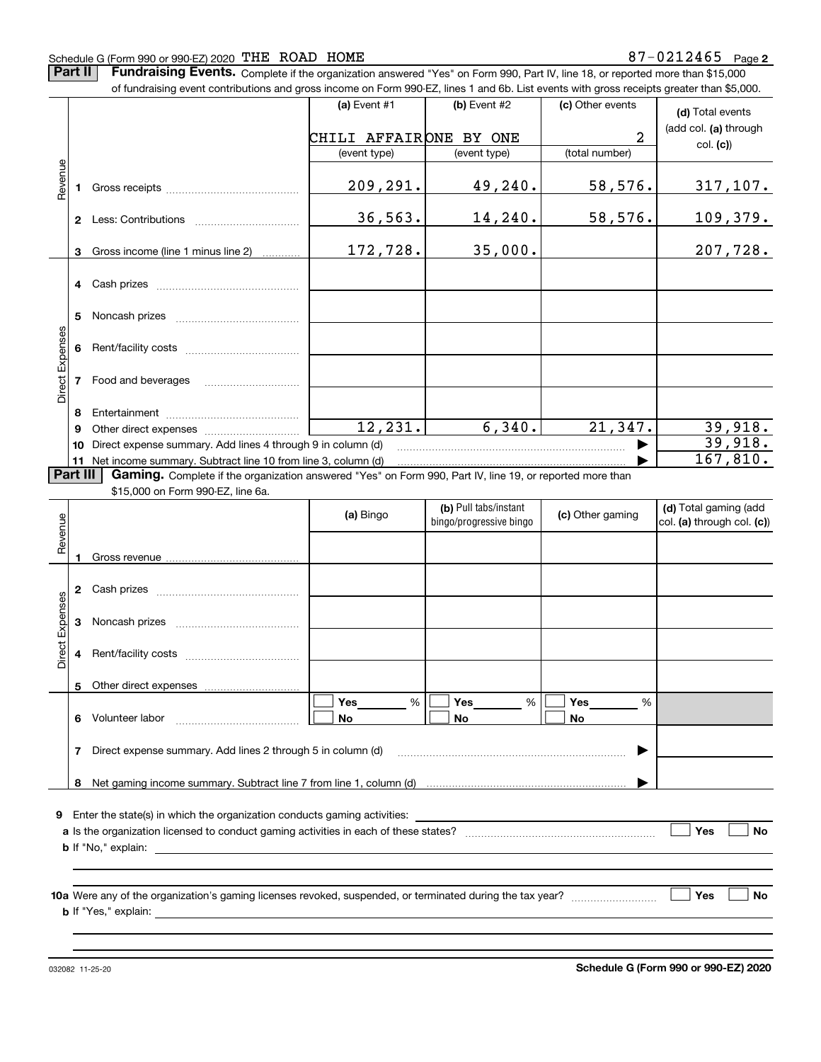Schedule G (Form 990 or 990-EZ) 2020 THE ROAD HOME 87-0212465 Page 2

**Part II** **Fundraising Events.** Complete if the organization answered "Yes" on Form 990, Part IV, line 18, or reported more than $15,000 of fundraising event contributions and gross income on Form 990-EZ, lines 1 and 6b. List events with gross receipts greater than $5,000.

| | | (a) Event #1 | (b) Event #2 | (c) Other events | (d) Total events (add col. (a) through col. (c)) |
|---|---|---|---|---|---|
| | | CHILI AFFAIR | ONE BY ONE | 2 | |
| | | (event type) | (event type) | (total number) | |
| Revenue | 1 Gross receipts | 209,291. | 49,240. | 58,576. | 317,107. |
| | 2 Less: Contributions | 36,563. | 14,240. | 58,576. | 109,379. |
| | 3 Gross income (line 1 minus line 2) | 172,728. | 35,000. | | 207,728. |
| Direct Expenses | 4 Cash prizes | | | | |
| | 5 Noncash prizes | | | | |
| | 6 Rent/facility costs | | | | |
| | 7 Food and beverages | | | | |
| | 8 Entertainment | | | | |
| | 9 Other direct expenses | 12,231. | 6,340. | 21,347. | 39,918. |
| | 10 Direct expense summary. Add lines 4 through 9 in column (d) | | | ▶ | 39,918. |
| | 11 Net income summary. Subtract line 10 from line 3, column (d) | | | ▶ | 167,810. |

**Part III** **Gaming.** Complete if the organization answered "Yes" on Form 990, Part IV, line 19, or reported more than $15,000 on Form 990-EZ, line 6a.

| | | (a) Bingo | (b) Pull tabs/instant bingo/progressive bingo | (c) Other gaming | (d) Total gaming (add col. (a) through col. (c)) |
|---|---|---|---|---|---|
| Revenue | 1 Gross revenue | | | | |
| Direct Expenses | 2 Cash prizes | | | | |
| | 3 Noncash prizes | | | | |
| | 4 Rent/facility costs | | | | |
| | 5 Other direct expenses | | | | |
| | 6 Volunteer labor | ☐ Yes ___ % ☐ No | ☐ Yes ___ % ☐ No | ☐ Yes ___ % ☐ No | |
| | 7 Direct expense summary. Add lines 2 through 5 in column (d) | | | ▶ | |
| | 8 Net gaming income summary. Subtract line 7 from line 1, column (d) | | | ▶ | |

**9** Enter the state(s) in which the organization conducts gaming activities: ____________

**a** Is the organization licensed to conduct gaming activities in each of these states? ☐ Yes ☐ No

**b** If "No," explain: ____________

**10a** Were any of the organization's gaming licenses revoked, suspended, or terminated during the tax year? ☐ Yes ☐ No

**b** If "Yes," explain: ____________

032082 11-25-20 **Schedule G (Form 990 or 990-EZ) 2020**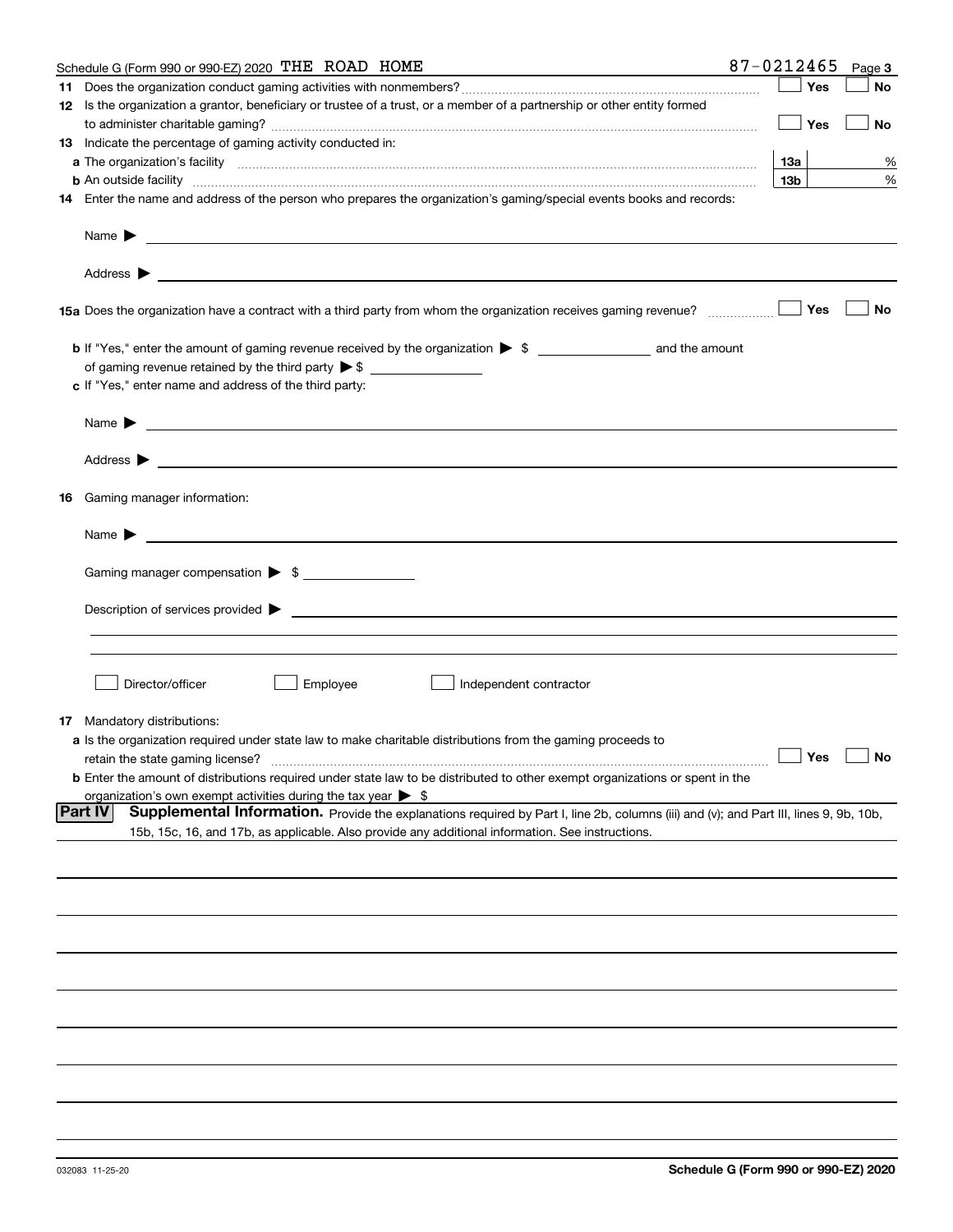Schedule G (Form 990 or 990-EZ) 2020 THE ROAD HOME 87-0212465 Page **3**

**11** Does the organization conduct gaming activities with nonmembers? ☐ Yes ☐ No

**12** Is the organization a grantor, beneficiary or trustee of a trust, or a member of a partnership or other entity formed to administer charitable gaming? ☐ Yes ☐ No

**13** Indicate the percentage of gaming activity conducted in:

**a** The organization's facility **13a** %

**b** An outside facility **13b** %

**14** Enter the name and address of the person who prepares the organization's gaming/special events books and records:

Name ▶

Address ▶

**15a** Does the organization have a contract with a third party from whom the organization receives gaming revenue? ☐ Yes ☐ No

**b** If "Yes," enter the amount of gaming revenue received by the organization ▶ $ \_\_\_\_\_\_\_\_ and the amount of gaming revenue retained by the third party ▶ $ \_\_\_\_\_\_\_\_

**c** If "Yes," enter name and address of the third party:

Name ▶

Address ▶

**16** Gaming manager information:

Name ▶

Gaming manager compensation ▶ $

Description of services provided ▶

☐ Director/officer ☐ Employee ☐ Independent contractor

**17** Mandatory distributions:

**a** Is the organization required under state law to make charitable distributions from the gaming proceeds to retain the state gaming license? ☐ Yes ☐ No

**b** Enter the amount of distributions required under state law to be distributed to other exempt organizations or spent in the organization's own exempt activities during the tax year ▶ $

**Part IV** **Supplemental Information.** Provide the explanations required by Part I, line 2b, columns (iii) and (v); and Part III, lines 9, 9b, 10b, 15b, 15c, 16, and 17b, as applicable. Also provide any additional information. See instructions.

032083 11-25-20 **Schedule G (Form 990 or 990-EZ) 2020**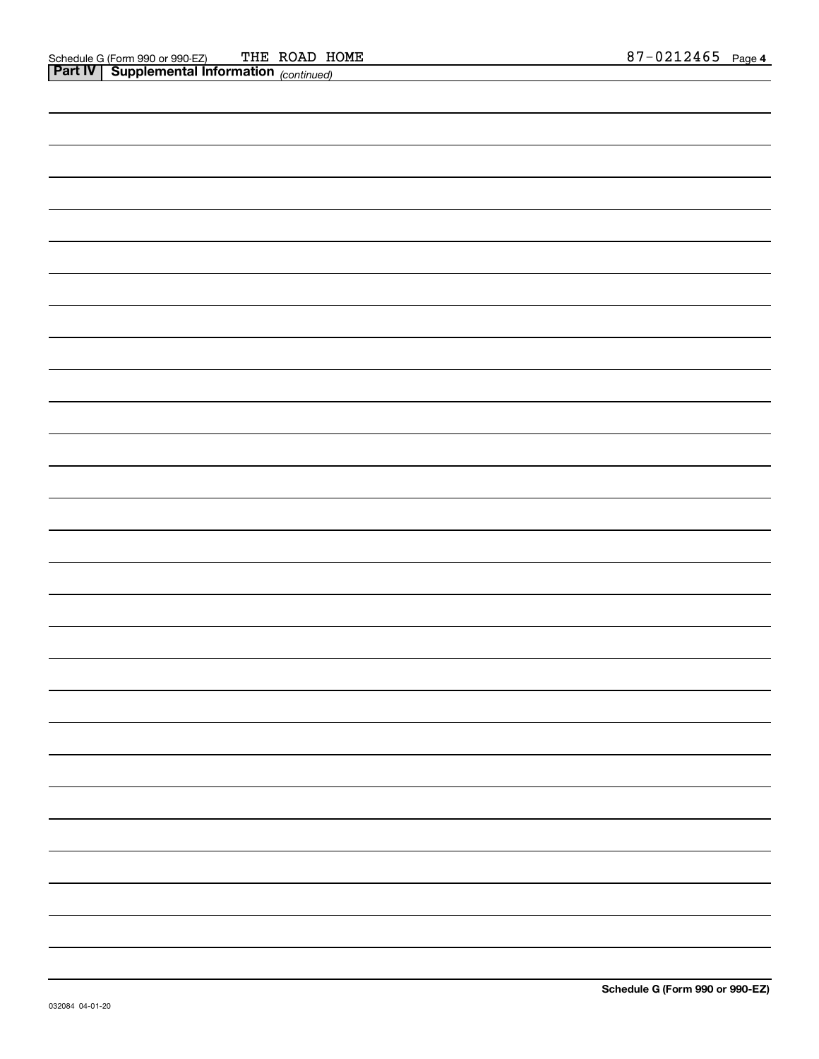Schedule G (Form 990 or 990-EZ) THE ROAD HOME 87-0212465 Page 4

**Part IV | Supplemental Information** *(continued)*

**Schedule G (Form 990 or 990-EZ)**

032084 04-01-20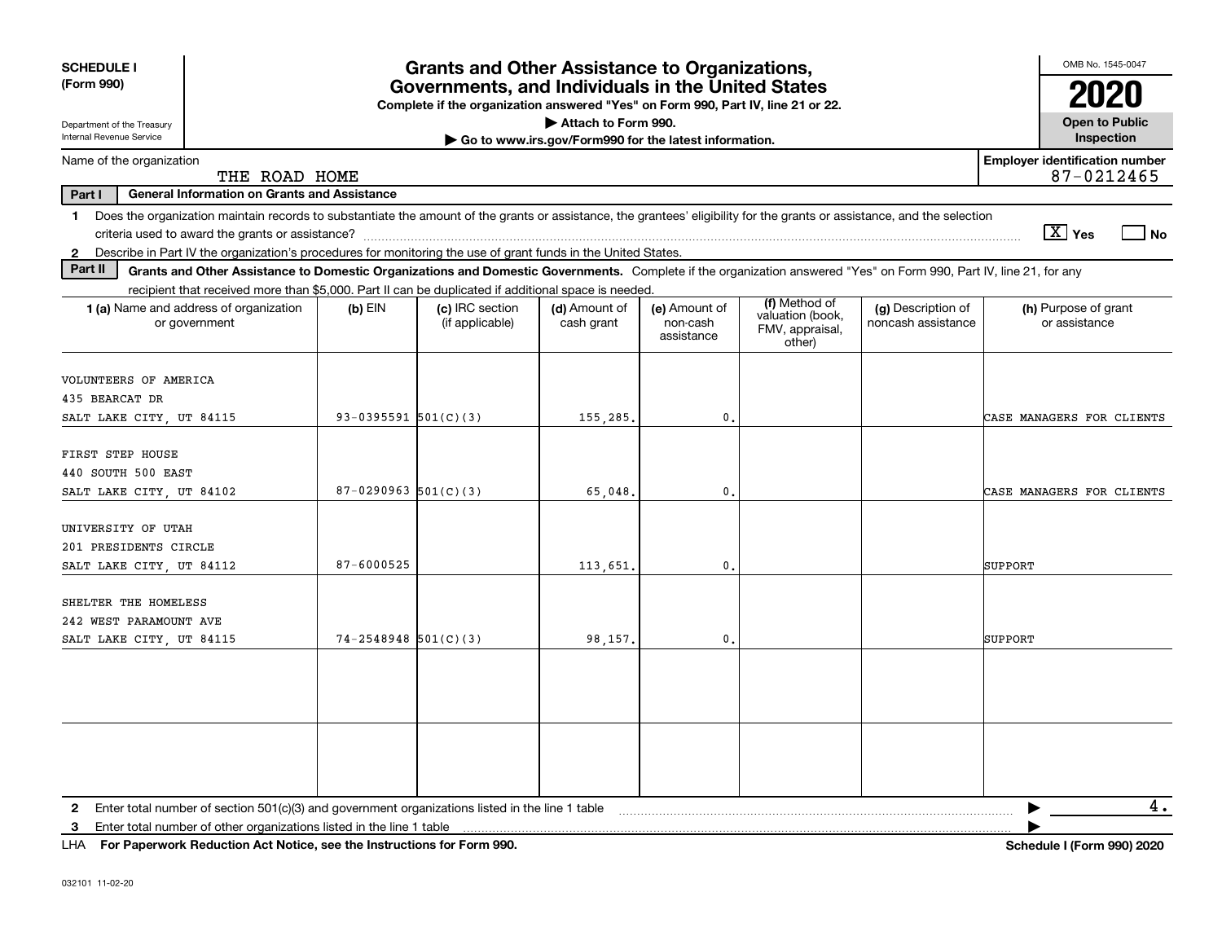**SCHEDULE I (Form 990)**

Department of the Treasury
Internal Revenue Service

# Grants and Other Assistance to Organizations, Governments, and Individuals in the United States

**Complete if the organization answered "Yes" on Form 990, Part IV, line 21 or 22.**

**▶ Attach to Form 990.**

**▶ Go to www.irs.gov/Form990 for the latest information.**

OMB No. 1545-0047

**2020**

**Open to Public Inspection**

Name of the organization: THE ROAD HOME

Employer identification number: 87-0212465

**Part I General Information on Grants and Assistance**

1 Does the organization maintain records to substantiate the amount of the grants or assistance, the grantees' eligibility for the grants or assistance, and the selection criteria used to award the grants or assistance? [X] Yes [ ] No

2 Describe in Part IV the organization's procedures for monitoring the use of grant funds in the United States.

**Part II Grants and Other Assistance to Domestic Organizations and Domestic Governments.** Complete if the organization answered "Yes" on Form 990, Part IV, line 21, for any recipient that received more than $5,000. Part II can be duplicated if additional space is needed.

| 1 (a) Name and address of organization or government | (b) EIN | (c) IRC section (if applicable) | (d) Amount of cash grant | (e) Amount of non-cash assistance | (f) Method of valuation (book, FMV, appraisal, other) | (g) Description of noncash assistance | (h) Purpose of grant or assistance |
|---|---|---|---|---|---|---|---|
| VOLUNTEERS OF AMERICA<br>435 BEARCAT DR<br>SALT LAKE CITY, UT 84115 | 93-0395591 | 501(C)(3) | 155,285. | 0. | | | CASE MANAGERS FOR CLIENTS |
| FIRST STEP HOUSE<br>440 SOUTH 500 EAST<br>SALT LAKE CITY, UT 84102 | 87-0290963 | 501(C)(3) | 65,048. | 0. | | | CASE MANAGERS FOR CLIENTS |
| UNIVERSITY OF UTAH<br>201 PRESIDENTS CIRCLE<br>SALT LAKE CITY, UT 84112 | 87-6000525 | | 113,651. | 0. | | | SUPPORT |
| SHELTER THE HOMELESS<br>242 WEST PARAMOUNT AVE<br>SALT LAKE CITY, UT 84115 | 74-2548948 | 501(C)(3) | 98,157. | 0. | | | SUPPORT |
| | | | | | | | |
| | | | | | | | |

2 Enter total number of section 501(c)(3) and government organizations listed in the line 1 table ▶ 4.

3 Enter total number of other organizations listed in the line 1 table ▶

LHA **For Paperwork Reduction Act Notice, see the Instructions for Form 990.** **Schedule I (Form 990) 2020**

032101 11-02-20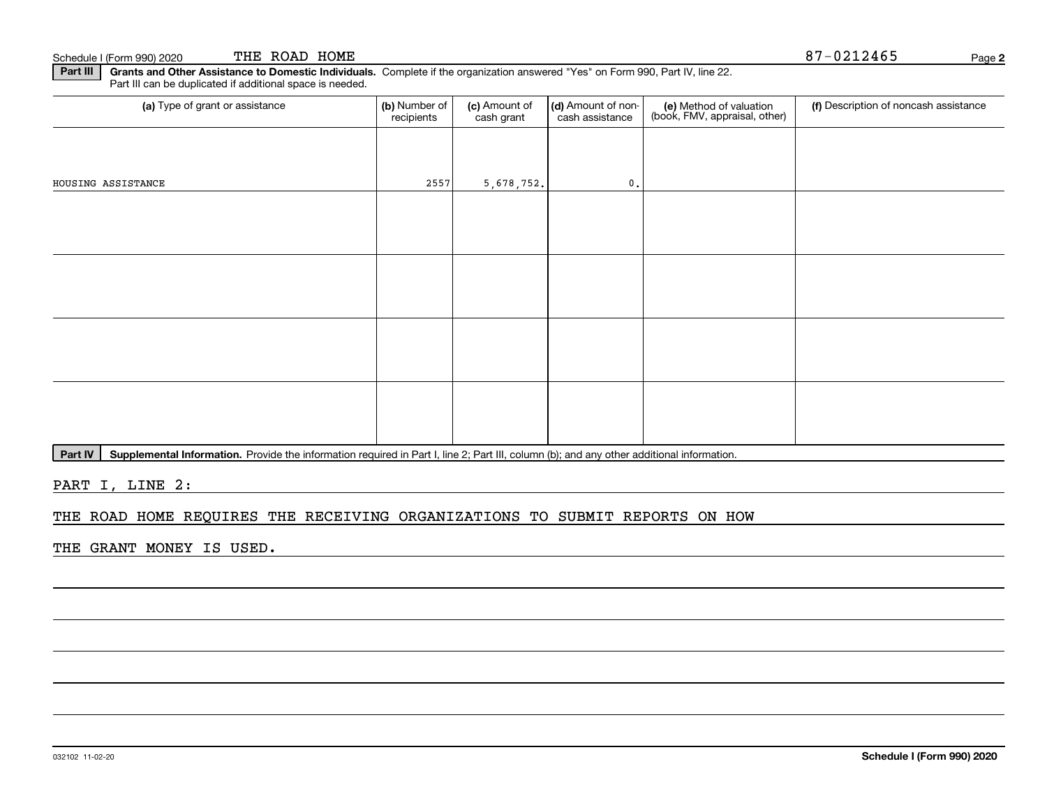Schedule I (Form 990) 2020 THE ROAD HOME 87-0212465

**Part III** **Grants and Other Assistance to Domestic Individuals.** Complete if the organization answered "Yes" on Form 990, Part IV, line 22. Part III can be duplicated if additional space is needed.

| (a) Type of grant or assistance | (b) Number of recipients | (c) Amount of cash grant | (d) Amount of non-cash assistance | (e) Method of valuation (book, FMV, appraisal, other) | (f) Description of noncash assistance |
|---|---|---|---|---|---|
| HOUSING ASSISTANCE | 2557 | 5,678,752. | 0. | | |
| | | | | | |
| | | | | | |
| | | | | | |
| | | | | | |

**Part IV** **Supplemental Information.** Provide the information required in Part I, line 2; Part III, column (b); and any other additional information.

PART I, LINE 2:

THE ROAD HOME REQUIRES THE RECEIVING ORGANIZATIONS TO SUBMIT REPORTS ON HOW THE GRANT MONEY IS USED.

032102 11-02-20 **Schedule I (Form 990) 2020**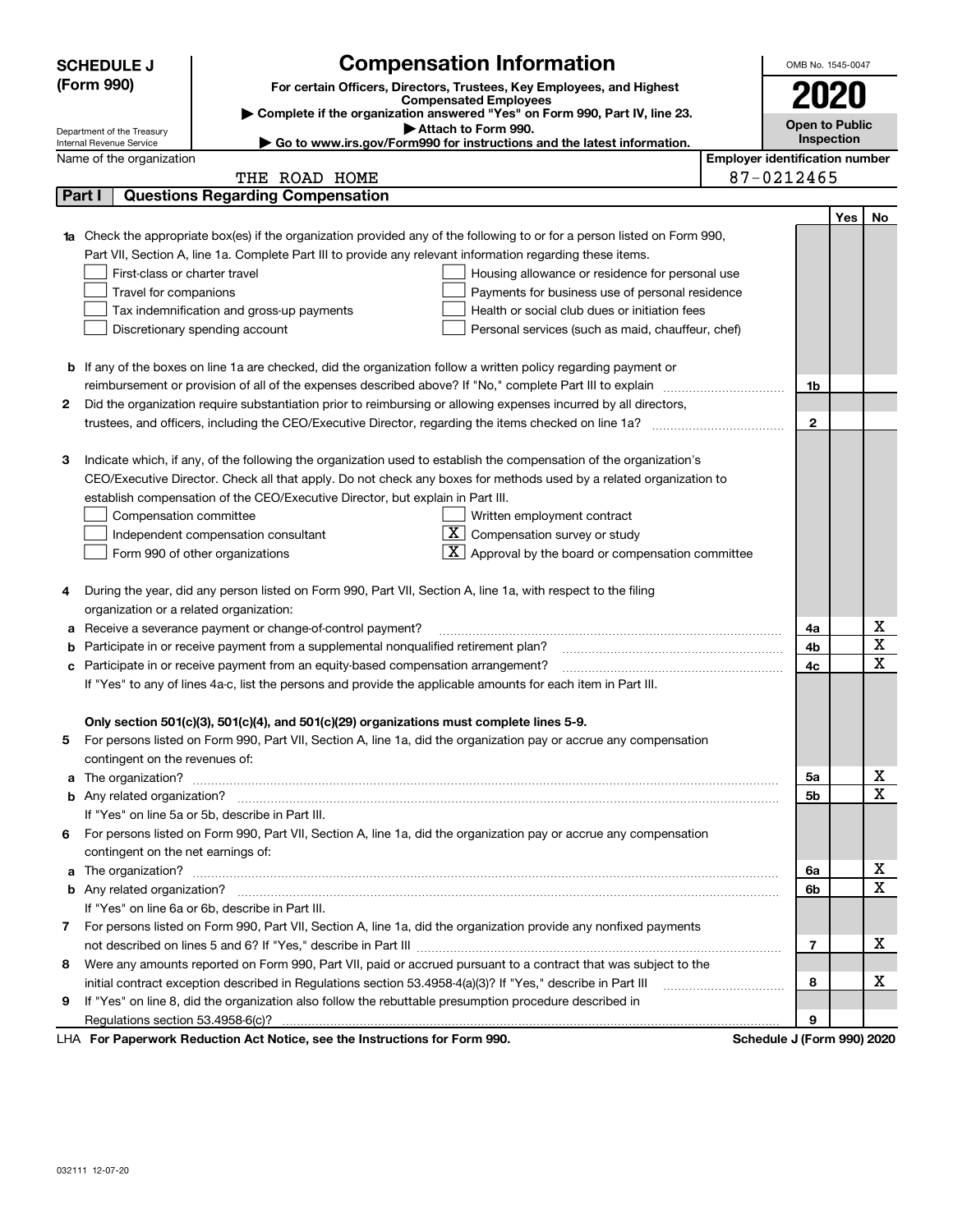**SCHEDULE J (Form 990)**

Department of the Treasury
Internal Revenue Service

# Compensation Information

**For certain Officers, Directors, Trustees, Key Employees, and Highest Compensated Employees**

▶ **Complete if the organization answered "Yes" on Form 990, Part IV, line 23.**

▶ **Attach to Form 990.**

▶ **Go to www.irs.gov/Form990 for instructions and the latest information.**

OMB No. 1545-0047

**2020**

**Open to Public Inspection**

Name of the organization: THE ROAD HOME

**Employer identification number:** 87-0212465

## Part I — Questions Regarding Compensation

| | | | Yes | No |
|---|---|---|---|---|
| **1a** | Check the appropriate box(es) if the organization provided any of the following to or for a person listed on Form 990, Part VII, Section A, line 1a. Complete Part III to provide any relevant information regarding these items.<br>☐ First-class or charter travel ☐ Housing allowance or residence for personal use<br>☐ Travel for companions ☐ Payments for business use of personal residence<br>☐ Tax indemnification and gross-up payments ☐ Health or social club dues or initiation fees<br>☐ Discretionary spending account ☐ Personal services (such as maid, chauffeur, chef) | | | |
| **b** | If any of the boxes on line 1a are checked, did the organization follow a written policy regarding payment or reimbursement or provision of all of the expenses described above? If "No," complete Part III to explain | 1b | | |
| **2** | Did the organization require substantiation prior to reimbursing or allowing expenses incurred by all directors, trustees, and officers, including the CEO/Executive Director, regarding the items checked on line 1a? | 2 | | |
| **3** | Indicate which, if any, of the following the organization used to establish the compensation of the organization's CEO/Executive Director. Check all that apply. Do not check any boxes for methods used by a related organization to establish compensation of the CEO/Executive Director, but explain in Part III.<br>☐ Compensation committee ☐ Written employment contract<br>☐ Independent compensation consultant ☒ Compensation survey or study<br>☐ Form 990 of other organizations ☒ Approval by the board or compensation committee | | | |
| **4** | During the year, did any person listed on Form 990, Part VII, Section A, line 1a, with respect to the filing organization or a related organization: | | | |
| **a** | Receive a severance payment or change-of-control payment? | 4a | | X |
| **b** | Participate in or receive payment from a supplemental nonqualified retirement plan? | 4b | | X |
| **c** | Participate in or receive payment from an equity-based compensation arrangement? | 4c | | X |
| | If "Yes" to any of lines 4a-c, list the persons and provide the applicable amounts for each item in Part III. | | | |
| | **Only section 501(c)(3), 501(c)(4), and 501(c)(29) organizations must complete lines 5-9.** | | | |
| **5** | For persons listed on Form 990, Part VII, Section A, line 1a, did the organization pay or accrue any compensation contingent on the revenues of: | | | |
| **a** | The organization? | 5a | | X |
| **b** | Any related organization? | 5b | | X |
| | If "Yes" on line 5a or 5b, describe in Part III. | | | |
| **6** | For persons listed on Form 990, Part VII, Section A, line 1a, did the organization pay or accrue any compensation contingent on the net earnings of: | | | |
| **a** | The organization? | 6a | | X |
| **b** | Any related organization? | 6b | | X |
| | If "Yes" on line 6a or 6b, describe in Part III. | | | |
| **7** | For persons listed on Form 990, Part VII, Section A, line 1a, did the organization provide any nonfixed payments not described on lines 5 and 6? If "Yes," describe in Part III | 7 | | X |
| **8** | Were any amounts reported on Form 990, Part VII, paid or accrued pursuant to a contract that was subject to the initial contract exception described in Regulations section 53.4958-4(a)(3)? If "Yes," describe in Part III | 8 | | X |
| **9** | If "Yes" on line 8, did the organization also follow the rebuttable presumption procedure described in Regulations section 53.4958-6(c)? | 9 | | |

LHA **For Paperwork Reduction Act Notice, see the Instructions for Form 990.** **Schedule J (Form 990) 2020**

032111 12-07-20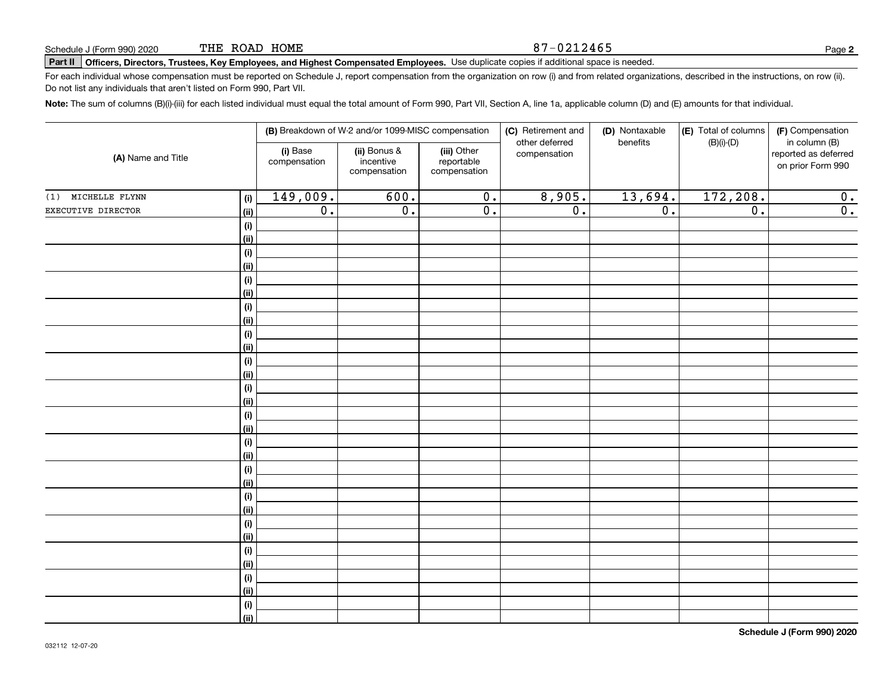Schedule J (Form 990) 2020 THE ROAD HOME 87-0212465

## Part II Officers, Directors, Trustees, Key Employees, and Highest Compensated Employees. Use duplicate copies if additional space is needed.

For each individual whose compensation must be reported on Schedule J, report compensation from the organization on row (i) and from related organizations, described in the instructions, on row (ii). Do not list any individuals that aren't listed on Form 990, Part VII.

**Note:** The sum of columns (B)(i)-(iii) for each listed individual must equal the total amount of Form 990, Part VII, Section A, line 1a, applicable column (D) and (E) amounts for that individual.

| (A) Name and Title | | (B) Breakdown of W-2 and/or 1099-MISC compensation | | | (C) Retirement and other deferred compensation | (D) Nontaxable benefits | (E) Total of columns (B)(i)-(D) | (F) Compensation in column (B) reported as deferred on prior Form 990 |
|---|---|---|---|---|---|---|---|---|
| | | (i) Base compensation | (ii) Bonus & incentive compensation | (iii) Other reportable compensation | | | | |
| (1) MICHELLE FLYNN | (i) | 149,009. | 600. | 0. | 8,905. | 13,694. | 172,208. | 0. |
| EXECUTIVE DIRECTOR | (ii) | 0. | 0. | 0. | 0. | 0. | 0. | 0. |
| | (i) | | | | | | | |
| | (ii) | | | | | | | |
| | (i) | | | | | | | |
| | (ii) | | | | | | | |
| | (i) | | | | | | | |
| | (ii) | | | | | | | |
| | (i) | | | | | | | |
| | (ii) | | | | | | | |
| | (i) | | | | | | | |
| | (ii) | | | | | | | |
| | (i) | | | | | | | |
| | (ii) | | | | | | | |
| | (i) | | | | | | | |
| | (ii) | | | | | | | |
| | (i) | | | | | | | |
| | (ii) | | | | | | | |
| | (i) | | | | | | | |
| | (ii) | | | | | | | |
| | (i) | | | | | | | |
| | (ii) | | | | | | | |
| | (i) | | | | | | | |
| | (ii) | | | | | | | |
| | (i) | | | | | | | |
| | (ii) | | | | | | | |
| | (i) | | | | | | | |
| | (ii) | | | | | | | |
| | (i) | | | | | | | |
| | (ii) | | | | | | | |
| | (i) | | | | | | | |
| | (ii) | | | | | | | |

Schedule J (Form 990) 2020

032112 12-07-20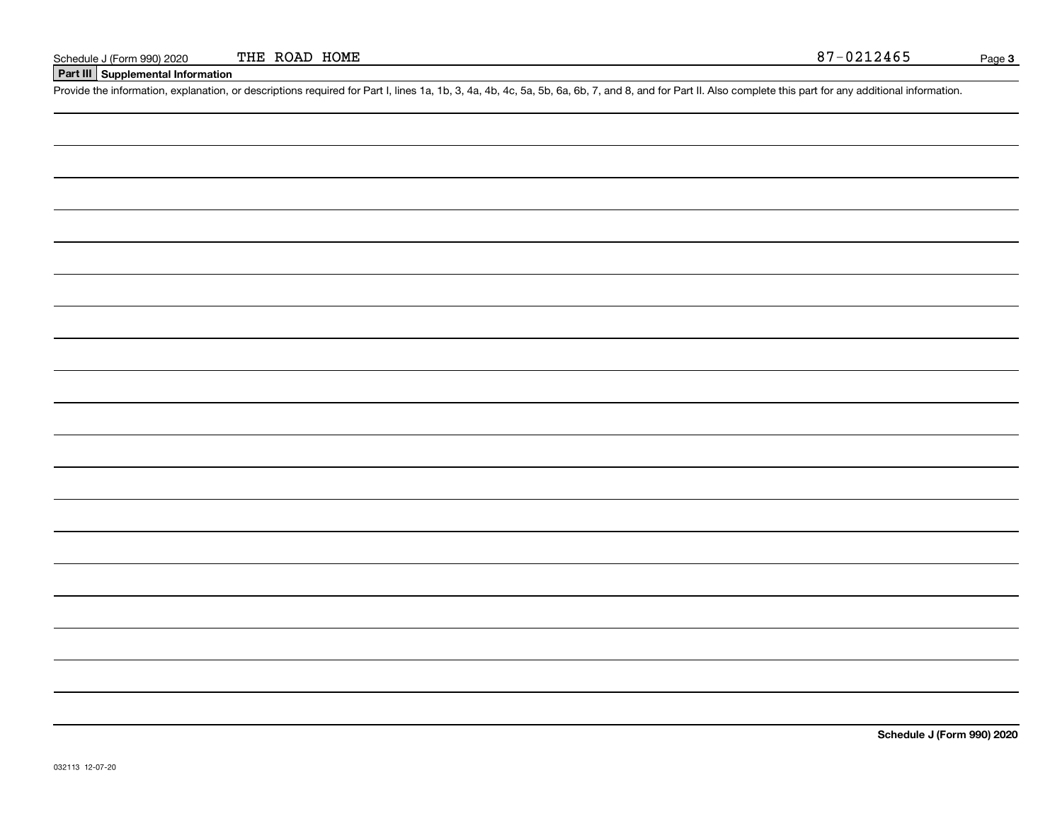Schedule J (Form 990) 2020 THE ROAD HOME 87-0212465

**Part III Supplemental Information**

Provide the information, explanation, or descriptions required for Part I, lines 1a, 1b, 3, 4a, 4b, 4c, 5a, 5b, 6a, 6b, 7, and 8, and for Part II. Also complete this part for any additional information.

**Schedule J (Form 990) 2020**

032113 12-07-20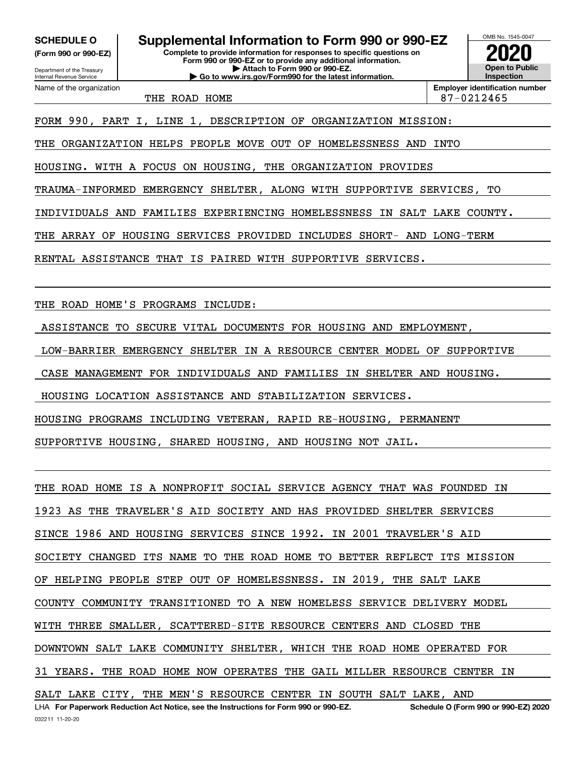**SCHEDULE O**
**(Form 990 or 990-EZ)**

Department of the Treasury
Internal Revenue Service

# Supplemental Information to Form 990 or 990-EZ

**Complete to provide information for responses to specific questions on Form 990 or 990-EZ or to provide any additional information.**
**▶ Attach to Form 990 or 990-EZ.**
**▶ Go to www.irs.gov/Form990 for the latest information.**

OMB No. 1545-0047

**2020**

**Open to Public Inspection**

Name of the organization: THE ROAD HOME

**Employer identification number:** 87-0212465

FORM 990, PART I, LINE 1, DESCRIPTION OF ORGANIZATION MISSION:

THE ORGANIZATION HELPS PEOPLE MOVE OUT OF HOMELESSNESS AND INTO HOUSING. WITH A FOCUS ON HOUSING, THE ORGANIZATION PROVIDES TRAUMA-INFORMED EMERGENCY SHELTER, ALONG WITH SUPPORTIVE SERVICES, TO INDIVIDUALS AND FAMILIES EXPERIENCING HOMELESSNESS IN SALT LAKE COUNTY. THE ARRAY OF HOUSING SERVICES PROVIDED INCLUDES SHORT- AND LONG-TERM RENTAL ASSISTANCE THAT IS PAIRED WITH SUPPORTIVE SERVICES.

THE ROAD HOME'S PROGRAMS INCLUDE:

ASSISTANCE TO SECURE VITAL DOCUMENTS FOR HOUSING AND EMPLOYMENT,

LOW-BARRIER EMERGENCY SHELTER IN A RESOURCE CENTER MODEL OF SUPPORTIVE

CASE MANAGEMENT FOR INDIVIDUALS AND FAMILIES IN SHELTER AND HOUSING.

HOUSING LOCATION ASSISTANCE AND STABILIZATION SERVICES.

HOUSING PROGRAMS INCLUDING VETERAN, RAPID RE-HOUSING, PERMANENT SUPPORTIVE HOUSING, SHARED HOUSING, AND HOUSING NOT JAIL.

THE ROAD HOME IS A NONPROFIT SOCIAL SERVICE AGENCY THAT WAS FOUNDED IN 1923 AS THE TRAVELER'S AID SOCIETY AND HAS PROVIDED SHELTER SERVICES SINCE 1986 AND HOUSING SERVICES SINCE 1992. IN 2001 TRAVELER'S AID SOCIETY CHANGED ITS NAME TO THE ROAD HOME TO BETTER REFLECT ITS MISSION OF HELPING PEOPLE STEP OUT OF HOMELESSNESS. IN 2019, THE SALT LAKE COUNTY COMMUNITY TRANSITIONED TO A NEW HOMELESS SERVICE DELIVERY MODEL WITH THREE SMALLER, SCATTERED-SITE RESOURCE CENTERS AND CLOSED THE DOWNTOWN SALT LAKE COMMUNITY SHELTER, WHICH THE ROAD HOME OPERATED FOR 31 YEARS. THE ROAD HOME NOW OPERATES THE GAIL MILLER RESOURCE CENTER IN SALT LAKE CITY, THE MEN'S RESOURCE CENTER IN SOUTH SALT LAKE, AND

LHA **For Paperwork Reduction Act Notice, see the Instructions for Form 990 or 990-EZ.** **Schedule O (Form 990 or 990-EZ) 2020**

032211 11-20-20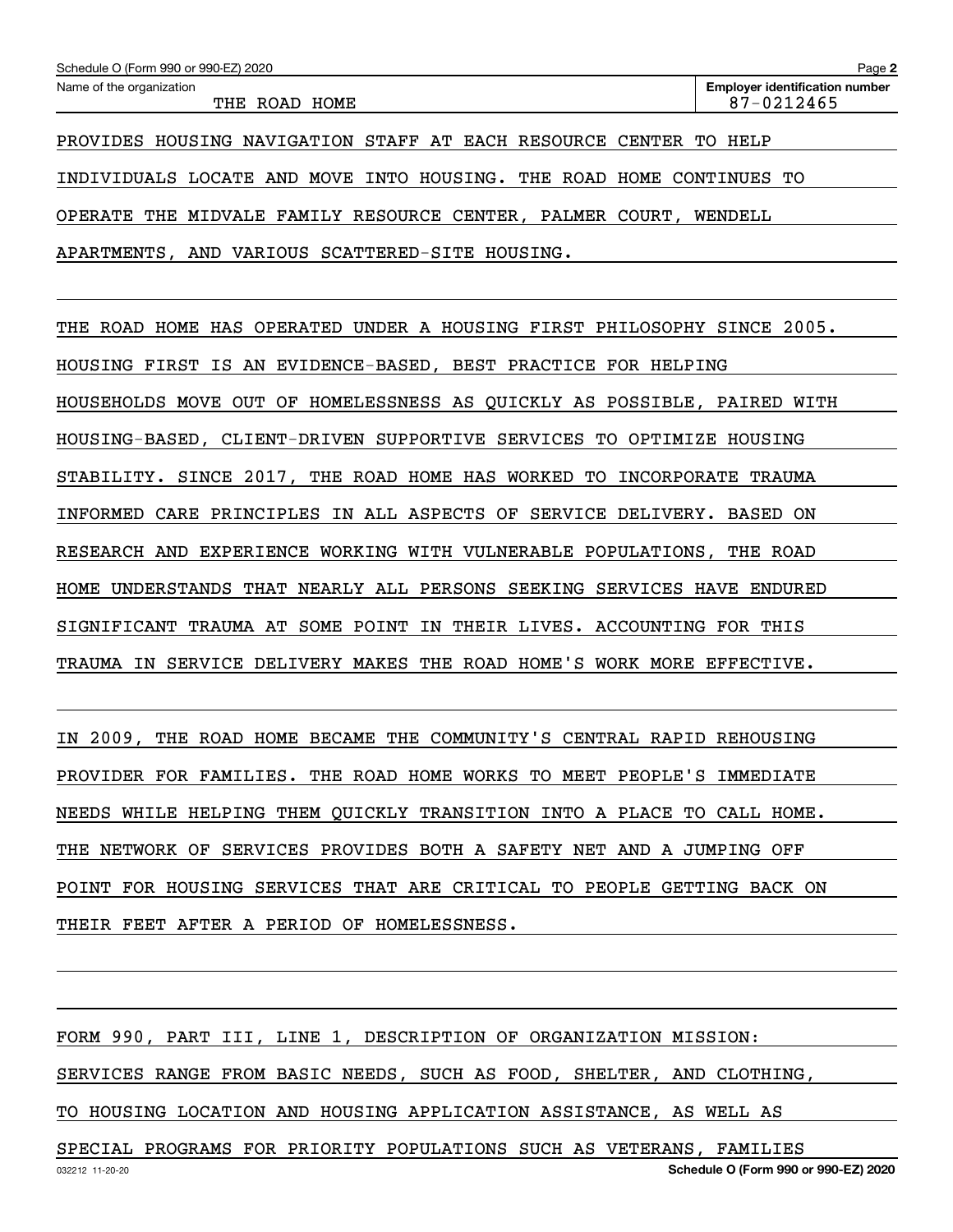Name of the organization: THE ROAD HOME

Employer identification number: 87-0212465

PROVIDES HOUSING NAVIGATION STAFF AT EACH RESOURCE CENTER TO HELP INDIVIDUALS LOCATE AND MOVE INTO HOUSING. THE ROAD HOME CONTINUES TO OPERATE THE MIDVALE FAMILY RESOURCE CENTER, PALMER COURT, WENDELL APARTMENTS, AND VARIOUS SCATTERED-SITE HOUSING.

THE ROAD HOME HAS OPERATED UNDER A HOUSING FIRST PHILOSOPHY SINCE 2005. HOUSING FIRST IS AN EVIDENCE-BASED, BEST PRACTICE FOR HELPING HOUSEHOLDS MOVE OUT OF HOMELESSNESS AS QUICKLY AS POSSIBLE, PAIRED WITH HOUSING-BASED, CLIENT-DRIVEN SUPPORTIVE SERVICES TO OPTIMIZE HOUSING STABILITY. SINCE 2017, THE ROAD HOME HAS WORKED TO INCORPORATE TRAUMA INFORMED CARE PRINCIPLES IN ALL ASPECTS OF SERVICE DELIVERY. BASED ON RESEARCH AND EXPERIENCE WORKING WITH VULNERABLE POPULATIONS, THE ROAD HOME UNDERSTANDS THAT NEARLY ALL PERSONS SEEKING SERVICES HAVE ENDURED SIGNIFICANT TRAUMA AT SOME POINT IN THEIR LIVES. ACCOUNTING FOR THIS TRAUMA IN SERVICE DELIVERY MAKES THE ROAD HOME'S WORK MORE EFFECTIVE.

IN 2009, THE ROAD HOME BECAME THE COMMUNITY'S CENTRAL RAPID REHOUSING PROVIDER FOR FAMILIES. THE ROAD HOME WORKS TO MEET PEOPLE'S IMMEDIATE NEEDS WHILE HELPING THEM QUICKLY TRANSITION INTO A PLACE TO CALL HOME. THE NETWORK OF SERVICES PROVIDES BOTH A SAFETY NET AND A JUMPING OFF POINT FOR HOUSING SERVICES THAT ARE CRITICAL TO PEOPLE GETTING BACK ON THEIR FEET AFTER A PERIOD OF HOMELESSNESS.

FORM 990, PART III, LINE 1, DESCRIPTION OF ORGANIZATION MISSION:

SERVICES RANGE FROM BASIC NEEDS, SUCH AS FOOD, SHELTER, AND CLOTHING, TO HOUSING LOCATION AND HOUSING APPLICATION ASSISTANCE, AS WELL AS SPECIAL PROGRAMS FOR PRIORITY POPULATIONS SUCH AS VETERANS, FAMILIES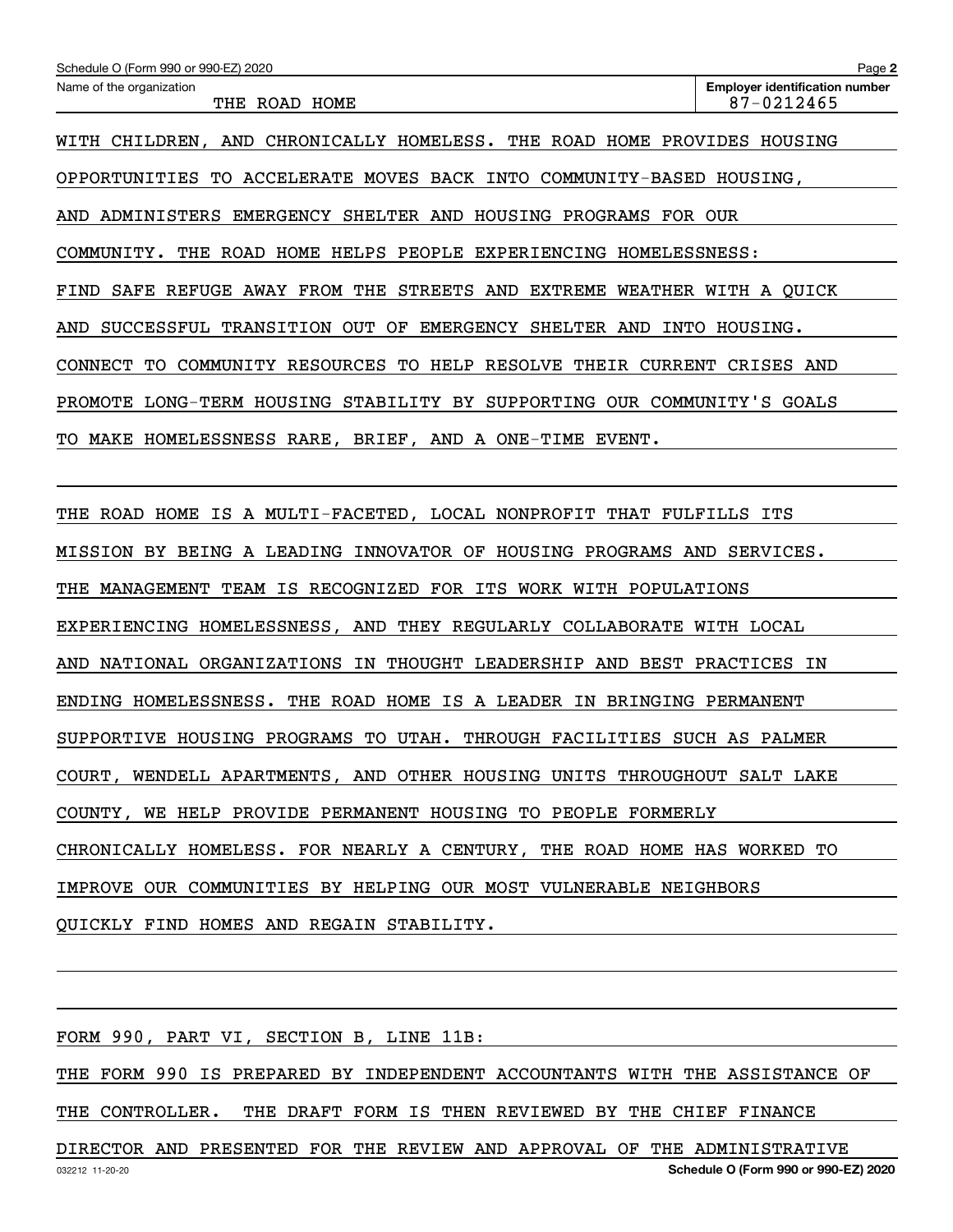Name of the organization: THE ROAD HOME

Employer identification number: 87-0212465

WITH CHILDREN, AND CHRONICALLY HOMELESS. THE ROAD HOME PROVIDES HOUSING OPPORTUNITIES TO ACCELERATE MOVES BACK INTO COMMUNITY-BASED HOUSING, AND ADMINISTERS EMERGENCY SHELTER AND HOUSING PROGRAMS FOR OUR COMMUNITY. THE ROAD HOME HELPS PEOPLE EXPERIENCING HOMELESSNESS: FIND SAFE REFUGE AWAY FROM THE STREETS AND EXTREME WEATHER WITH A QUICK AND SUCCESSFUL TRANSITION OUT OF EMERGENCY SHELTER AND INTO HOUSING. CONNECT TO COMMUNITY RESOURCES TO HELP RESOLVE THEIR CURRENT CRISES AND PROMOTE LONG-TERM HOUSING STABILITY BY SUPPORTING OUR COMMUNITY'S GOALS TO MAKE HOMELESSNESS RARE, BRIEF, AND A ONE-TIME EVENT.

THE ROAD HOME IS A MULTI-FACETED, LOCAL NONPROFIT THAT FULFILLS ITS MISSION BY BEING A LEADING INNOVATOR OF HOUSING PROGRAMS AND SERVICES. THE MANAGEMENT TEAM IS RECOGNIZED FOR ITS WORK WITH POPULATIONS EXPERIENCING HOMELESSNESS, AND THEY REGULARLY COLLABORATE WITH LOCAL AND NATIONAL ORGANIZATIONS IN THOUGHT LEADERSHIP AND BEST PRACTICES IN ENDING HOMELESSNESS. THE ROAD HOME IS A LEADER IN BRINGING PERMANENT SUPPORTIVE HOUSING PROGRAMS TO UTAH. THROUGH FACILITIES SUCH AS PALMER COURT, WENDELL APARTMENTS, AND OTHER HOUSING UNITS THROUGHOUT SALT LAKE COUNTY, WE HELP PROVIDE PERMANENT HOUSING TO PEOPLE FORMERLY CHRONICALLY HOMELESS. FOR NEARLY A CENTURY, THE ROAD HOME HAS WORKED TO IMPROVE OUR COMMUNITIES BY HELPING OUR MOST VULNERABLE NEIGHBORS QUICKLY FIND HOMES AND REGAIN STABILITY.

FORM 990, PART VI, SECTION B, LINE 11B:

THE FORM 990 IS PREPARED BY INDEPENDENT ACCOUNTANTS WITH THE ASSISTANCE OF THE CONTROLLER. THE DRAFT FORM IS THEN REVIEWED BY THE CHIEF FINANCE DIRECTOR AND PRESENTED FOR THE REVIEW AND APPROVAL OF THE ADMINISTRATIVE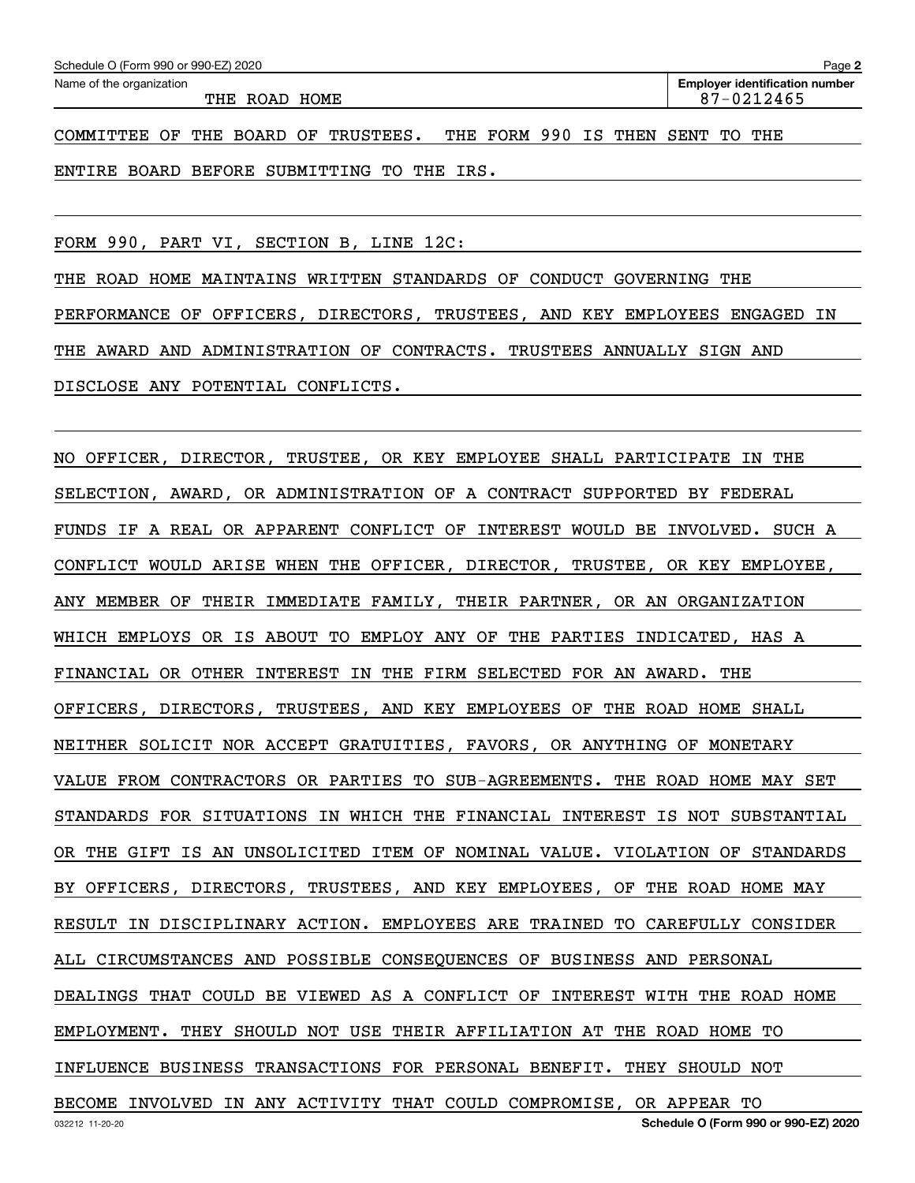COMMITTEE OF THE BOARD OF TRUSTEES. THE FORM 990 IS THEN SENT TO THE ENTIRE BOARD BEFORE SUBMITTING TO THE IRS.

FORM 990, PART VI, SECTION B, LINE 12C:

THE ROAD HOME MAINTAINS WRITTEN STANDARDS OF CONDUCT GOVERNING THE PERFORMANCE OF OFFICERS, DIRECTORS, TRUSTEES, AND KEY EMPLOYEES ENGAGED IN THE AWARD AND ADMINISTRATION OF CONTRACTS. TRUSTEES ANNUALLY SIGN AND DISCLOSE ANY POTENTIAL CONFLICTS.

NO OFFICER, DIRECTOR, TRUSTEE, OR KEY EMPLOYEE SHALL PARTICIPATE IN THE SELECTION, AWARD, OR ADMINISTRATION OF A CONTRACT SUPPORTED BY FEDERAL FUNDS IF A REAL OR APPARENT CONFLICT OF INTEREST WOULD BE INVOLVED. SUCH A CONFLICT WOULD ARISE WHEN THE OFFICER, DIRECTOR, TRUSTEE, OR KEY EMPLOYEE, ANY MEMBER OF THEIR IMMEDIATE FAMILY, THEIR PARTNER, OR AN ORGANIZATION WHICH EMPLOYS OR IS ABOUT TO EMPLOY ANY OF THE PARTIES INDICATED, HAS A FINANCIAL OR OTHER INTEREST IN THE FIRM SELECTED FOR AN AWARD. THE OFFICERS, DIRECTORS, TRUSTEES, AND KEY EMPLOYEES OF THE ROAD HOME SHALL NEITHER SOLICIT NOR ACCEPT GRATUITIES, FAVORS, OR ANYTHING OF MONETARY VALUE FROM CONTRACTORS OR PARTIES TO SUB-AGREEMENTS. THE ROAD HOME MAY SET STANDARDS FOR SITUATIONS IN WHICH THE FINANCIAL INTEREST IS NOT SUBSTANTIAL OR THE GIFT IS AN UNSOLICITED ITEM OF NOMINAL VALUE. VIOLATION OF STANDARDS BY OFFICERS, DIRECTORS, TRUSTEES, AND KEY EMPLOYEES, OF THE ROAD HOME MAY RESULT IN DISCIPLINARY ACTION. EMPLOYEES ARE TRAINED TO CAREFULLY CONSIDER ALL CIRCUMSTANCES AND POSSIBLE CONSEQUENCES OF BUSINESS AND PERSONAL DEALINGS THAT COULD BE VIEWED AS A CONFLICT OF INTEREST WITH THE ROAD HOME EMPLOYMENT. THEY SHOULD NOT USE THEIR AFFILIATION AT THE ROAD HOME TO INFLUENCE BUSINESS TRANSACTIONS FOR PERSONAL BENEFIT. THEY SHOULD NOT BECOME INVOLVED IN ANY ACTIVITY THAT COULD COMPROMISE, OR APPEAR TO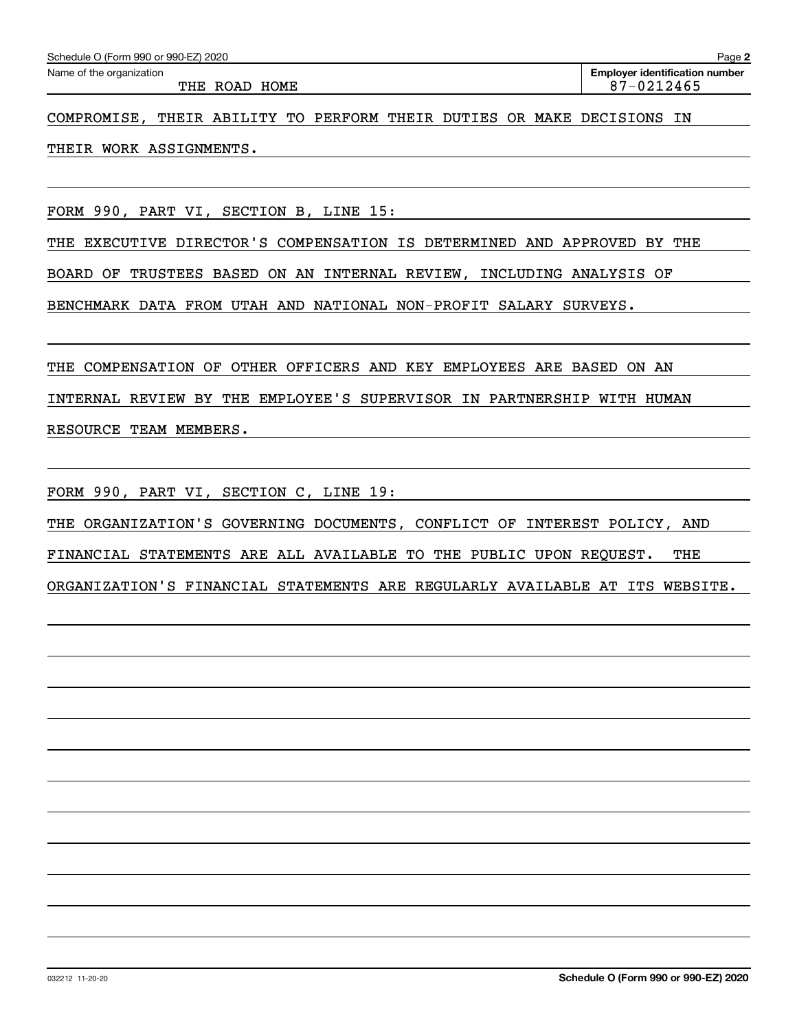Name of the organization: THE ROAD HOME

Employer identification number: 87-0212465

COMPROMISE, THEIR ABILITY TO PERFORM THEIR DUTIES OR MAKE DECISIONS IN THEIR WORK ASSIGNMENTS.

FORM 990, PART VI, SECTION B, LINE 15:

THE EXECUTIVE DIRECTOR'S COMPENSATION IS DETERMINED AND APPROVED BY THE BOARD OF TRUSTEES BASED ON AN INTERNAL REVIEW, INCLUDING ANALYSIS OF BENCHMARK DATA FROM UTAH AND NATIONAL NON-PROFIT SALARY SURVEYS.

THE COMPENSATION OF OTHER OFFICERS AND KEY EMPLOYEES ARE BASED ON AN INTERNAL REVIEW BY THE EMPLOYEE'S SUPERVISOR IN PARTNERSHIP WITH HUMAN RESOURCE TEAM MEMBERS.

FORM 990, PART VI, SECTION C, LINE 19:

THE ORGANIZATION'S GOVERNING DOCUMENTS, CONFLICT OF INTEREST POLICY, AND FINANCIAL STATEMENTS ARE ALL AVAILABLE TO THE PUBLIC UPON REQUEST. THE ORGANIZATION'S FINANCIAL STATEMENTS ARE REGULARLY AVAILABLE AT ITS WEBSITE.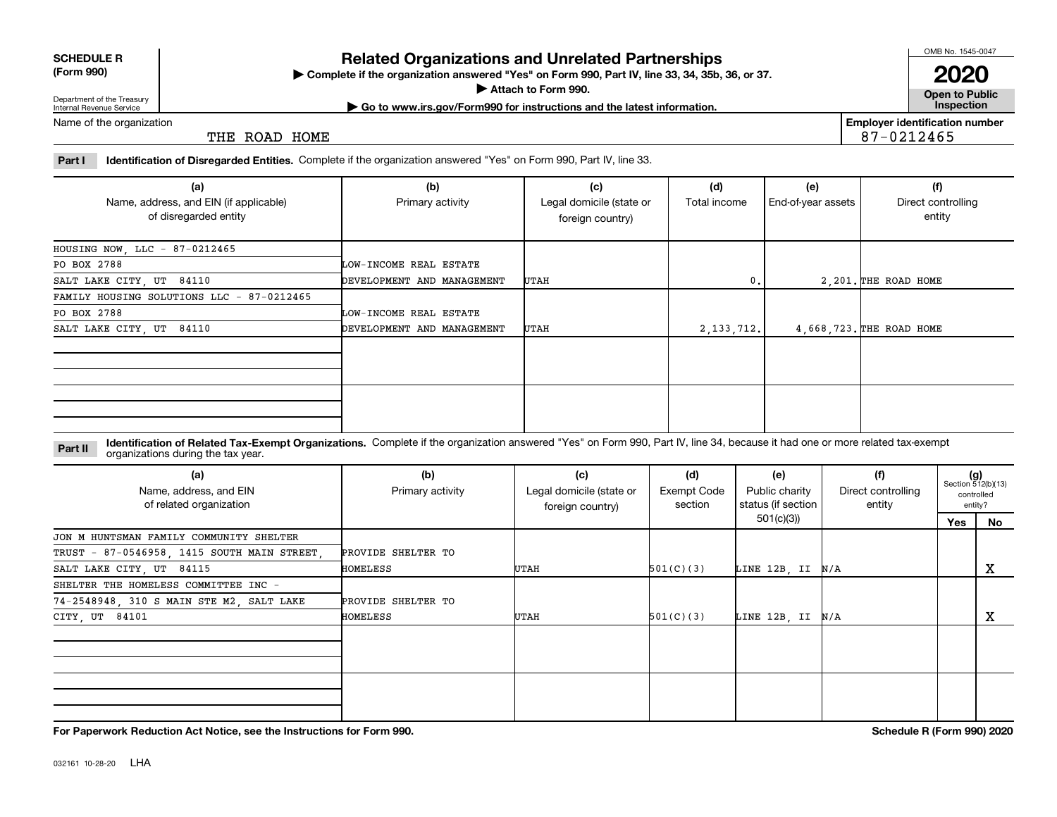**SCHEDULE R (Form 990)**

Department of the Treasury
Internal Revenue Service

# Related Organizations and Unrelated Partnerships

▶ Complete if the organization answered "Yes" on Form 990, Part IV, line 33, 34, 35b, 36, or 37.

▶ Attach to Form 990.

▶ Go to www.irs.gov/Form990 for instructions and the latest information.

OMB No. 1545-0047

**2020**

**Open to Public Inspection**

Name of the organization: THE ROAD HOME

Employer identification number: 87-0212465

**Part I** **Identification of Disregarded Entities.** Complete if the organization answered "Yes" on Form 990, Part IV, line 33.

| (a) Name, address, and EIN (if applicable) of disregarded entity | (b) Primary activity | (c) Legal domicile (state or foreign country) | (d) Total income | (e) End-of-year assets | (f) Direct controlling entity |
|---|---|---|---|---|---|
| HOUSING NOW, LLC - 87-0212465, PO BOX 2788, SALT LAKE CITY, UT 84110 | LOW-INCOME REAL ESTATE DEVELOPMENT AND MANAGEMENT | UTAH | 0. | 2,201. | THE ROAD HOME |
| FAMILY HOUSING SOLUTIONS LLC - 87-0212465, PO BOX 2788, SALT LAKE CITY, UT 84110 | LOW-INCOME REAL ESTATE DEVELOPMENT AND MANAGEMENT | UTAH | 2,133,712. | 4,668,723. | THE ROAD HOME |
| | | | | | |
| | | | | | |

**Part II** **Identification of Related Tax-Exempt Organizations.** Complete if the organization answered "Yes" on Form 990, Part IV, line 34, because it had one or more related tax-exempt organizations during the tax year.

| (a) Name, address, and EIN of related organization | (b) Primary activity | (c) Legal domicile (state or foreign country) | (d) Exempt Code section | (e) Public charity status (if section 501(c)(3)) | (f) Direct controlling entity | (g) Section 512(b)(13) controlled entity? Yes | No |
|---|---|---|---|---|---|---|---|
| JON M HUNTSMAN FAMILY COMMUNITY SHELTER TRUST - 87-0546958, 1415 SOUTH MAIN STREET, SALT LAKE CITY, UT 84115 | PROVIDE SHELTER TO HOMELESS | UTAH | 501(C)(3) | LINE 12B, II | N/A | | X |
| SHELTER THE HOMELESS COMMITTEE INC - 74-2548948, 310 S MAIN STE M2, SALT LAKE CITY, UT 84101 | PROVIDE SHELTER TO HOMELESS | UTAH | 501(C)(3) | LINE 12B, II | N/A | | X |
| | | | | | | | |
| | | | | | | | |

**For Paperwork Reduction Act Notice, see the Instructions for Form 990.** **Schedule R (Form 990) 2020**

032161 10-28-20 LHA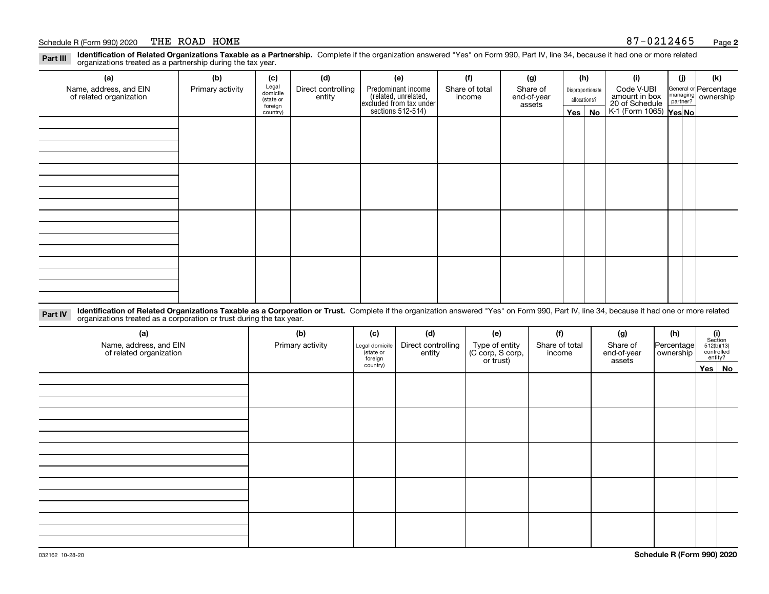Schedule R (Form 990) 2020 THE ROAD HOME 87-0212465

**Part III** **Identification of Related Organizations Taxable as a Partnership.** Complete if the organization answered "Yes" on Form 990, Part IV, line 34, because it had one or more related organizations treated as a partnership during the tax year.

| (a) Name, address, and EIN of related organization | (b) Primary activity | (c) Legal domicile (state or foreign country) | (d) Direct controlling entity | (e) Predominant income (related, unrelated, excluded from tax under sections 512-514) | (f) Share of total income | (g) Share of end-of-year assets | (h) Disproportionate allocations? Yes | (h) No | (i) Code V-UBI amount in box 20 of Schedule K-1 (Form 1065) | (j) General or managing partner? Yes | (j) No | (k) Percentage ownership |
|---|---|---|---|---|---|---|---|---|---|---|---|---|
| | | | | | | | | | | | | |
| | | | | | | | | | | | | |
| | | | | | | | | | | | | |
| | | | | | | | | | | | | |

**Part IV** **Identification of Related Organizations Taxable as a Corporation or Trust.** Complete if the organization answered "Yes" on Form 990, Part IV, line 34, because it had one or more related organizations treated as a corporation or trust during the tax year.

| (a) Name, address, and EIN of related organization | (b) Primary activity | (c) Legal domicile (state or foreign country) | (d) Direct controlling entity | (e) Type of entity (C corp, S corp, or trust) | (f) Share of total income | (g) Share of end-of-year assets | (h) Percentage ownership | (i) Section 512(b)(13) controlled entity? Yes | (i) No |
|---|---|---|---|---|---|---|---|---|---|
| | | | | | | | | | |
| | | | | | | | | | |
| | | | | | | | | | |
| | | | | | | | | | |
| | | | | | | | | | |

032162 10-28-20 **Schedule R (Form 990) 2020**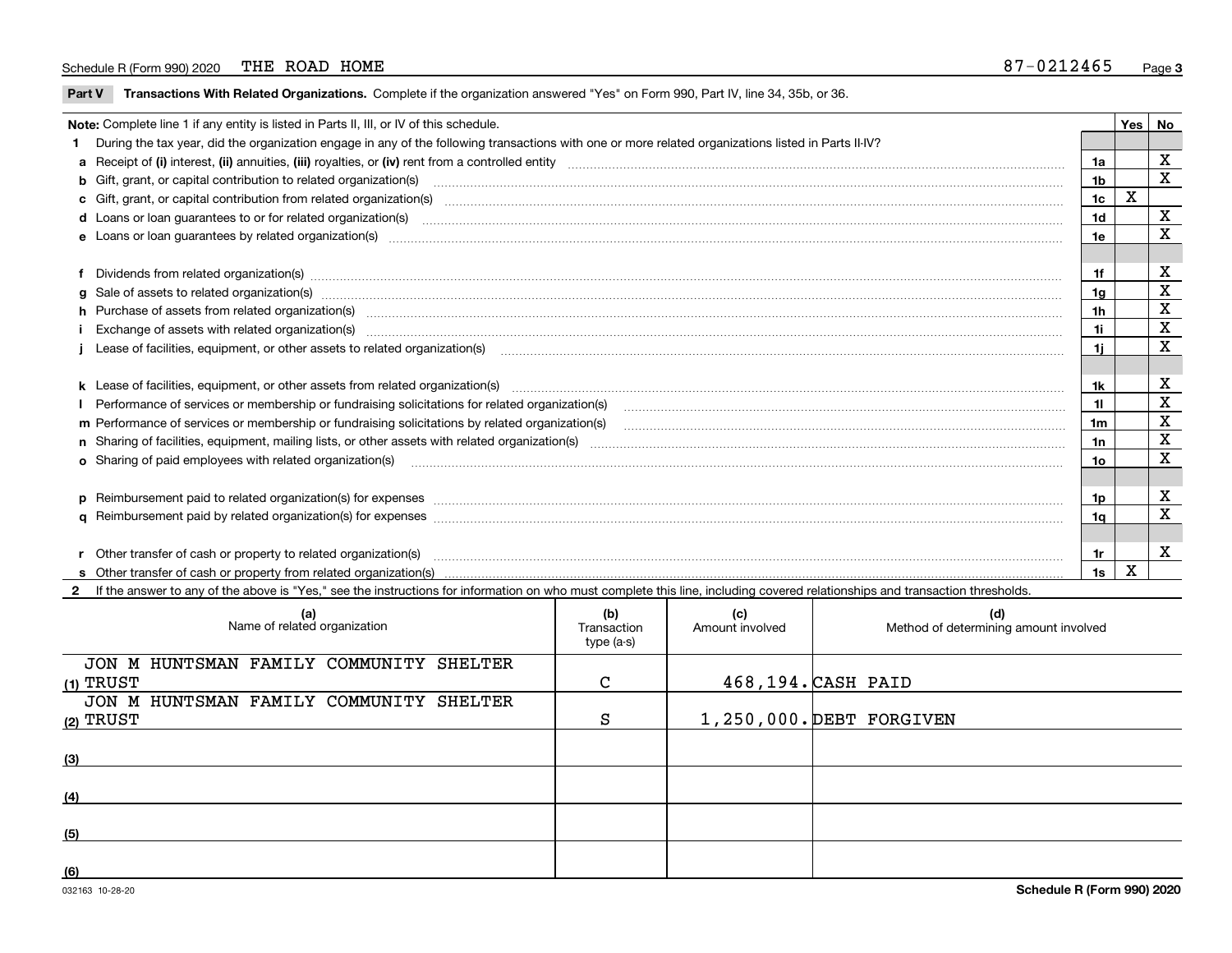Schedule R (Form 990) 2020 THE ROAD HOME 87-0212465

**Part V** **Transactions With Related Organizations.** Complete if the organization answered "Yes" on Form 990, Part IV, line 34, 35b, or 36.

| Note: Complete line 1 if any entity is listed in Parts II, III, or IV of this schedule. | | Yes | No |
|---|---|---|---|
| **1** During the tax year, did the organization engage in any of the following transactions with one or more related organizations listed in Parts II-IV? | | | |
| **a** Receipt of **(i)** interest, **(ii)** annuities, **(iii)** royalties, or **(iv)** rent from a controlled entity | 1a | | X |
| **b** Gift, grant, or capital contribution to related organization(s) | 1b | | X |
| **c** Gift, grant, or capital contribution from related organization(s) | 1c | X | |
| **d** Loans or loan guarantees to or for related organization(s) | 1d | | X |
| **e** Loans or loan guarantees by related organization(s) | 1e | | X |
| **f** Dividends from related organization(s) | 1f | | X |
| **g** Sale of assets to related organization(s) | 1g | | X |
| **h** Purchase of assets from related organization(s) | 1h | | X |
| **i** Exchange of assets with related organization(s) | 1i | | X |
| **j** Lease of facilities, equipment, or other assets to related organization(s) | 1j | | X |
| **k** Lease of facilities, equipment, or other assets from related organization(s) | 1k | | X |
| **l** Performance of services or membership or fundraising solicitations for related organization(s) | 1l | | X |
| **m** Performance of services or membership or fundraising solicitations by related organization(s) | 1m | | X |
| **n** Sharing of facilities, equipment, mailing lists, or other assets with related organization(s) | 1n | | X |
| **o** Sharing of paid employees with related organization(s) | 1o | | X |
| **p** Reimbursement paid to related organization(s) for expenses | 1p | | X |
| **q** Reimbursement paid by related organization(s) for expenses | 1q | | X |
| **r** Other transfer of cash or property to related organization(s) | 1r | | X |
| **s** Other transfer of cash or property from related organization(s) | 1s | X | |

**2** If the answer to any of the above is "Yes," see the instructions for information on who must complete this line, including covered relationships and transaction thresholds.

| | (a) Name of related organization | (b) Transaction type (a-s) | (c) Amount involved | (d) Method of determining amount involved |
|---|---|---|---|---|
| (1) | JON M HUNTSMAN FAMILY COMMUNITY SHELTER TRUST | C | 468,194. | CASH PAID |
| (2) | JON M HUNTSMAN FAMILY COMMUNITY SHELTER TRUST | S | 1,250,000. | DEBT FORGIVEN |
| (3) | | | | |
| (4) | | | | |
| (5) | | | | |
| (6) | | | | |

032163 10-28-20 Schedule R (Form 990) 2020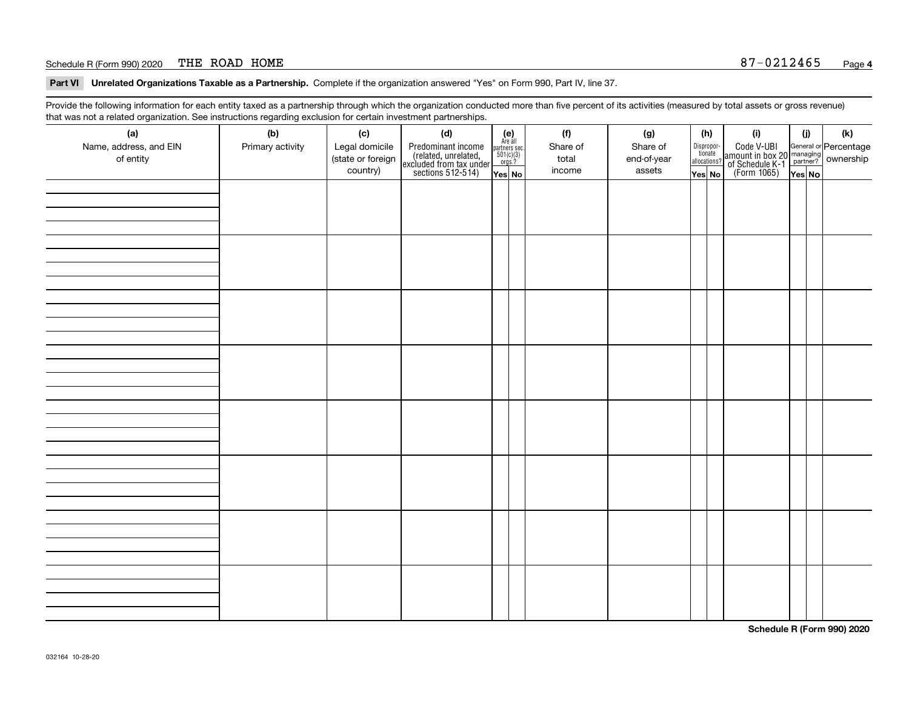Schedule R (Form 990) 2020 THE ROAD HOME 87-0212465

**Part VI Unrelated Organizations Taxable as a Partnership.** Complete if the organization answered "Yes" on Form 990, Part IV, line 37.

Provide the following information for each entity taxed as a partnership through which the organization conducted more than five percent of its activities (measured by total assets or gross revenue) that was not a related organization. See instructions regarding exclusion for certain investment partnerships.

| (a) Name, address, and EIN of entity | (b) Primary activity | (c) Legal domicile (state or foreign country) | (d) Predominant income (related, unrelated, excluded from tax under sections 512-514) | (e) Are all partners sec. 501(c)(3) orgs.? Yes | No | (f) Share of total income | (g) Share of end-of-year assets | (h) Disproportionate allocations? Yes | No | (i) Code V-UBI amount in box 20 of Schedule K-1 (Form 1065) | (j) General or managing partner? Yes | No | (k) Percentage ownership |
|---|---|---|---|---|---|---|---|---|---|---|---|---|---|
| | | | | | | | | | | | | | |
| | | | | | | | | | | | | | |
| | | | | | | | | | | | | | |
| | | | | | | | | | | | | | |
| | | | | | | | | | | | | | |
| | | | | | | | | | | | | | |
| | | | | | | | | | | | | | |
| | | | | | | | | | | | | | |

**Schedule R (Form 990) 2020**

032164 10-28-20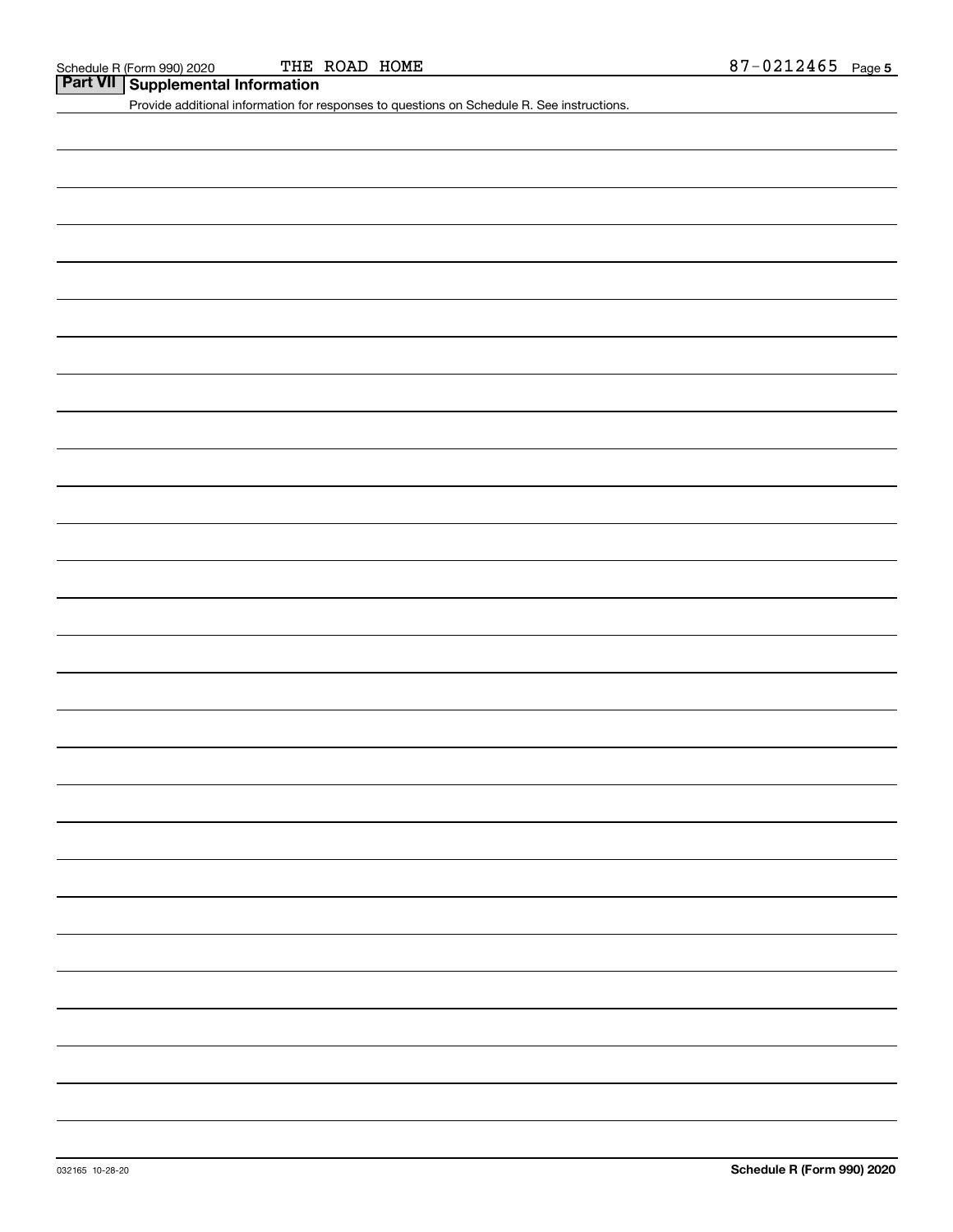Schedule R (Form 990) 2020 THE ROAD HOME 87-0212465 Page **5**

## Part VII Supplemental Information

Provide additional information for responses to questions on Schedule R. See instructions.

032165 10-28-20 **Schedule R (Form 990) 2020**